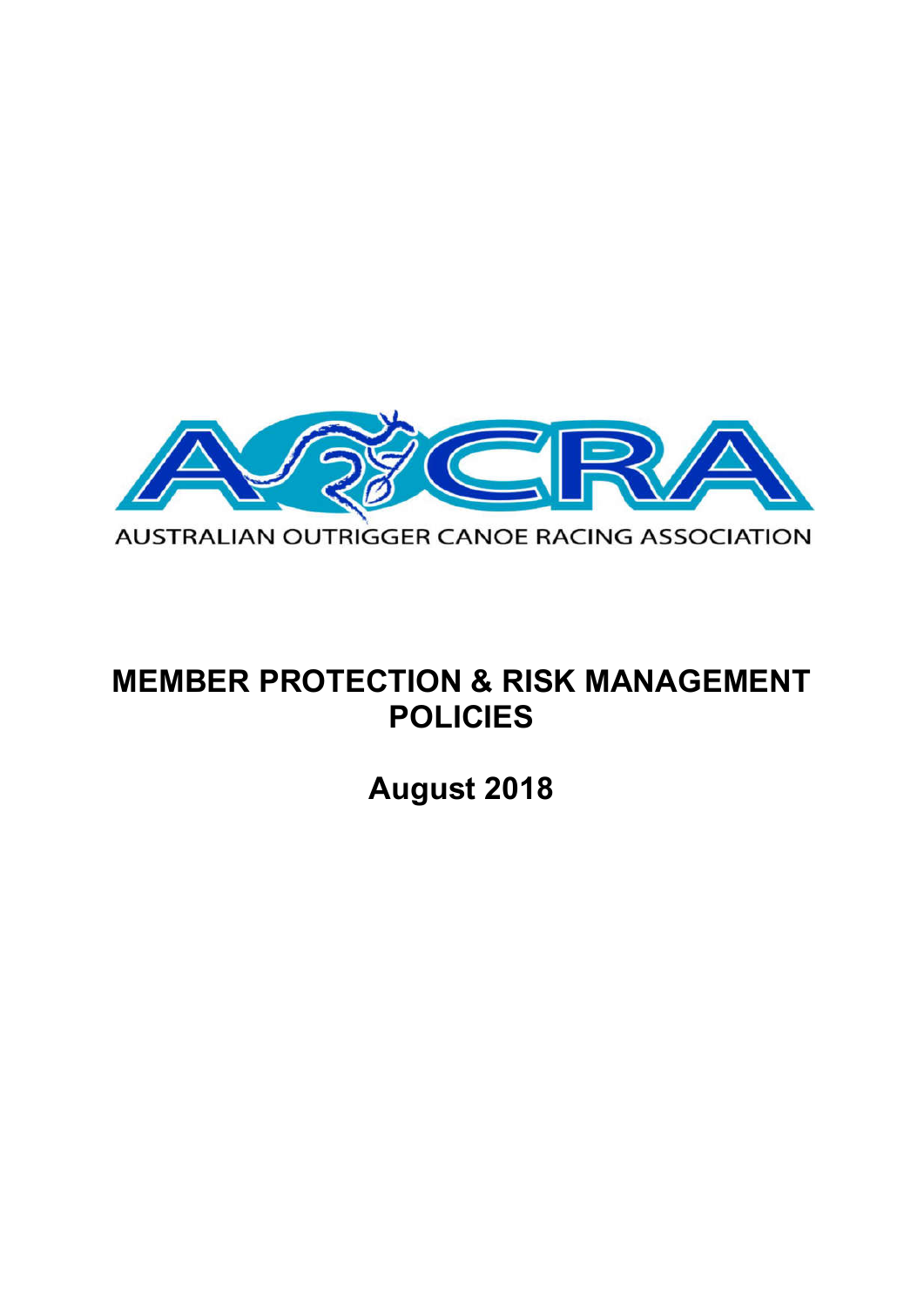AOCRA

AUSTRALIAN OUTRIGGER CANOE RACING ASSOCIATION

# MEMBER PROTECTION & RISK MANAGEMENT POLICIES

## August 2018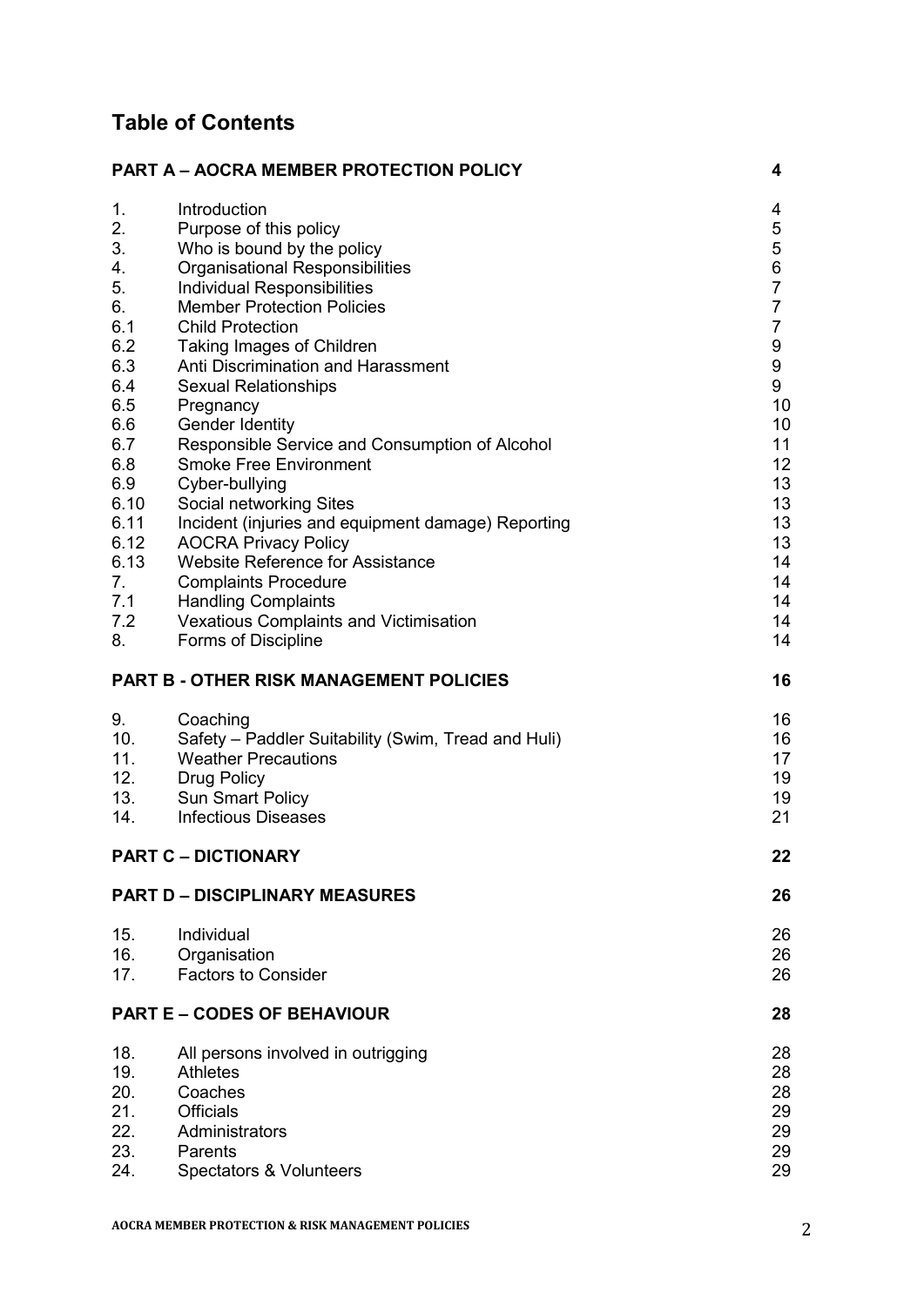# Table of Contents

| | | |
|---|---|---|
| **PART A – AOCRA MEMBER PROTECTION POLICY** | | **4** |
| 1. | Introduction | 4 |
| 2. | Purpose of this policy | 5 |
| 3. | Who is bound by the policy | 5 |
| 4. | Organisational Responsibilities | 6 |
| 5. | Individual Responsibilities | 7 |
| 6. | Member Protection Policies | 7 |
| 6.1 | Child Protection | 7 |
| 6.2 | Taking Images of Children | 9 |
| 6.3 | Anti Discrimination and Harassment | 9 |
| 6.4 | Sexual Relationships | 9 |
| 6.5 | Pregnancy | 10 |
| 6.6 | Gender Identity | 10 |
| 6.7 | Responsible Service and Consumption of Alcohol | 11 |
| 6.8 | Smoke Free Environment | 12 |
| 6.9 | Cyber-bullying | 13 |
| 6.10 | Social networking Sites | 13 |
| 6.11 | Incident (injuries and equipment damage) Reporting | 13 |
| 6.12 | AOCRA Privacy Policy | 13 |
| 6.13 | Website Reference for Assistance | 14 |
| 7. | Complaints Procedure | 14 |
| 7.1 | Handling Complaints | 14 |
| 7.2 | Vexatious Complaints and Victimisation | 14 |
| 8. | Forms of Discipline | 14 |
| **PART B - OTHER RISK MANAGEMENT POLICIES** | | **16** |
| 9. | Coaching | 16 |
| 10. | Safety – Paddler Suitability (Swim, Tread and Huli) | 16 |
| 11. | Weather Precautions | 17 |
| 12. | Drug Policy | 19 |
| 13. | Sun Smart Policy | 19 |
| 14. | Infectious Diseases | 21 |
| **PART C – DICTIONARY** | | **22** |
| **PART D – DISCIPLINARY MEASURES** | | **26** |
| 15. | Individual | 26 |
| 16. | Organisation | 26 |
| 17. | Factors to Consider | 26 |
| **PART E – CODES OF BEHAVIOUR** | | **28** |
| 18. | All persons involved in outrigging | 28 |
| 19. | Athletes | 28 |
| 20. | Coaches | 28 |
| 21. | Officials | 29 |
| 22. | Administrators | 29 |
| 23. | Parents | 29 |
| 24. | Spectators & Volunteers | 29 |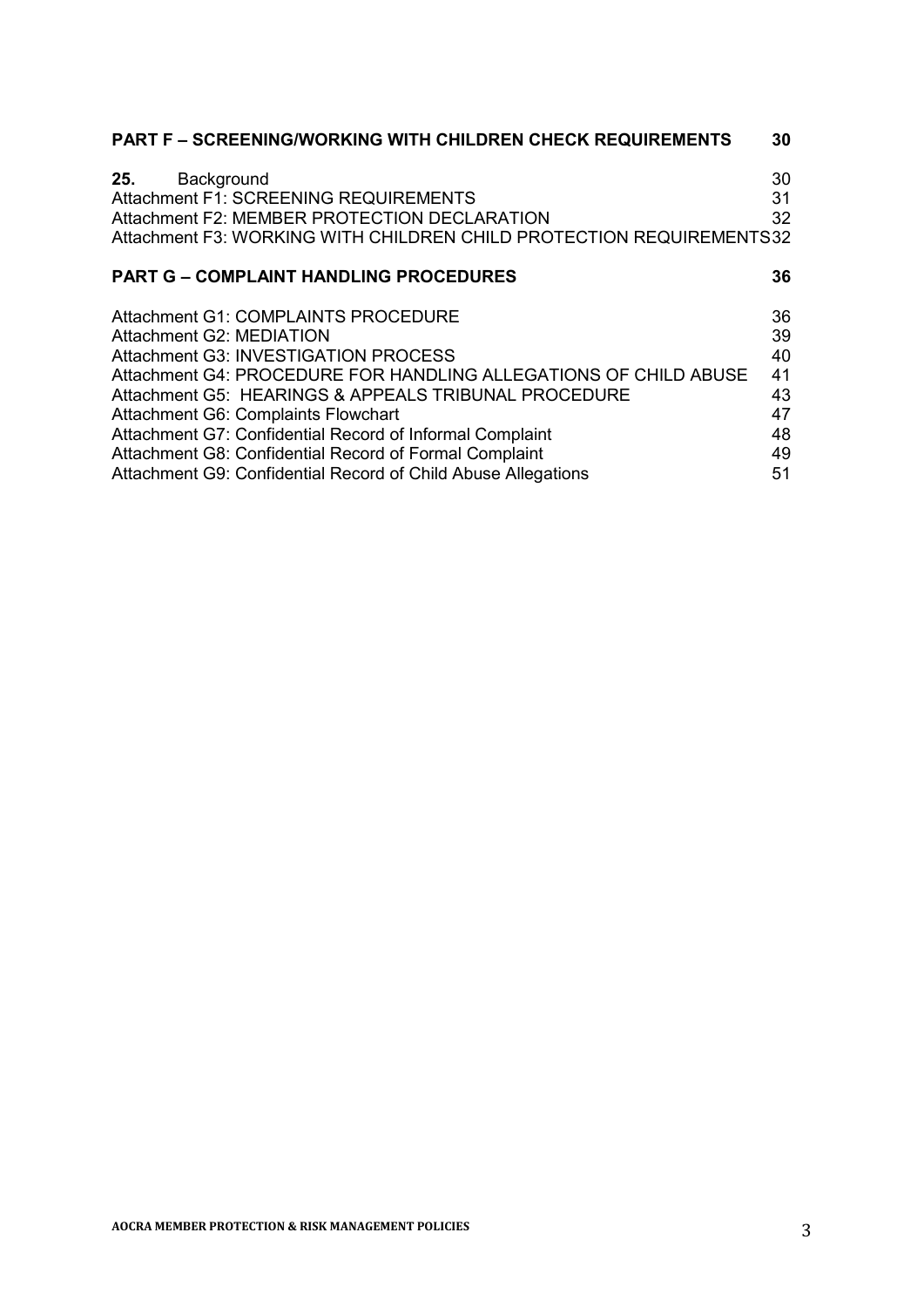**PART F – SCREENING/WORKING WITH CHILDREN CHECK REQUIREMENTS** 30

**25.** Background 30
Attachment F1: SCREENING REQUIREMENTS 31
Attachment F2: MEMBER PROTECTION DECLARATION 32
Attachment F3: WORKING WITH CHILDREN CHILD PROTECTION REQUIREMENTS 32

**PART G – COMPLAINT HANDLING PROCEDURES** 36

Attachment G1: COMPLAINTS PROCEDURE 36
Attachment G2: MEDIATION 39
Attachment G3: INVESTIGATION PROCESS 40
Attachment G4: PROCEDURE FOR HANDLING ALLEGATIONS OF CHILD ABUSE 41
Attachment G5: HEARINGS & APPEALS TRIBUNAL PROCEDURE 43
Attachment G6: Complaints Flowchart 47
Attachment G7: Confidential Record of Informal Complaint 48
Attachment G8: Confidential Record of Formal Complaint 49
Attachment G9: Confidential Record of Child Abuse Allegations 51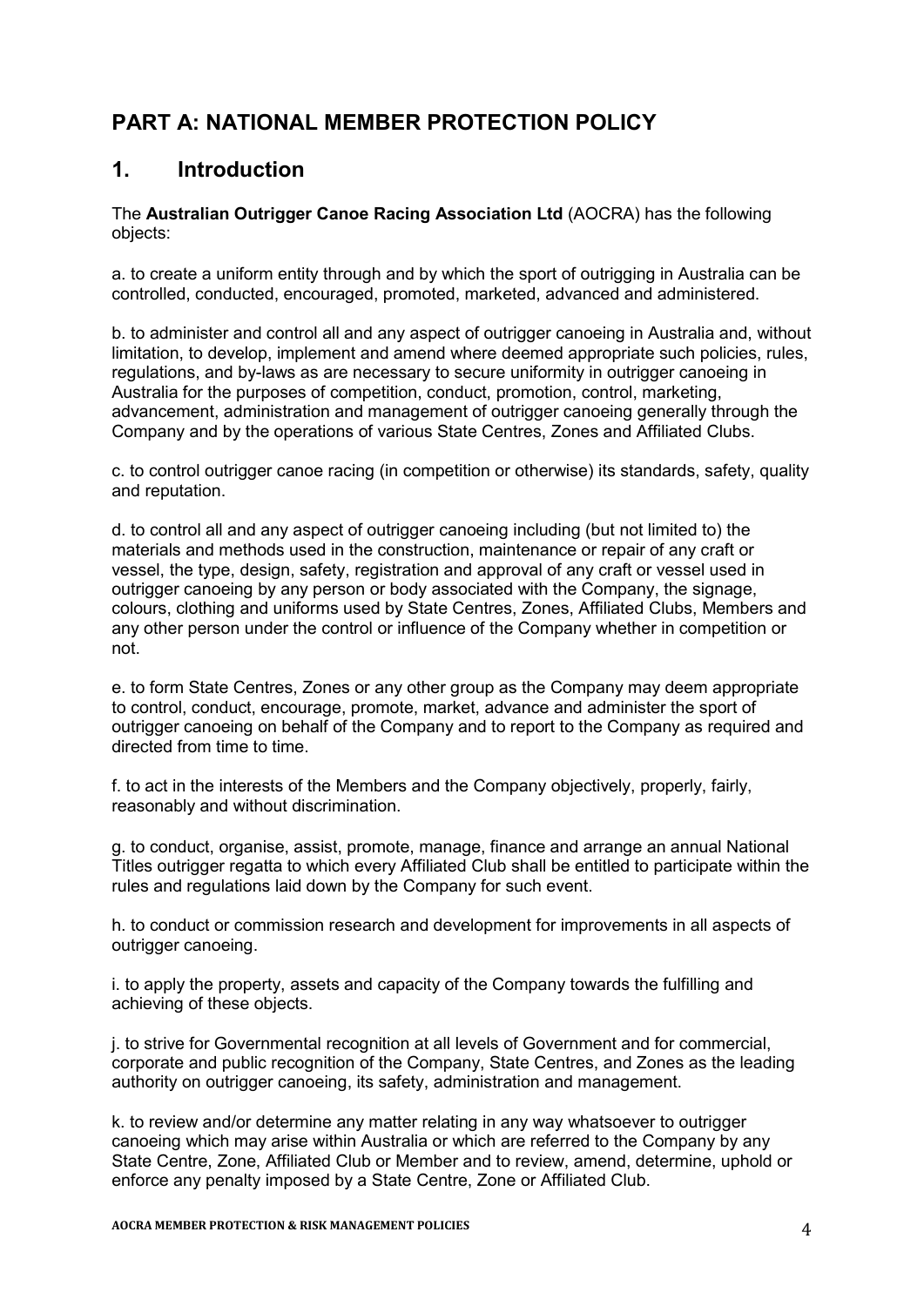# PART A: NATIONAL MEMBER PROTECTION POLICY

## 1. Introduction

The **Australian Outrigger Canoe Racing Association Ltd** (AOCRA) has the following objects:

a. to create a uniform entity through and by which the sport of outrigging in Australia can be controlled, conducted, encouraged, promoted, marketed, advanced and administered.

b. to administer and control all and any aspect of outrigger canoeing in Australia and, without limitation, to develop, implement and amend where deemed appropriate such policies, rules, regulations, and by-laws as are necessary to secure uniformity in outrigger canoeing in Australia for the purposes of competition, conduct, promotion, control, marketing, advancement, administration and management of outrigger canoeing generally through the Company and by the operations of various State Centres, Zones and Affiliated Clubs.

c. to control outrigger canoe racing (in competition or otherwise) its standards, safety, quality and reputation.

d. to control all and any aspect of outrigger canoeing including (but not limited to) the materials and methods used in the construction, maintenance or repair of any craft or vessel, the type, design, safety, registration and approval of any craft or vessel used in outrigger canoeing by any person or body associated with the Company, the signage, colours, clothing and uniforms used by State Centres, Zones, Affiliated Clubs, Members and any other person under the control or influence of the Company whether in competition or not.

e. to form State Centres, Zones or any other group as the Company may deem appropriate to control, conduct, encourage, promote, market, advance and administer the sport of outrigger canoeing on behalf of the Company and to report to the Company as required and directed from time to time.

f. to act in the interests of the Members and the Company objectively, properly, fairly, reasonably and without discrimination.

g. to conduct, organise, assist, promote, manage, finance and arrange an annual National Titles outrigger regatta to which every Affiliated Club shall be entitled to participate within the rules and regulations laid down by the Company for such event.

h. to conduct or commission research and development for improvements in all aspects of outrigger canoeing.

i. to apply the property, assets and capacity of the Company towards the fulfilling and achieving of these objects.

j. to strive for Governmental recognition at all levels of Government and for commercial, corporate and public recognition of the Company, State Centres, and Zones as the leading authority on outrigger canoeing, its safety, administration and management.

k. to review and/or determine any matter relating in any way whatsoever to outrigger canoeing which may arise within Australia or which are referred to the Company by any State Centre, Zone, Affiliated Club or Member and to review, amend, determine, uphold or enforce any penalty imposed by a State Centre, Zone or Affiliated Club.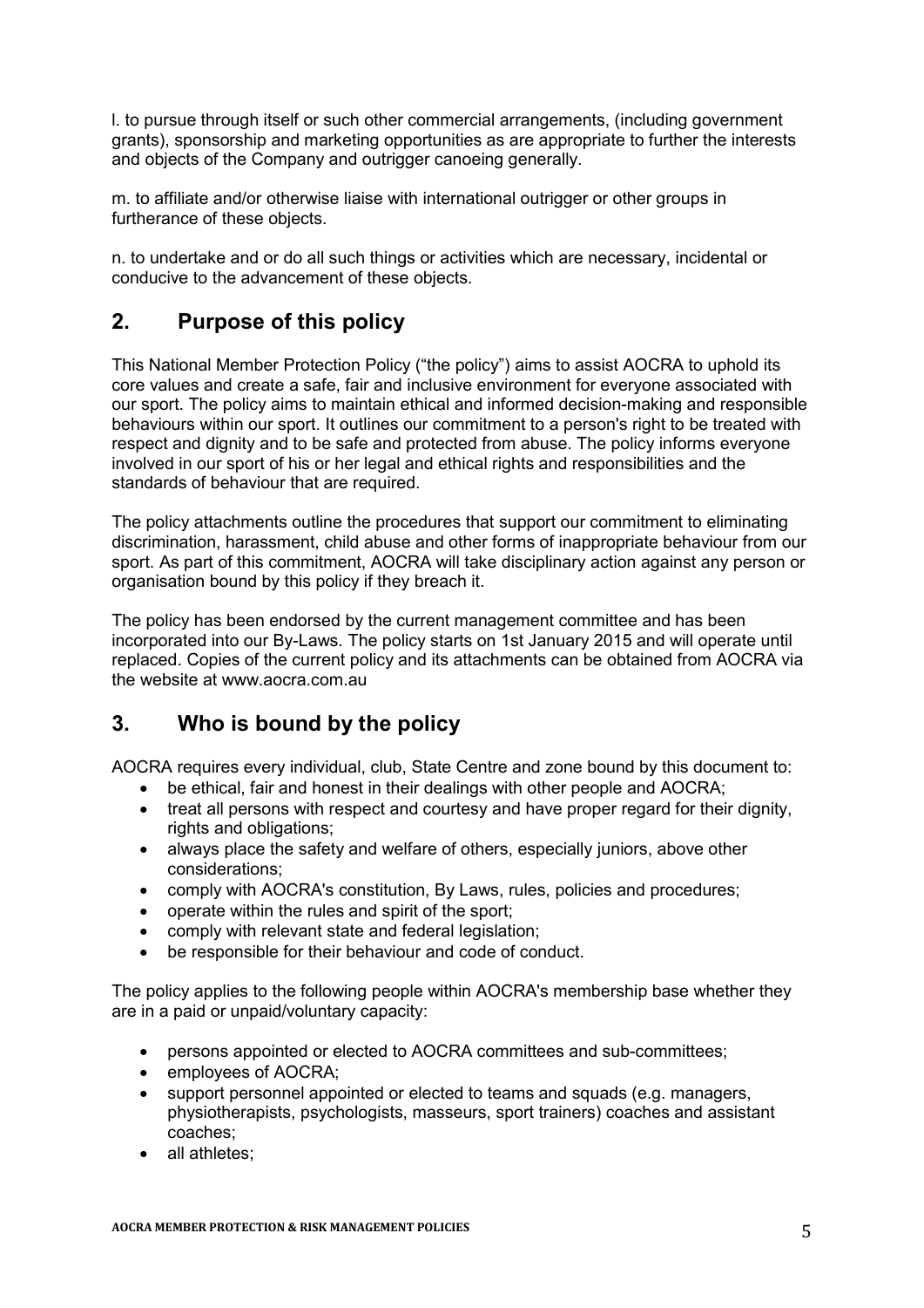l. to pursue through itself or such other commercial arrangements, (including government grants), sponsorship and marketing opportunities as are appropriate to further the interests and objects of the Company and outrigger canoeing generally.

m. to affiliate and/or otherwise liaise with international outrigger or other groups in furtherance of these objects.

n. to undertake and or do all such things or activities which are necessary, incidental or conducive to the advancement of these objects.

## 2. Purpose of this policy

This National Member Protection Policy ("the policy") aims to assist AOCRA to uphold its core values and create a safe, fair and inclusive environment for everyone associated with our sport. The policy aims to maintain ethical and informed decision-making and responsible behaviours within our sport. It outlines our commitment to a person's right to be treated with respect and dignity and to be safe and protected from abuse. The policy informs everyone involved in our sport of his or her legal and ethical rights and responsibilities and the standards of behaviour that are required.

The policy attachments outline the procedures that support our commitment to eliminating discrimination, harassment, child abuse and other forms of inappropriate behaviour from our sport. As part of this commitment, AOCRA will take disciplinary action against any person or organisation bound by this policy if they breach it.

The policy has been endorsed by the current management committee and has been incorporated into our By-Laws. The policy starts on 1st January 2015 and will operate until replaced. Copies of the current policy and its attachments can be obtained from AOCRA via the website at www.aocra.com.au

## 3. Who is bound by the policy

AOCRA requires every individual, club, State Centre and zone bound by this document to:

- be ethical, fair and honest in their dealings with other people and AOCRA;
- treat all persons with respect and courtesy and have proper regard for their dignity, rights and obligations;
- always place the safety and welfare of others, especially juniors, above other considerations;
- comply with AOCRA's constitution, By Laws, rules, policies and procedures;
- operate within the rules and spirit of the sport;
- comply with relevant state and federal legislation;
- be responsible for their behaviour and code of conduct.

The policy applies to the following people within AOCRA's membership base whether they are in a paid or unpaid/voluntary capacity:

- persons appointed or elected to AOCRA committees and sub-committees;
- employees of AOCRA;
- support personnel appointed or elected to teams and squads (e.g. managers, physiotherapists, psychologists, masseurs, sport trainers) coaches and assistant coaches;
- all athletes;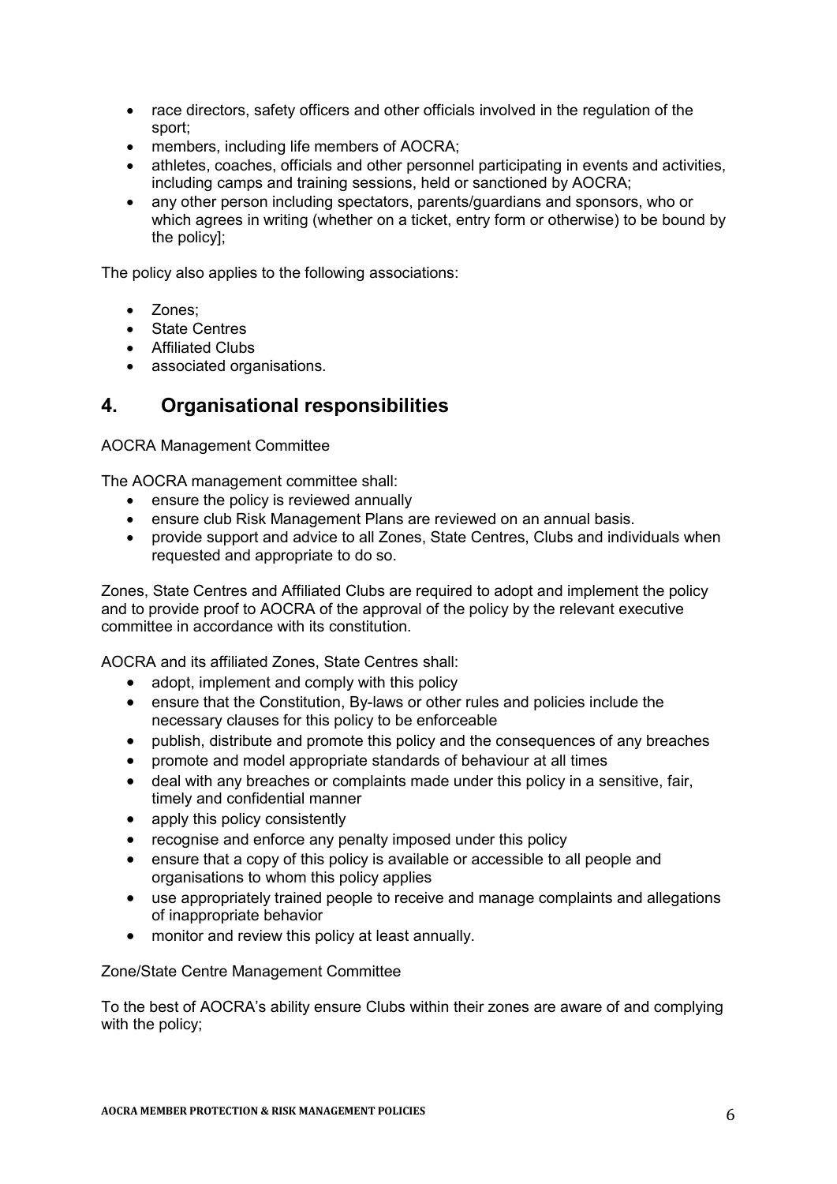- race directors, safety officers and other officials involved in the regulation of the sport;
- members, including life members of AOCRA;
- athletes, coaches, officials and other personnel participating in events and activities, including camps and training sessions, held or sanctioned by AOCRA;
- any other person including spectators, parents/guardians and sponsors, who or which agrees in writing (whether on a ticket, entry form or otherwise) to be bound by the policy];

The policy also applies to the following associations:

- Zones;
- State Centres
- Affiliated Clubs
- associated organisations.

## 4. Organisational responsibilities

AOCRA Management Committee

The AOCRA management committee shall:

- ensure the policy is reviewed annually
- ensure club Risk Management Plans are reviewed on an annual basis.
- provide support and advice to all Zones, State Centres, Clubs and individuals when requested and appropriate to do so.

Zones, State Centres and Affiliated Clubs are required to adopt and implement the policy and to provide proof to AOCRA of the approval of the policy by the relevant executive committee in accordance with its constitution.

AOCRA and its affiliated Zones, State Centres shall:

- adopt, implement and comply with this policy
- ensure that the Constitution, By-laws or other rules and policies include the necessary clauses for this policy to be enforceable
- publish, distribute and promote this policy and the consequences of any breaches
- promote and model appropriate standards of behaviour at all times
- deal with any breaches or complaints made under this policy in a sensitive, fair, timely and confidential manner
- apply this policy consistently
- recognise and enforce any penalty imposed under this policy
- ensure that a copy of this policy is available or accessible to all people and organisations to whom this policy applies
- use appropriately trained people to receive and manage complaints and allegations of inappropriate behavior
- monitor and review this policy at least annually.

Zone/State Centre Management Committee

To the best of AOCRA's ability ensure Clubs within their zones are aware of and complying with the policy;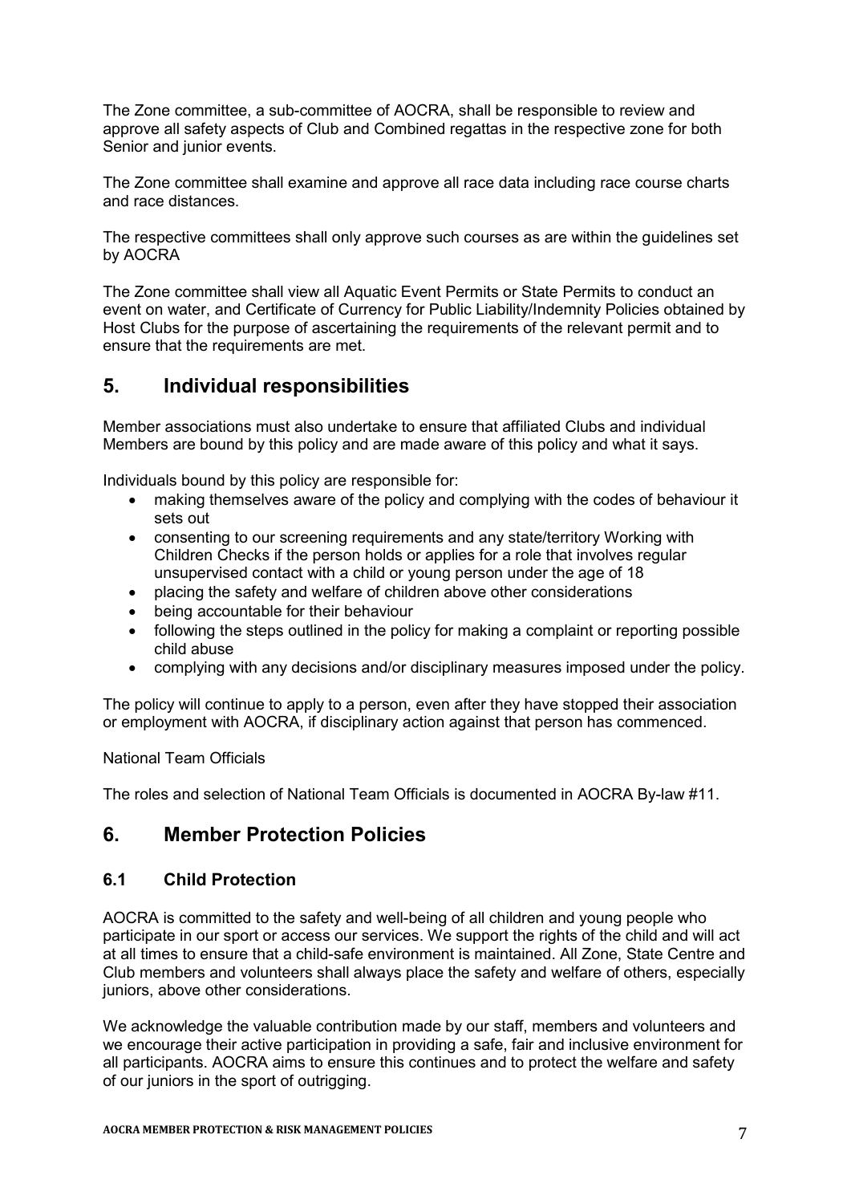The Zone committee, a sub-committee of AOCRA, shall be responsible to review and approve all safety aspects of Club and Combined regattas in the respective zone for both Senior and junior events.

The Zone committee shall examine and approve all race data including race course charts and race distances.

The respective committees shall only approve such courses as are within the guidelines set by AOCRA

The Zone committee shall view all Aquatic Event Permits or State Permits to conduct an event on water, and Certificate of Currency for Public Liability/Indemnity Policies obtained by Host Clubs for the purpose of ascertaining the requirements of the relevant permit and to ensure that the requirements are met.

## 5. Individual responsibilities

Member associations must also undertake to ensure that affiliated Clubs and individual Members are bound by this policy and are made aware of this policy and what it says.

Individuals bound by this policy are responsible for:

- making themselves aware of the policy and complying with the codes of behaviour it sets out
- consenting to our screening requirements and any state/territory Working with Children Checks if the person holds or applies for a role that involves regular unsupervised contact with a child or young person under the age of 18
- placing the safety and welfare of children above other considerations
- being accountable for their behaviour
- following the steps outlined in the policy for making a complaint or reporting possible child abuse
- complying with any decisions and/or disciplinary measures imposed under the policy.

The policy will continue to apply to a person, even after they have stopped their association or employment with AOCRA, if disciplinary action against that person has commenced.

National Team Officials

The roles and selection of National Team Officials is documented in AOCRA By-law #11.

## 6. Member Protection Policies

### 6.1 Child Protection

AOCRA is committed to the safety and well-being of all children and young people who participate in our sport or access our services. We support the rights of the child and will act at all times to ensure that a child-safe environment is maintained. All Zone, State Centre and Club members and volunteers shall always place the safety and welfare of others, especially juniors, above other considerations.

We acknowledge the valuable contribution made by our staff, members and volunteers and we encourage their active participation in providing a safe, fair and inclusive environment for all participants. AOCRA aims to ensure this continues and to protect the welfare and safety of our juniors in the sport of outrigging.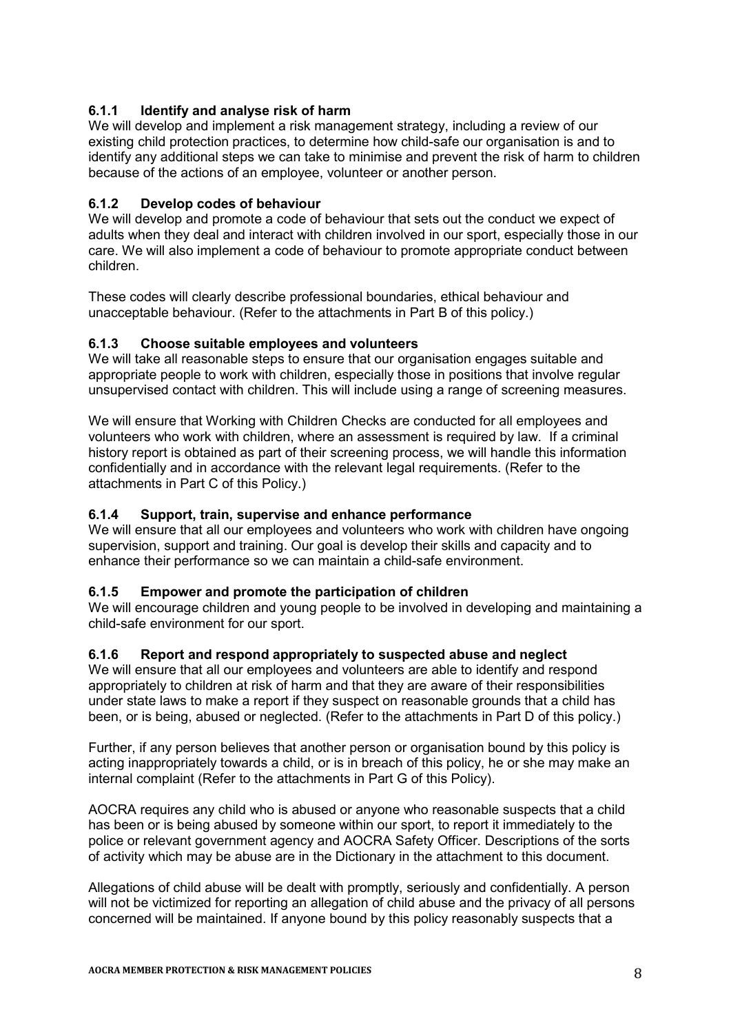### 6.1.1 Identify and analyse risk of harm

We will develop and implement a risk management strategy, including a review of our existing child protection practices, to determine how child-safe our organisation is and to identify any additional steps we can take to minimise and prevent the risk of harm to children because of the actions of an employee, volunteer or another person.

### 6.1.2 Develop codes of behaviour

We will develop and promote a code of behaviour that sets out the conduct we expect of adults when they deal and interact with children involved in our sport, especially those in our care. We will also implement a code of behaviour to promote appropriate conduct between children.

These codes will clearly describe professional boundaries, ethical behaviour and unacceptable behaviour. (Refer to the attachments in Part B of this policy.)

### 6.1.3 Choose suitable employees and volunteers

We will take all reasonable steps to ensure that our organisation engages suitable and appropriate people to work with children, especially those in positions that involve regular unsupervised contact with children. This will include using a range of screening measures.

We will ensure that Working with Children Checks are conducted for all employees and volunteers who work with children, where an assessment is required by law. If a criminal history report is obtained as part of their screening process, we will handle this information confidentially and in accordance with the relevant legal requirements. (Refer to the attachments in Part C of this Policy.)

### 6.1.4 Support, train, supervise and enhance performance

We will ensure that all our employees and volunteers who work with children have ongoing supervision, support and training. Our goal is develop their skills and capacity and to enhance their performance so we can maintain a child-safe environment.

### 6.1.5 Empower and promote the participation of children

We will encourage children and young people to be involved in developing and maintaining a child-safe environment for our sport.

### 6.1.6 Report and respond appropriately to suspected abuse and neglect

We will ensure that all our employees and volunteers are able to identify and respond appropriately to children at risk of harm and that they are aware of their responsibilities under state laws to make a report if they suspect on reasonable grounds that a child has been, or is being, abused or neglected. (Refer to the attachments in Part D of this policy.)

Further, if any person believes that another person or organisation bound by this policy is acting inappropriately towards a child, or is in breach of this policy, he or she may make an internal complaint (Refer to the attachments in Part G of this Policy).

AOCRA requires any child who is abused or anyone who reasonable suspects that a child has been or is being abused by someone within our sport, to report it immediately to the police or relevant government agency and AOCRA Safety Officer. Descriptions of the sorts of activity which may be abuse are in the Dictionary in the attachment to this document.

Allegations of child abuse will be dealt with promptly, seriously and confidentially. A person will not be victimized for reporting an allegation of child abuse and the privacy of all persons concerned will be maintained. If anyone bound by this policy reasonably suspects that a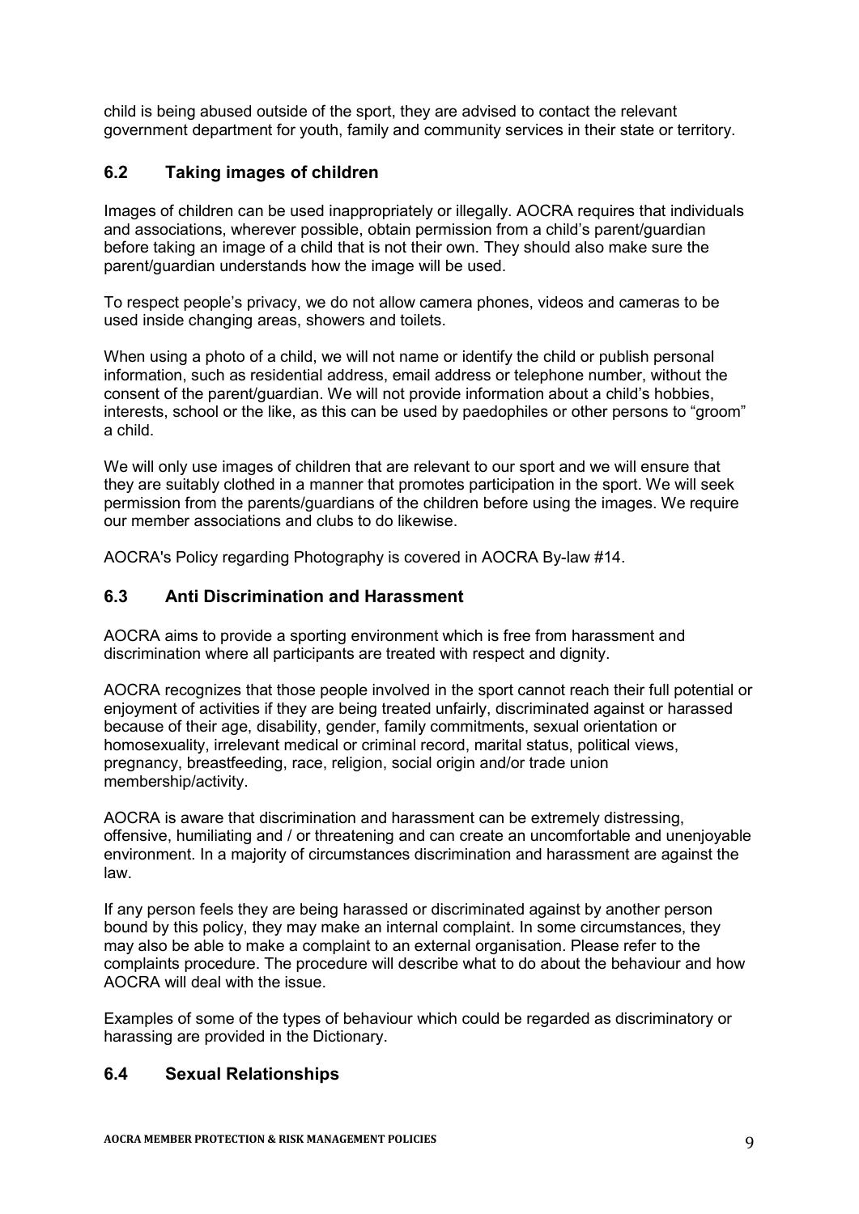child is being abused outside of the sport, they are advised to contact the relevant government department for youth, family and community services in their state or territory.

### 6.2 Taking images of children

Images of children can be used inappropriately or illegally. AOCRA requires that individuals and associations, wherever possible, obtain permission from a child's parent/guardian before taking an image of a child that is not their own. They should also make sure the parent/guardian understands how the image will be used.

To respect people's privacy, we do not allow camera phones, videos and cameras to be used inside changing areas, showers and toilets.

When using a photo of a child, we will not name or identify the child or publish personal information, such as residential address, email address or telephone number, without the consent of the parent/guardian. We will not provide information about a child's hobbies, interests, school or the like, as this can be used by paedophiles or other persons to "groom" a child.

We will only use images of children that are relevant to our sport and we will ensure that they are suitably clothed in a manner that promotes participation in the sport. We will seek permission from the parents/guardians of the children before using the images. We require our member associations and clubs to do likewise.

AOCRA's Policy regarding Photography is covered in AOCRA By-law #14.

### 6.3 Anti Discrimination and Harassment

AOCRA aims to provide a sporting environment which is free from harassment and discrimination where all participants are treated with respect and dignity.

AOCRA recognizes that those people involved in the sport cannot reach their full potential or enjoyment of activities if they are being treated unfairly, discriminated against or harassed because of their age, disability, gender, family commitments, sexual orientation or homosexuality, irrelevant medical or criminal record, marital status, political views, pregnancy, breastfeeding, race, religion, social origin and/or trade union membership/activity.

AOCRA is aware that discrimination and harassment can be extremely distressing, offensive, humiliating and / or threatening and can create an uncomfortable and unenjoyable environment. In a majority of circumstances discrimination and harassment are against the law.

If any person feels they are being harassed or discriminated against by another person bound by this policy, they may make an internal complaint. In some circumstances, they may also be able to make a complaint to an external organisation. Please refer to the complaints procedure. The procedure will describe what to do about the behaviour and how AOCRA will deal with the issue.

Examples of some of the types of behaviour which could be regarded as discriminatory or harassing are provided in the Dictionary.

### 6.4 Sexual Relationships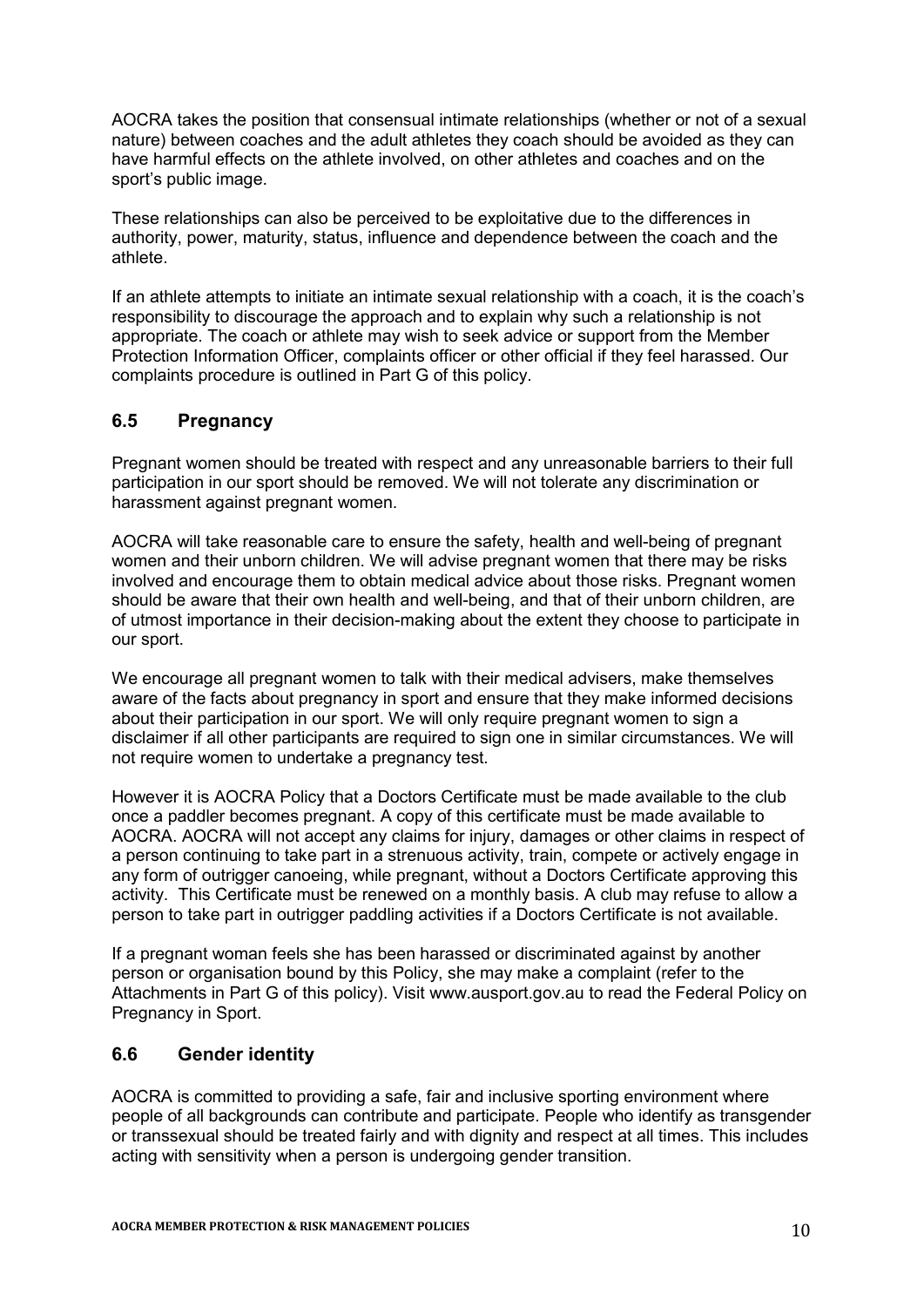AOCRA takes the position that consensual intimate relationships (whether or not of a sexual nature) between coaches and the adult athletes they coach should be avoided as they can have harmful effects on the athlete involved, on other athletes and coaches and on the sport's public image.

These relationships can also be perceived to be exploitative due to the differences in authority, power, maturity, status, influence and dependence between the coach and the athlete.

If an athlete attempts to initiate an intimate sexual relationship with a coach, it is the coach's responsibility to discourage the approach and to explain why such a relationship is not appropriate. The coach or athlete may wish to seek advice or support from the Member Protection Information Officer, complaints officer or other official if they feel harassed. Our complaints procedure is outlined in Part G of this policy.

## 6.5 Pregnancy

Pregnant women should be treated with respect and any unreasonable barriers to their full participation in our sport should be removed. We will not tolerate any discrimination or harassment against pregnant women.

AOCRA will take reasonable care to ensure the safety, health and well-being of pregnant women and their unborn children. We will advise pregnant women that there may be risks involved and encourage them to obtain medical advice about those risks. Pregnant women should be aware that their own health and well-being, and that of their unborn children, are of utmost importance in their decision-making about the extent they choose to participate in our sport.

We encourage all pregnant women to talk with their medical advisers, make themselves aware of the facts about pregnancy in sport and ensure that they make informed decisions about their participation in our sport. We will only require pregnant women to sign a disclaimer if all other participants are required to sign one in similar circumstances. We will not require women to undertake a pregnancy test.

However it is AOCRA Policy that a Doctors Certificate must be made available to the club once a paddler becomes pregnant. A copy of this certificate must be made available to AOCRA. AOCRA will not accept any claims for injury, damages or other claims in respect of a person continuing to take part in a strenuous activity, train, compete or actively engage in any form of outrigger canoeing, while pregnant, without a Doctors Certificate approving this activity. This Certificate must be renewed on a monthly basis. A club may refuse to allow a person to take part in outrigger paddling activities if a Doctors Certificate is not available.

If a pregnant woman feels she has been harassed or discriminated against by another person or organisation bound by this Policy, she may make a complaint (refer to the Attachments in Part G of this policy). Visit www.ausport.gov.au to read the Federal Policy on Pregnancy in Sport.

## 6.6 Gender identity

AOCRA is committed to providing a safe, fair and inclusive sporting environment where people of all backgrounds can contribute and participate. People who identify as transgender or transsexual should be treated fairly and with dignity and respect at all times. This includes acting with sensitivity when a person is undergoing gender transition.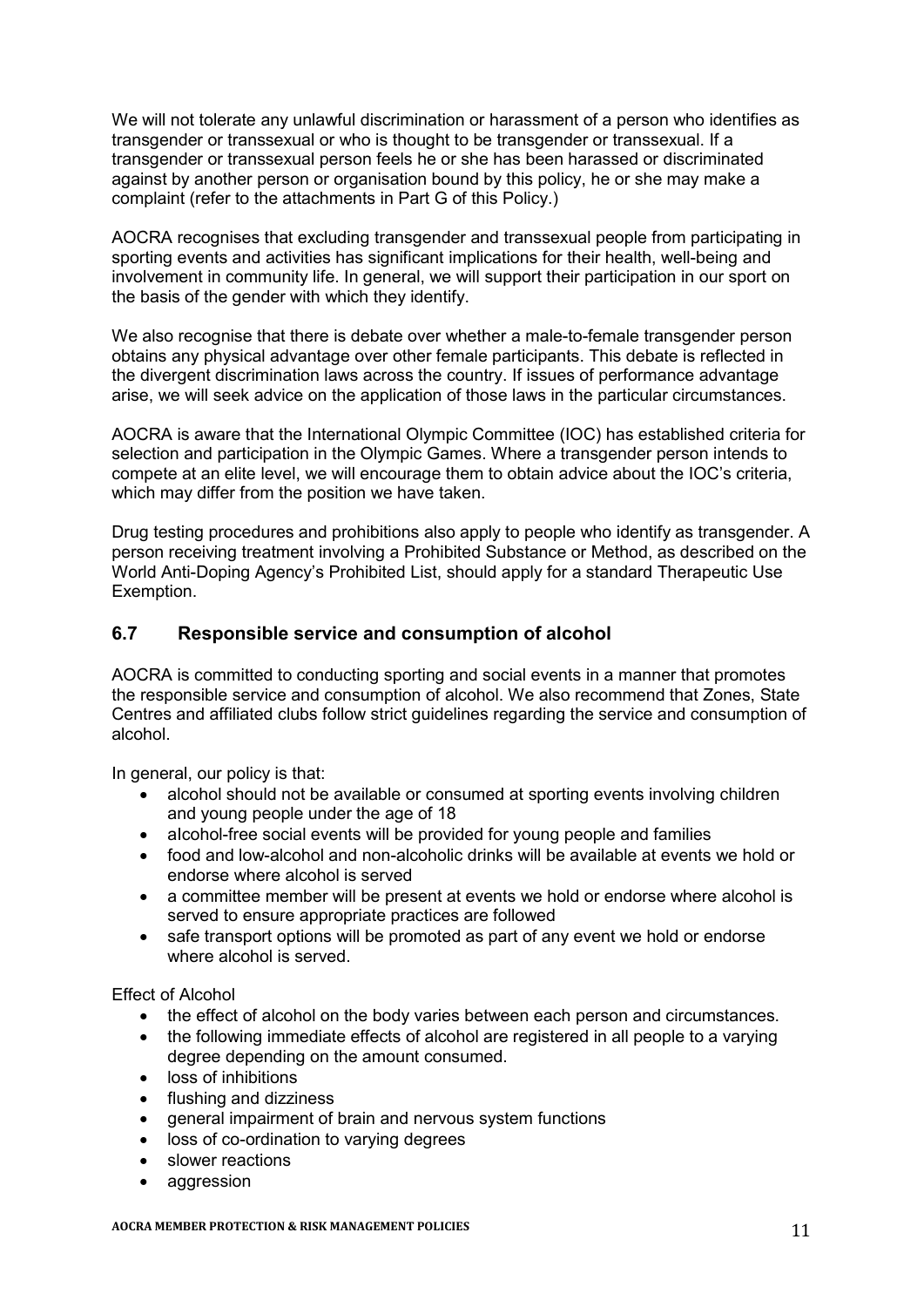We will not tolerate any unlawful discrimination or harassment of a person who identifies as transgender or transsexual or who is thought to be transgender or transsexual. If a transgender or transsexual person feels he or she has been harassed or discriminated against by another person or organisation bound by this policy, he or she may make a complaint (refer to the attachments in Part G of this Policy.)

AOCRA recognises that excluding transgender and transsexual people from participating in sporting events and activities has significant implications for their health, well-being and involvement in community life. In general, we will support their participation in our sport on the basis of the gender with which they identify.

We also recognise that there is debate over whether a male-to-female transgender person obtains any physical advantage over other female participants. This debate is reflected in the divergent discrimination laws across the country. If issues of performance advantage arise, we will seek advice on the application of those laws in the particular circumstances.

AOCRA is aware that the International Olympic Committee (IOC) has established criteria for selection and participation in the Olympic Games. Where a transgender person intends to compete at an elite level, we will encourage them to obtain advice about the IOC's criteria, which may differ from the position we have taken.

Drug testing procedures and prohibitions also apply to people who identify as transgender. A person receiving treatment involving a Prohibited Substance or Method, as described on the World Anti-Doping Agency's Prohibited List, should apply for a standard Therapeutic Use Exemption.

## 6.7 Responsible service and consumption of alcohol

AOCRA is committed to conducting sporting and social events in a manner that promotes the responsible service and consumption of alcohol. We also recommend that Zones, State Centres and affiliated clubs follow strict guidelines regarding the service and consumption of alcohol.

In general, our policy is that:

- alcohol should not be available or consumed at sporting events involving children and young people under the age of 18
- alcohol-free social events will be provided for young people and families
- food and low-alcohol and non-alcoholic drinks will be available at events we hold or endorse where alcohol is served
- a committee member will be present at events we hold or endorse where alcohol is served to ensure appropriate practices are followed
- safe transport options will be promoted as part of any event we hold or endorse where alcohol is served.

Effect of Alcohol

- the effect of alcohol on the body varies between each person and circumstances.
- the following immediate effects of alcohol are registered in all people to a varying degree depending on the amount consumed.
- loss of inhibitions
- flushing and dizziness
- general impairment of brain and nervous system functions
- loss of co-ordination to varying degrees
- slower reactions
- aggression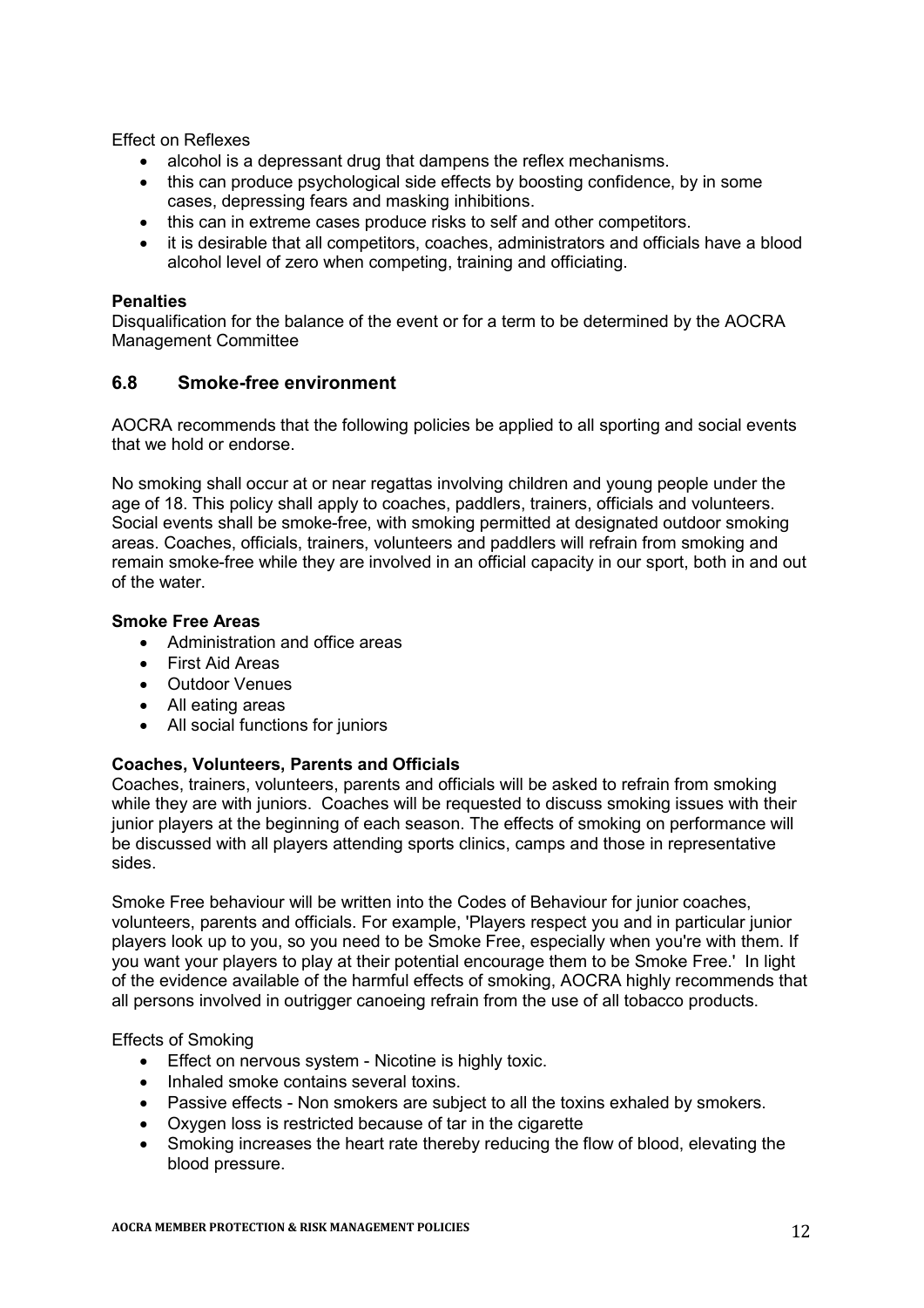Effect on Reflexes

- alcohol is a depressant drug that dampens the reflex mechanisms.
- this can produce psychological side effects by boosting confidence, by in some cases, depressing fears and masking inhibitions.
- this can in extreme cases produce risks to self and other competitors.
- it is desirable that all competitors, coaches, administrators and officials have a blood alcohol level of zero when competing, training and officiating.

**Penalties**

Disqualification for the balance of the event or for a term to be determined by the AOCRA Management Committee

## 6.8 Smoke-free environment

AOCRA recommends that the following policies be applied to all sporting and social events that we hold or endorse.

No smoking shall occur at or near regattas involving children and young people under the age of 18. This policy shall apply to coaches, paddlers, trainers, officials and volunteers. Social events shall be smoke-free, with smoking permitted at designated outdoor smoking areas. Coaches, officials, trainers, volunteers and paddlers will refrain from smoking and remain smoke-free while they are involved in an official capacity in our sport, both in and out of the water.

**Smoke Free Areas**

- Administration and office areas
- First Aid Areas
- Outdoor Venues
- All eating areas
- All social functions for juniors

**Coaches, Volunteers, Parents and Officials**

Coaches, trainers, volunteers, parents and officials will be asked to refrain from smoking while they are with juniors. Coaches will be requested to discuss smoking issues with their junior players at the beginning of each season. The effects of smoking on performance will be discussed with all players attending sports clinics, camps and those in representative sides.

Smoke Free behaviour will be written into the Codes of Behaviour for junior coaches, volunteers, parents and officials. For example, 'Players respect you and in particular junior players look up to you, so you need to be Smoke Free, especially when you're with them. If you want your players to play at their potential encourage them to be Smoke Free.' In light of the evidence available of the harmful effects of smoking, AOCRA highly recommends that all persons involved in outrigger canoeing refrain from the use of all tobacco products.

Effects of Smoking

- Effect on nervous system - Nicotine is highly toxic.
- Inhaled smoke contains several toxins.
- Passive effects - Non smokers are subject to all the toxins exhaled by smokers.
- Oxygen loss is restricted because of tar in the cigarette
- Smoking increases the heart rate thereby reducing the flow of blood, elevating the blood pressure.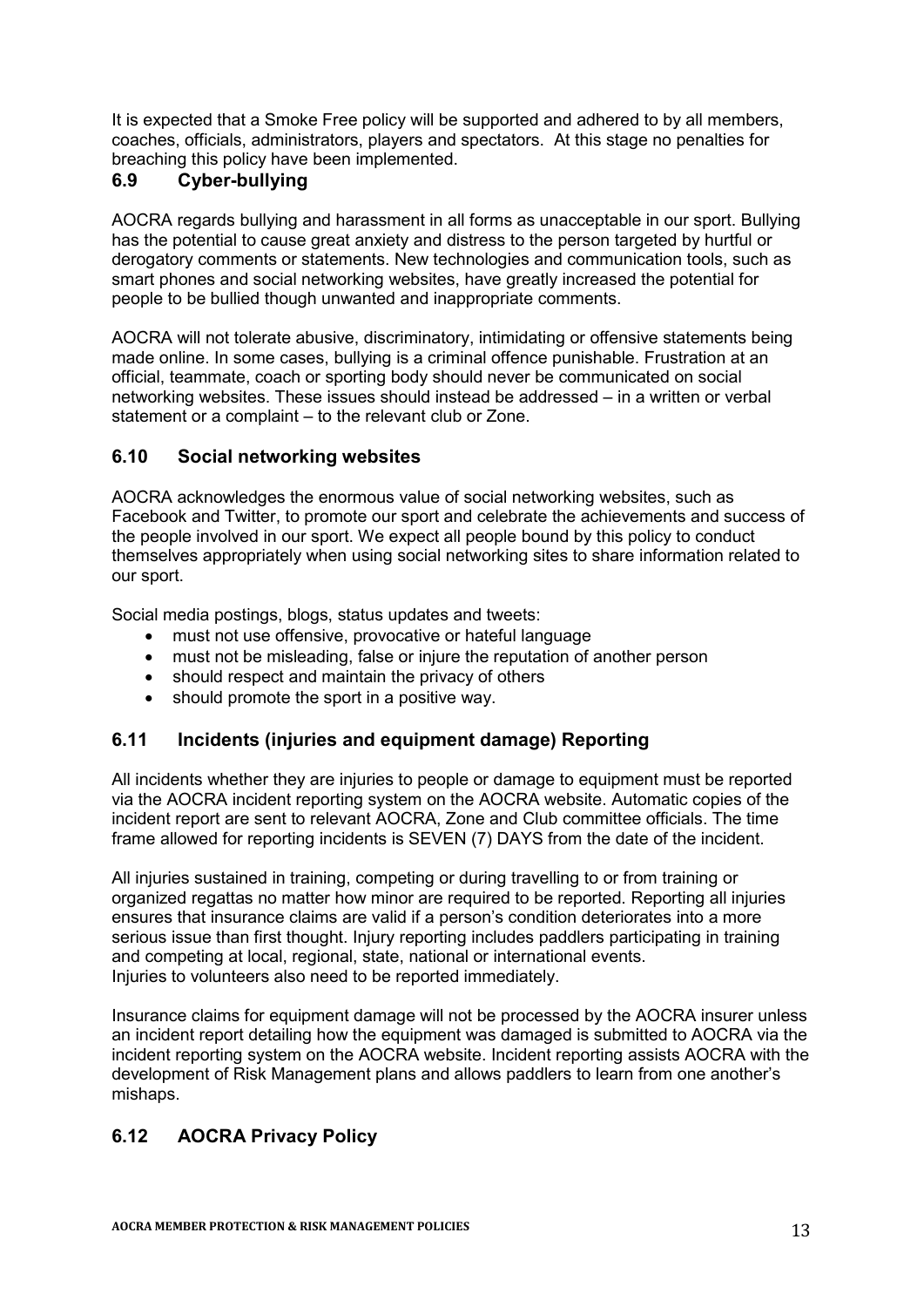It is expected that a Smoke Free policy will be supported and adhered to by all members, coaches, officials, administrators, players and spectators. At this stage no penalties for breaching this policy have been implemented.

## 6.9 Cyber-bullying

AOCRA regards bullying and harassment in all forms as unacceptable in our sport. Bullying has the potential to cause great anxiety and distress to the person targeted by hurtful or derogatory comments or statements. New technologies and communication tools, such as smart phones and social networking websites, have greatly increased the potential for people to be bullied though unwanted and inappropriate comments.

AOCRA will not tolerate abusive, discriminatory, intimidating or offensive statements being made online. In some cases, bullying is a criminal offence punishable. Frustration at an official, teammate, coach or sporting body should never be communicated on social networking websites. These issues should instead be addressed – in a written or verbal statement or a complaint – to the relevant club or Zone.

## 6.10 Social networking websites

AOCRA acknowledges the enormous value of social networking websites, such as Facebook and Twitter, to promote our sport and celebrate the achievements and success of the people involved in our sport. We expect all people bound by this policy to conduct themselves appropriately when using social networking sites to share information related to our sport.

Social media postings, blogs, status updates and tweets:

- must not use offensive, provocative or hateful language
- must not be misleading, false or injure the reputation of another person
- should respect and maintain the privacy of others
- should promote the sport in a positive way.

## 6.11 Incidents (injuries and equipment damage) Reporting

All incidents whether they are injuries to people or damage to equipment must be reported via the AOCRA incident reporting system on the AOCRA website. Automatic copies of the incident report are sent to relevant AOCRA, Zone and Club committee officials. The time frame allowed for reporting incidents is SEVEN (7) DAYS from the date of the incident.

All injuries sustained in training, competing or during travelling to or from training or organized regattas no matter how minor are required to be reported. Reporting all injuries ensures that insurance claims are valid if a person's condition deteriorates into a more serious issue than first thought. Injury reporting includes paddlers participating in training and competing at local, regional, state, national or international events.
Injuries to volunteers also need to be reported immediately.

Insurance claims for equipment damage will not be processed by the AOCRA insurer unless an incident report detailing how the equipment was damaged is submitted to AOCRA via the incident reporting system on the AOCRA website. Incident reporting assists AOCRA with the development of Risk Management plans and allows paddlers to learn from one another's mishaps.

## 6.12 AOCRA Privacy Policy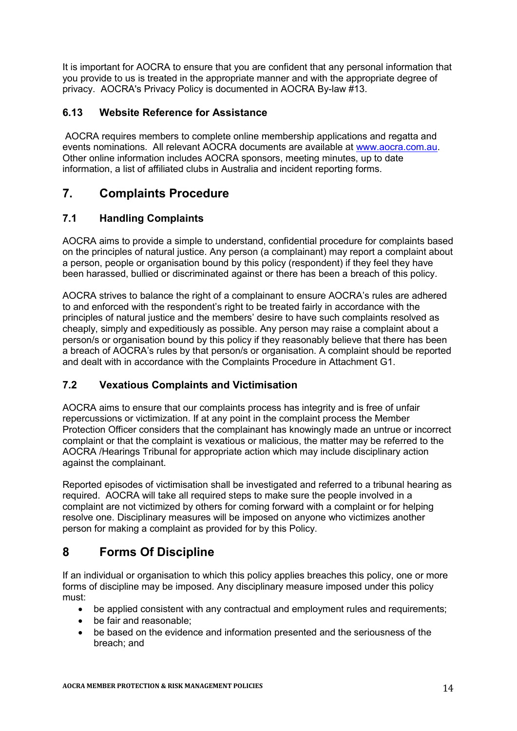It is important for AOCRA to ensure that you are confident that any personal information that you provide to us is treated in the appropriate manner and with the appropriate degree of privacy. AOCRA's Privacy Policy is documented in AOCRA By-law #13.

### 6.13 Website Reference for Assistance

AOCRA requires members to complete online membership applications and regatta and events nominations. All relevant AOCRA documents are available at www.aocra.com.au. Other online information includes AOCRA sponsors, meeting minutes, up to date information, a list of affiliated clubs in Australia and incident reporting forms.

## 7. Complaints Procedure

### 7.1 Handling Complaints

AOCRA aims to provide a simple to understand, confidential procedure for complaints based on the principles of natural justice. Any person (a complainant) may report a complaint about a person, people or organisation bound by this policy (respondent) if they feel they have been harassed, bullied or discriminated against or there has been a breach of this policy.

AOCRA strives to balance the right of a complainant to ensure AOCRA's rules are adhered to and enforced with the respondent's right to be treated fairly in accordance with the principles of natural justice and the members' desire to have such complaints resolved as cheaply, simply and expeditiously as possible. Any person may raise a complaint about a person/s or organisation bound by this policy if they reasonably believe that there has been a breach of AOCRA's rules by that person/s or organisation. A complaint should be reported and dealt with in accordance with the Complaints Procedure in Attachment G1.

### 7.2 Vexatious Complaints and Victimisation

AOCRA aims to ensure that our complaints process has integrity and is free of unfair repercussions or victimization. If at any point in the complaint process the Member Protection Officer considers that the complainant has knowingly made an untrue or incorrect complaint or that the complaint is vexatious or malicious, the matter may be referred to the AOCRA /Hearings Tribunal for appropriate action which may include disciplinary action against the complainant.

Reported episodes of victimisation shall be investigated and referred to a tribunal hearing as required. AOCRA will take all required steps to make sure the people involved in a complaint are not victimized by others for coming forward with a complaint or for helping resolve one. Disciplinary measures will be imposed on anyone who victimizes another person for making a complaint as provided for by this Policy.

## 8 Forms Of Discipline

If an individual or organisation to which this policy applies breaches this policy, one or more forms of discipline may be imposed. Any disciplinary measure imposed under this policy must:

- be applied consistent with any contractual and employment rules and requirements;
- be fair and reasonable;
- be based on the evidence and information presented and the seriousness of the breach; and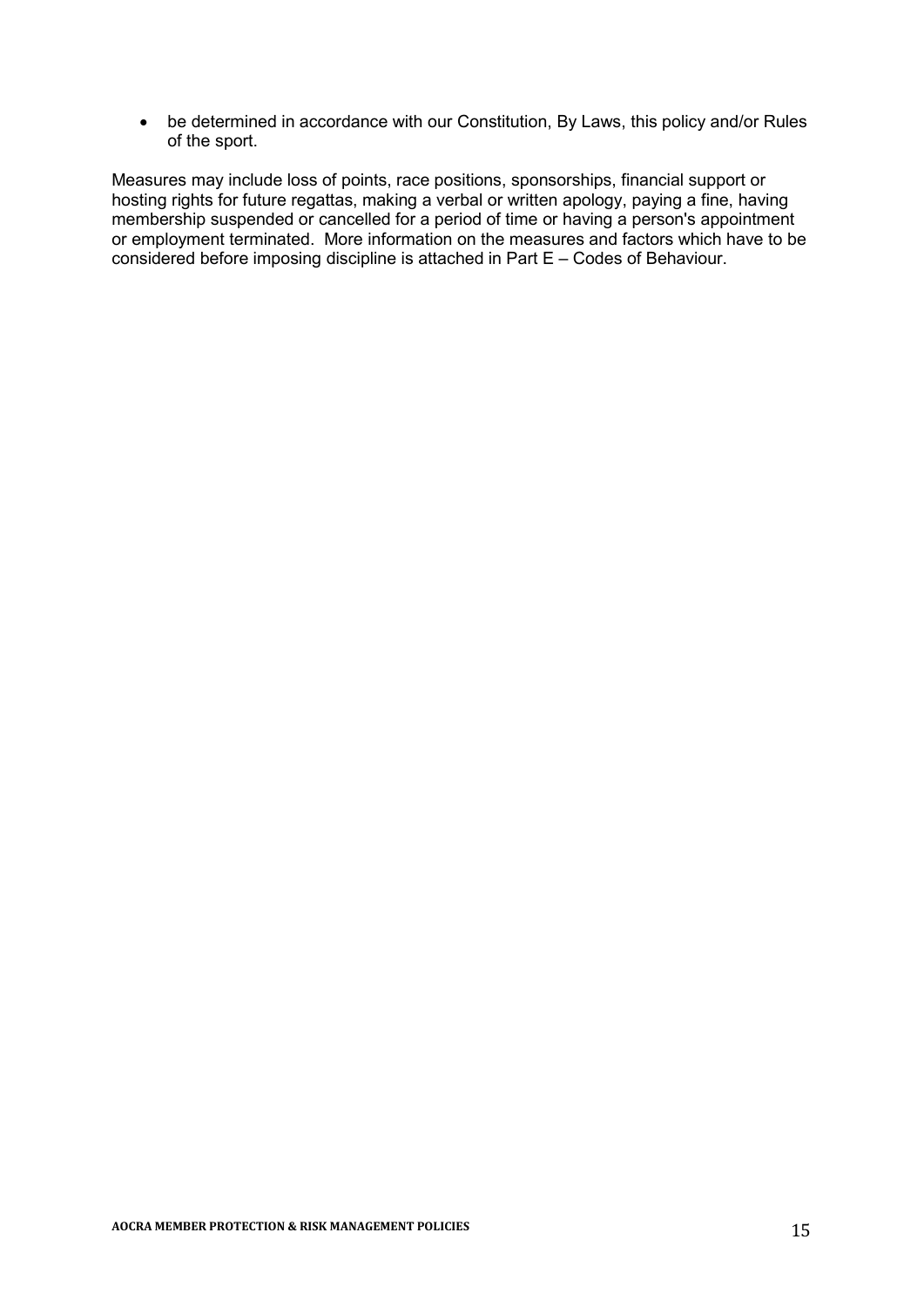- be determined in accordance with our Constitution, By Laws, this policy and/or Rules of the sport.

Measures may include loss of points, race positions, sponsorships, financial support or hosting rights for future regattas, making a verbal or written apology, paying a fine, having membership suspended or cancelled for a period of time or having a person's appointment or employment terminated. More information on the measures and factors which have to be considered before imposing discipline is attached in Part E – Codes of Behaviour.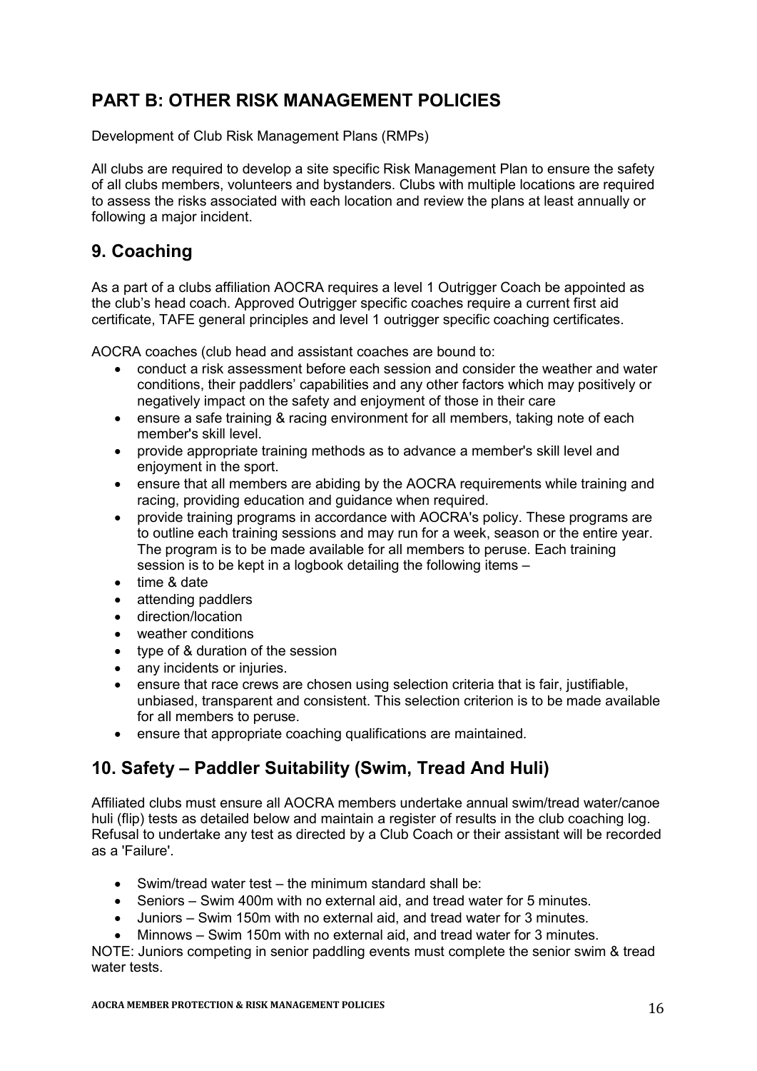## PART B: OTHER RISK MANAGEMENT POLICIES

Development of Club Risk Management Plans (RMPs)

All clubs are required to develop a site specific Risk Management Plan to ensure the safety of all clubs members, volunteers and bystanders. Clubs with multiple locations are required to assess the risks associated with each location and review the plans at least annually or following a major incident.

## 9. Coaching

As a part of a clubs affiliation AOCRA requires a level 1 Outrigger Coach be appointed as the club's head coach. Approved Outrigger specific coaches require a current first aid certificate, TAFE general principles and level 1 outrigger specific coaching certificates.

AOCRA coaches (club head and assistant coaches are bound to:

- conduct a risk assessment before each session and consider the weather and water conditions, their paddlers' capabilities and any other factors which may positively or negatively impact on the safety and enjoyment of those in their care
- ensure a safe training & racing environment for all members, taking note of each member's skill level.
- provide appropriate training methods as to advance a member's skill level and enjoyment in the sport.
- ensure that all members are abiding by the AOCRA requirements while training and racing, providing education and guidance when required.
- provide training programs in accordance with AOCRA's policy. These programs are to outline each training sessions and may run for a week, season or the entire year. The program is to be made available for all members to peruse. Each training session is to be kept in a logbook detailing the following items –
- time & date
- attending paddlers
- direction/location
- weather conditions
- type of & duration of the session
- any incidents or injuries.
- ensure that race crews are chosen using selection criteria that is fair, justifiable, unbiased, transparent and consistent. This selection criterion is to be made available for all members to peruse.
- ensure that appropriate coaching qualifications are maintained.

## 10. Safety – Paddler Suitability (Swim, Tread And Huli)

Affiliated clubs must ensure all AOCRA members undertake annual swim/tread water/canoe huli (flip) tests as detailed below and maintain a register of results in the club coaching log. Refusal to undertake any test as directed by a Club Coach or their assistant will be recorded as a 'Failure'.

- Swim/tread water test – the minimum standard shall be:
- Seniors – Swim 400m with no external aid, and tread water for 5 minutes.
- Juniors – Swim 150m with no external aid, and tread water for 3 minutes.
- Minnows – Swim 150m with no external aid, and tread water for 3 minutes.

NOTE: Juniors competing in senior paddling events must complete the senior swim & tread water tests.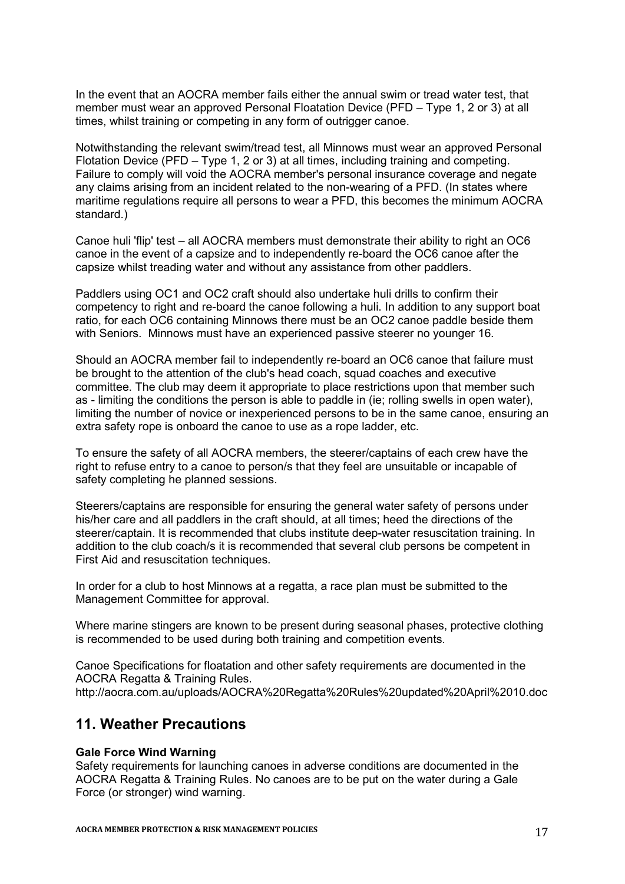In the event that an AOCRA member fails either the annual swim or tread water test, that member must wear an approved Personal Floatation Device (PFD – Type 1, 2 or 3) at all times, whilst training or competing in any form of outrigger canoe.

Notwithstanding the relevant swim/tread test, all Minnows must wear an approved Personal Flotation Device (PFD – Type 1, 2 or 3) at all times, including training and competing. Failure to comply will void the AOCRA member's personal insurance coverage and negate any claims arising from an incident related to the non-wearing of a PFD. (In states where maritime regulations require all persons to wear a PFD, this becomes the minimum AOCRA standard.)

Canoe huli 'flip' test – all AOCRA members must demonstrate their ability to right an OC6 canoe in the event of a capsize and to independently re-board the OC6 canoe after the capsize whilst treading water and without any assistance from other paddlers.

Paddlers using OC1 and OC2 craft should also undertake huli drills to confirm their competency to right and re-board the canoe following a huli. In addition to any support boat ratio, for each OC6 containing Minnows there must be an OC2 canoe paddle beside them with Seniors. Minnows must have an experienced passive steerer no younger 16.

Should an AOCRA member fail to independently re-board an OC6 canoe that failure must be brought to the attention of the club's head coach, squad coaches and executive committee. The club may deem it appropriate to place restrictions upon that member such as - limiting the conditions the person is able to paddle in (ie; rolling swells in open water), limiting the number of novice or inexperienced persons to be in the same canoe, ensuring an extra safety rope is onboard the canoe to use as a rope ladder, etc.

To ensure the safety of all AOCRA members, the steerer/captains of each crew have the right to refuse entry to a canoe to person/s that they feel are unsuitable or incapable of safety completing he planned sessions.

Steerers/captains are responsible for ensuring the general water safety of persons under his/her care and all paddlers in the craft should, at all times; heed the directions of the steerer/captain. It is recommended that clubs institute deep-water resuscitation training. In addition to the club coach/s it is recommended that several club persons be competent in First Aid and resuscitation techniques.

In order for a club to host Minnows at a regatta, a race plan must be submitted to the Management Committee for approval.

Where marine stingers are known to be present during seasonal phases, protective clothing is recommended to be used during both training and competition events.

Canoe Specifications for floatation and other safety requirements are documented in the AOCRA Regatta & Training Rules.
http://aocra.com.au/uploads/AOCRA%20Regatta%20Rules%20updated%20April%2010.doc

## 11. Weather Precautions

**Gale Force Wind Warning**
Safety requirements for launching canoes in adverse conditions are documented in the AOCRA Regatta & Training Rules. No canoes are to be put on the water during a Gale Force (or stronger) wind warning.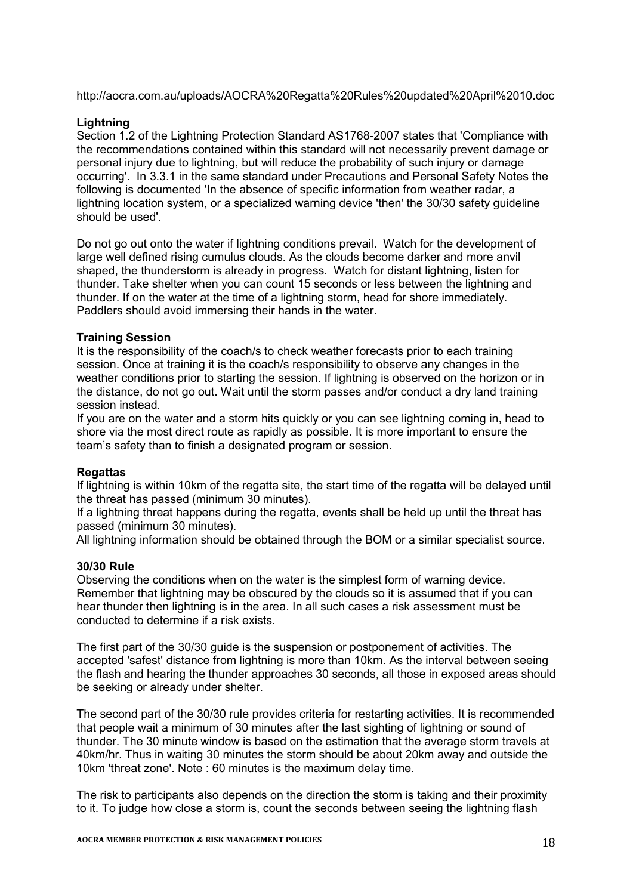http://aocra.com.au/uploads/AOCRA%20Regatta%20Rules%20updated%20April%2010.doc

**Lightning**

Section 1.2 of the Lightning Protection Standard AS1768-2007 states that 'Compliance with the recommendations contained within this standard will not necessarily prevent damage or personal injury due to lightning, but will reduce the probability of such injury or damage occurring'. In 3.3.1 in the same standard under Precautions and Personal Safety Notes the following is documented 'In the absence of specific information from weather radar, a lightning location system, or a specialized warning device 'then' the 30/30 safety guideline should be used'.

Do not go out onto the water if lightning conditions prevail. Watch for the development of large well defined rising cumulus clouds. As the clouds become darker and more anvil shaped, the thunderstorm is already in progress. Watch for distant lightning, listen for thunder. Take shelter when you can count 15 seconds or less between the lightning and thunder. If on the water at the time of a lightning storm, head for shore immediately. Paddlers should avoid immersing their hands in the water.

**Training Session**

It is the responsibility of the coach/s to check weather forecasts prior to each training session. Once at training it is the coach/s responsibility to observe any changes in the weather conditions prior to starting the session. If lightning is observed on the horizon or in the distance, do not go out. Wait until the storm passes and/or conduct a dry land training session instead.

If you are on the water and a storm hits quickly or you can see lightning coming in, head to shore via the most direct route as rapidly as possible. It is more important to ensure the team's safety than to finish a designated program or session.

**Regattas**

If lightning is within 10km of the regatta site, the start time of the regatta will be delayed until the threat has passed (minimum 30 minutes).

If a lightning threat happens during the regatta, events shall be held up until the threat has passed (minimum 30 minutes).

All lightning information should be obtained through the BOM or a similar specialist source.

**30/30 Rule**

Observing the conditions when on the water is the simplest form of warning device. Remember that lightning may be obscured by the clouds so it is assumed that if you can hear thunder then lightning is in the area. In all such cases a risk assessment must be conducted to determine if a risk exists.

The first part of the 30/30 guide is the suspension or postponement of activities. The accepted 'safest' distance from lightning is more than 10km. As the interval between seeing the flash and hearing the thunder approaches 30 seconds, all those in exposed areas should be seeking or already under shelter.

The second part of the 30/30 rule provides criteria for restarting activities. It is recommended that people wait a minimum of 30 minutes after the last sighting of lightning or sound of thunder. The 30 minute window is based on the estimation that the average storm travels at 40km/hr. Thus in waiting 30 minutes the storm should be about 20km away and outside the 10km 'threat zone'. Note : 60 minutes is the maximum delay time.

The risk to participants also depends on the direction the storm is taking and their proximity to it. To judge how close a storm is, count the seconds between seeing the lightning flash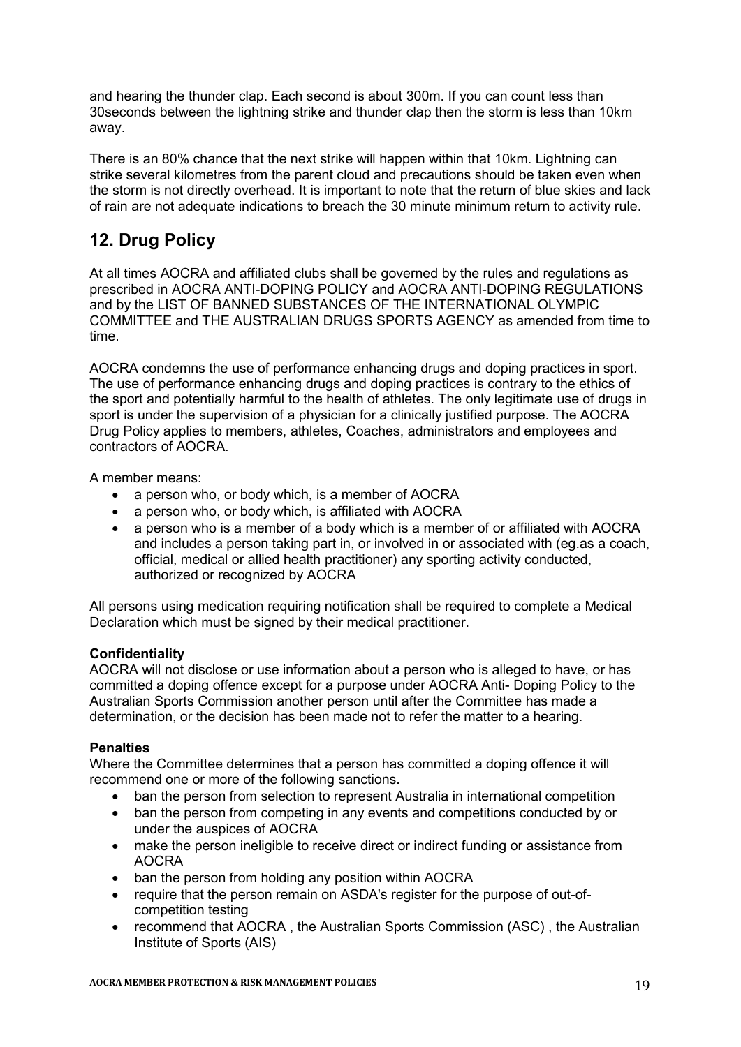and hearing the thunder clap. Each second is about 300m. If you can count less than 30seconds between the lightning strike and thunder clap then the storm is less than 10km away.

There is an 80% chance that the next strike will happen within that 10km. Lightning can strike several kilometres from the parent cloud and precautions should be taken even when the storm is not directly overhead. It is important to note that the return of blue skies and lack of rain are not adequate indications to breach the 30 minute minimum return to activity rule.

## 12. Drug Policy

At all times AOCRA and affiliated clubs shall be governed by the rules and regulations as prescribed in AOCRA ANTI-DOPING POLICY and AOCRA ANTI-DOPING REGULATIONS and by the LIST OF BANNED SUBSTANCES OF THE INTERNATIONAL OLYMPIC COMMITTEE and THE AUSTRALIAN DRUGS SPORTS AGENCY as amended from time to time.

AOCRA condemns the use of performance enhancing drugs and doping practices in sport. The use of performance enhancing drugs and doping practices is contrary to the ethics of the sport and potentially harmful to the health of athletes. The only legitimate use of drugs in sport is under the supervision of a physician for a clinically justified purpose. The AOCRA Drug Policy applies to members, athletes, Coaches, administrators and employees and contractors of AOCRA.

A member means:

- a person who, or body which, is a member of AOCRA
- a person who, or body which, is affiliated with AOCRA
- a person who is a member of a body which is a member of or affiliated with AOCRA and includes a person taking part in, or involved in or associated with (eg.as a coach, official, medical or allied health practitioner) any sporting activity conducted, authorized or recognized by AOCRA

All persons using medication requiring notification shall be required to complete a Medical Declaration which must be signed by their medical practitioner.

**Confidentiality**
AOCRA will not disclose or use information about a person who is alleged to have, or has committed a doping offence except for a purpose under AOCRA Anti- Doping Policy to the Australian Sports Commission another person until after the Committee has made a determination, or the decision has been made not to refer the matter to a hearing.

**Penalties**
Where the Committee determines that a person has committed a doping offence it will recommend one or more of the following sanctions.

- ban the person from selection to represent Australia in international competition
- ban the person from competing in any events and competitions conducted by or under the auspices of AOCRA
- make the person ineligible to receive direct or indirect funding or assistance from AOCRA
- ban the person from holding any position within AOCRA
- require that the person remain on ASDA's register for the purpose of out-of-competition testing
- recommend that AOCRA , the Australian Sports Commission (ASC) , the Australian Institute of Sports (AIS)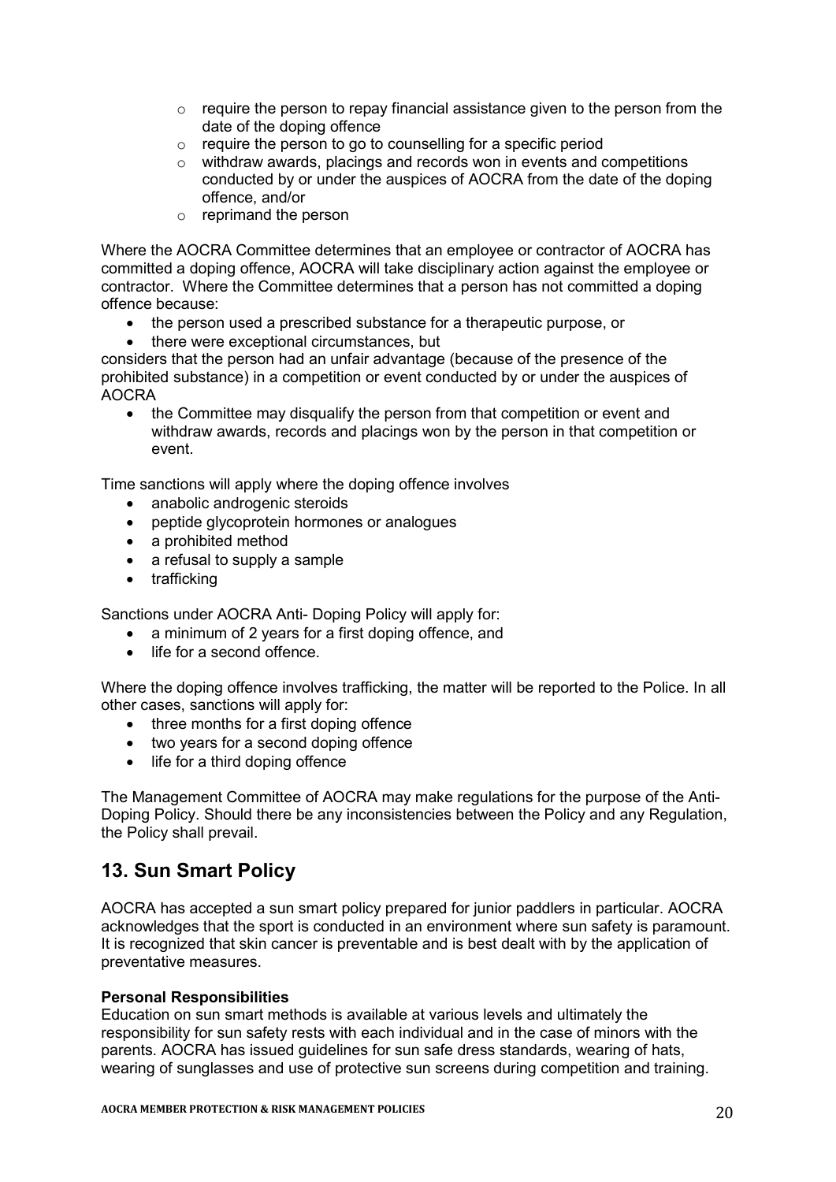- require the person to repay financial assistance given to the person from the date of the doping offence
  - require the person to go to counselling for a specific period
  - withdraw awards, placings and records won in events and competitions conducted by or under the auspices of AOCRA from the date of the doping offence, and/or
  - reprimand the person

Where the AOCRA Committee determines that an employee or contractor of AOCRA has committed a doping offence, AOCRA will take disciplinary action against the employee or contractor. Where the Committee determines that a person has not committed a doping offence because:

- the person used a prescribed substance for a therapeutic purpose, or
- there were exceptional circumstances, but

considers that the person had an unfair advantage (because of the presence of the prohibited substance) in a competition or event conducted by or under the auspices of AOCRA

- the Committee may disqualify the person from that competition or event and withdraw awards, records and placings won by the person in that competition or event.

Time sanctions will apply where the doping offence involves

- anabolic androgenic steroids
- peptide glycoprotein hormones or analogues
- a prohibited method
- a refusal to supply a sample
- trafficking

Sanctions under AOCRA Anti- Doping Policy will apply for:

- a minimum of 2 years for a first doping offence, and
- life for a second offence.

Where the doping offence involves trafficking, the matter will be reported to the Police. In all other cases, sanctions will apply for:

- three months for a first doping offence
- two years for a second doping offence
- life for a third doping offence

The Management Committee of AOCRA may make regulations for the purpose of the Anti-Doping Policy. Should there be any inconsistencies between the Policy and any Regulation, the Policy shall prevail.

## 13. Sun Smart Policy

AOCRA has accepted a sun smart policy prepared for junior paddlers in particular. AOCRA acknowledges that the sport is conducted in an environment where sun safety is paramount. It is recognized that skin cancer is preventable and is best dealt with by the application of preventative measures.

**Personal Responsibilities**
Education on sun smart methods is available at various levels and ultimately the responsibility for sun safety rests with each individual and in the case of minors with the parents. AOCRA has issued guidelines for sun safe dress standards, wearing of hats, wearing of sunglasses and use of protective sun screens during competition and training.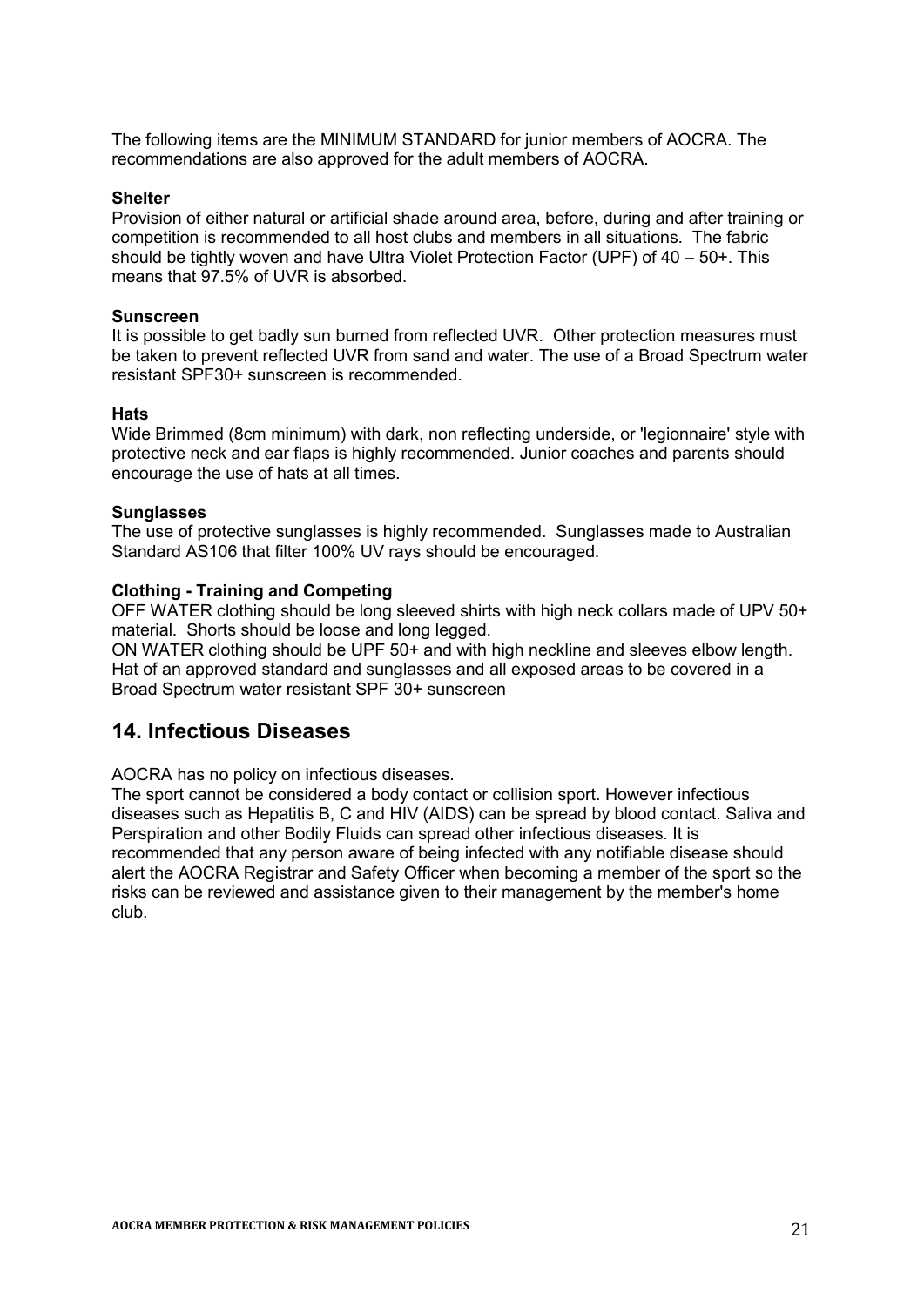The following items are the MINIMUM STANDARD for junior members of AOCRA. The recommendations are also approved for the adult members of AOCRA.

**Shelter**
Provision of either natural or artificial shade around area, before, during and after training or competition is recommended to all host clubs and members in all situations. The fabric should be tightly woven and have Ultra Violet Protection Factor (UPF) of 40 – 50+. This means that 97.5% of UVR is absorbed.

**Sunscreen**
It is possible to get badly sun burned from reflected UVR. Other protection measures must be taken to prevent reflected UVR from sand and water. The use of a Broad Spectrum water resistant SPF30+ sunscreen is recommended.

**Hats**
Wide Brimmed (8cm minimum) with dark, non reflecting underside, or 'legionnaire' style with protective neck and ear flaps is highly recommended. Junior coaches and parents should encourage the use of hats at all times.

**Sunglasses**
The use of protective sunglasses is highly recommended. Sunglasses made to Australian Standard AS106 that filter 100% UV rays should be encouraged.

**Clothing - Training and Competing**
OFF WATER clothing should be long sleeved shirts with high neck collars made of UPV 50+ material. Shorts should be loose and long legged.
ON WATER clothing should be UPF 50+ and with high neckline and sleeves elbow length. Hat of an approved standard and sunglasses and all exposed areas to be covered in a Broad Spectrum water resistant SPF 30+ sunscreen

## 14. Infectious Diseases

AOCRA has no policy on infectious diseases.
The sport cannot be considered a body contact or collision sport. However infectious diseases such as Hepatitis B, C and HIV (AIDS) can be spread by blood contact. Saliva and Perspiration and other Bodily Fluids can spread other infectious diseases. It is recommended that any person aware of being infected with any notifiable disease should alert the AOCRA Registrar and Safety Officer when becoming a member of the sport so the risks can be reviewed and assistance given to their management by the member's home club.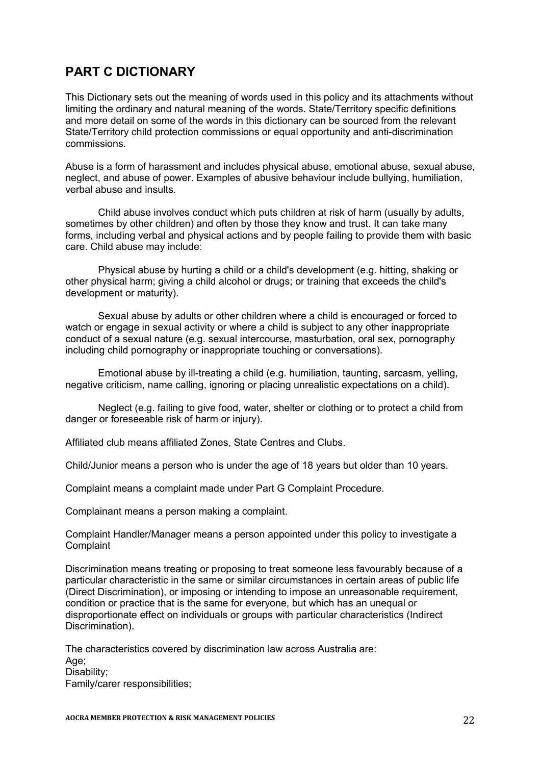## PART C DICTIONARY

This Dictionary sets out the meaning of words used in this policy and its attachments without limiting the ordinary and natural meaning of the words. State/Territory specific definitions and more detail on some of the words in this dictionary can be sourced from the relevant State/Territory child protection commissions or equal opportunity and anti-discrimination commissions.

Abuse is a form of harassment and includes physical abuse, emotional abuse, sexual abuse, neglect, and abuse of power. Examples of abusive behaviour include bullying, humiliation, verbal abuse and insults.

Child abuse involves conduct which puts children at risk of harm (usually by adults, sometimes by other children) and often by those they know and trust. It can take many forms, including verbal and physical actions and by people failing to provide them with basic care. Child abuse may include:

Physical abuse by hurting a child or a child's development (e.g. hitting, shaking or other physical harm; giving a child alcohol or drugs; or training that exceeds the child's development or maturity).

Sexual abuse by adults or other children where a child is encouraged or forced to watch or engage in sexual activity or where a child is subject to any other inappropriate conduct of a sexual nature (e.g. sexual intercourse, masturbation, oral sex, pornography including child pornography or inappropriate touching or conversations).

Emotional abuse by ill-treating a child (e.g. humiliation, taunting, sarcasm, yelling, negative criticism, name calling, ignoring or placing unrealistic expectations on a child).

Neglect (e.g. failing to give food, water, shelter or clothing or to protect a child from danger or foreseeable risk of harm or injury).

Affiliated club means affiliated Zones, State Centres and Clubs.

Child/Junior means a person who is under the age of 18 years but older than 10 years.

Complaint means a complaint made under Part G Complaint Procedure.

Complainant means a person making a complaint.

Complaint Handler/Manager means a person appointed under this policy to investigate a Complaint

Discrimination means treating or proposing to treat someone less favourably because of a particular characteristic in the same or similar circumstances in certain areas of public life (Direct Discrimination), or imposing or intending to impose an unreasonable requirement, condition or practice that is the same for everyone, but which has an unequal or disproportionate effect on individuals or groups with particular characteristics (Indirect Discrimination).

The characteristics covered by discrimination law across Australia are:
Age;
Disability;
Family/carer responsibilities;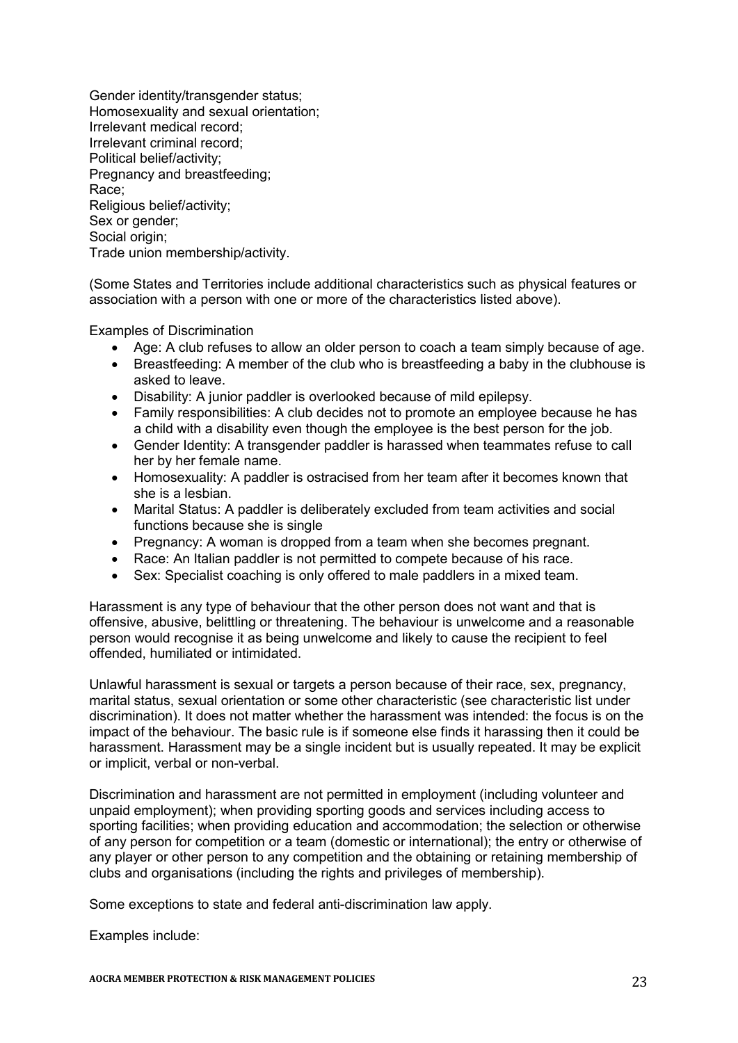Gender identity/transgender status;
Homosexuality and sexual orientation;
Irrelevant medical record;
Irrelevant criminal record;
Political belief/activity;
Pregnancy and breastfeeding;
Race;
Religious belief/activity;
Sex or gender;
Social origin;
Trade union membership/activity.

(Some States and Territories include additional characteristics such as physical features or association with a person with one or more of the characteristics listed above).

Examples of Discrimination

- Age: A club refuses to allow an older person to coach a team simply because of age.
- Breastfeeding: A member of the club who is breastfeeding a baby in the clubhouse is asked to leave.
- Disability: A junior paddler is overlooked because of mild epilepsy.
- Family responsibilities: A club decides not to promote an employee because he has a child with a disability even though the employee is the best person for the job.
- Gender Identity: A transgender paddler is harassed when teammates refuse to call her by her female name.
- Homosexuality: A paddler is ostracised from her team after it becomes known that she is a lesbian.
- Marital Status: A paddler is deliberately excluded from team activities and social functions because she is single
- Pregnancy: A woman is dropped from a team when she becomes pregnant.
- Race: An Italian paddler is not permitted to compete because of his race.
- Sex: Specialist coaching is only offered to male paddlers in a mixed team.

Harassment is any type of behaviour that the other person does not want and that is offensive, abusive, belittling or threatening. The behaviour is unwelcome and a reasonable person would recognise it as being unwelcome and likely to cause the recipient to feel offended, humiliated or intimidated.

Unlawful harassment is sexual or targets a person because of their race, sex, pregnancy, marital status, sexual orientation or some other characteristic (see characteristic list under discrimination). It does not matter whether the harassment was intended: the focus is on the impact of the behaviour. The basic rule is if someone else finds it harassing then it could be harassment. Harassment may be a single incident but is usually repeated. It may be explicit or implicit, verbal or non-verbal.

Discrimination and harassment are not permitted in employment (including volunteer and unpaid employment); when providing sporting goods and services including access to sporting facilities; when providing education and accommodation; the selection or otherwise of any person for competition or a team (domestic or international); the entry or otherwise of any player or other person to any competition and the obtaining or retaining membership of clubs and organisations (including the rights and privileges of membership).

Some exceptions to state and federal anti-discrimination law apply.

Examples include: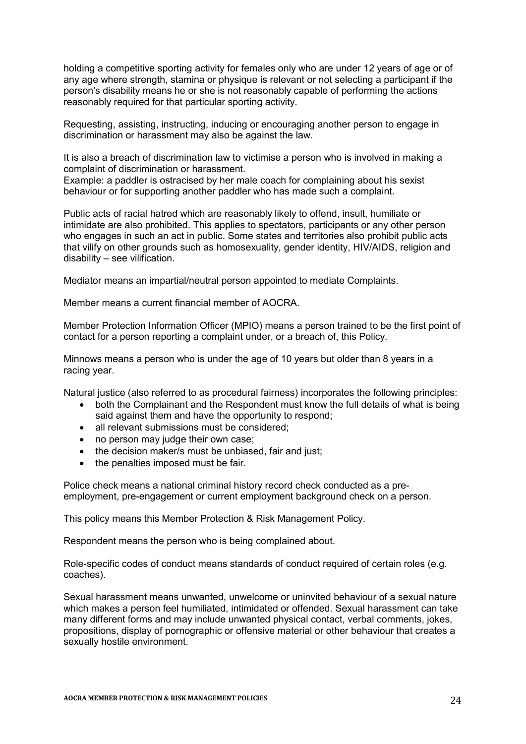holding a competitive sporting activity for females only who are under 12 years of age or of any age where strength, stamina or physique is relevant or not selecting a participant if the person's disability means he or she is not reasonably capable of performing the actions reasonably required for that particular sporting activity.

Requesting, assisting, instructing, inducing or encouraging another person to engage in discrimination or harassment may also be against the law.

It is also a breach of discrimination law to victimise a person who is involved in making a complaint of discrimination or harassment.
Example: a paddler is ostracised by her male coach for complaining about his sexist behaviour or for supporting another paddler who has made such a complaint.

Public acts of racial hatred which are reasonably likely to offend, insult, humiliate or intimidate are also prohibited. This applies to spectators, participants or any other person who engages in such an act in public. Some states and territories also prohibit public acts that vilify on other grounds such as homosexuality, gender identity, HIV/AIDS, religion and disability – see vilification.

Mediator means an impartial/neutral person appointed to mediate Complaints.

Member means a current financial member of AOCRA.

Member Protection Information Officer (MPIO) means a person trained to be the first point of contact for a person reporting a complaint under, or a breach of, this Policy.

Minnows means a person who is under the age of 10 years but older than 8 years in a racing year.

Natural justice (also referred to as procedural fairness) incorporates the following principles:

- both the Complainant and the Respondent must know the full details of what is being said against them and have the opportunity to respond;
- all relevant submissions must be considered;
- no person may judge their own case;
- the decision maker/s must be unbiased, fair and just;
- the penalties imposed must be fair.

Police check means a national criminal history record check conducted as a pre-employment, pre-engagement or current employment background check on a person.

This policy means this Member Protection & Risk Management Policy.

Respondent means the person who is being complained about.

Role-specific codes of conduct means standards of conduct required of certain roles (e.g. coaches).

Sexual harassment means unwanted, unwelcome or uninvited behaviour of a sexual nature which makes a person feel humiliated, intimidated or offended. Sexual harassment can take many different forms and may include unwanted physical contact, verbal comments, jokes, propositions, display of pornographic or offensive material or other behaviour that creates a sexually hostile environment.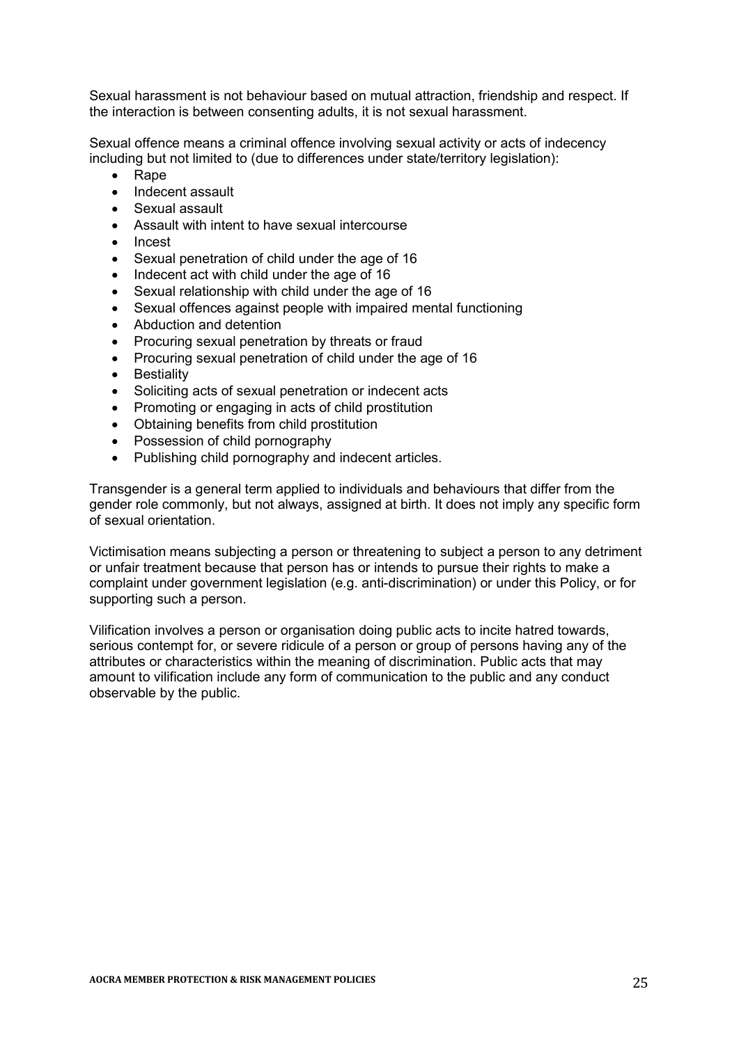Sexual harassment is not behaviour based on mutual attraction, friendship and respect. If the interaction is between consenting adults, it is not sexual harassment.

Sexual offence means a criminal offence involving sexual activity or acts of indecency including but not limited to (due to differences under state/territory legislation):

- Rape
- Indecent assault
- Sexual assault
- Assault with intent to have sexual intercourse
- Incest
- Sexual penetration of child under the age of 16
- Indecent act with child under the age of 16
- Sexual relationship with child under the age of 16
- Sexual offences against people with impaired mental functioning
- Abduction and detention
- Procuring sexual penetration by threats or fraud
- Procuring sexual penetration of child under the age of 16
- Bestiality
- Soliciting acts of sexual penetration or indecent acts
- Promoting or engaging in acts of child prostitution
- Obtaining benefits from child prostitution
- Possession of child pornography
- Publishing child pornography and indecent articles.

Transgender is a general term applied to individuals and behaviours that differ from the gender role commonly, but not always, assigned at birth. It does not imply any specific form of sexual orientation.

Victimisation means subjecting a person or threatening to subject a person to any detriment or unfair treatment because that person has or intends to pursue their rights to make a complaint under government legislation (e.g. anti-discrimination) or under this Policy, or for supporting such a person.

Vilification involves a person or organisation doing public acts to incite hatred towards, serious contempt for, or severe ridicule of a person or group of persons having any of the attributes or characteristics within the meaning of discrimination. Public acts that may amount to vilification include any form of communication to the public and any conduct observable by the public.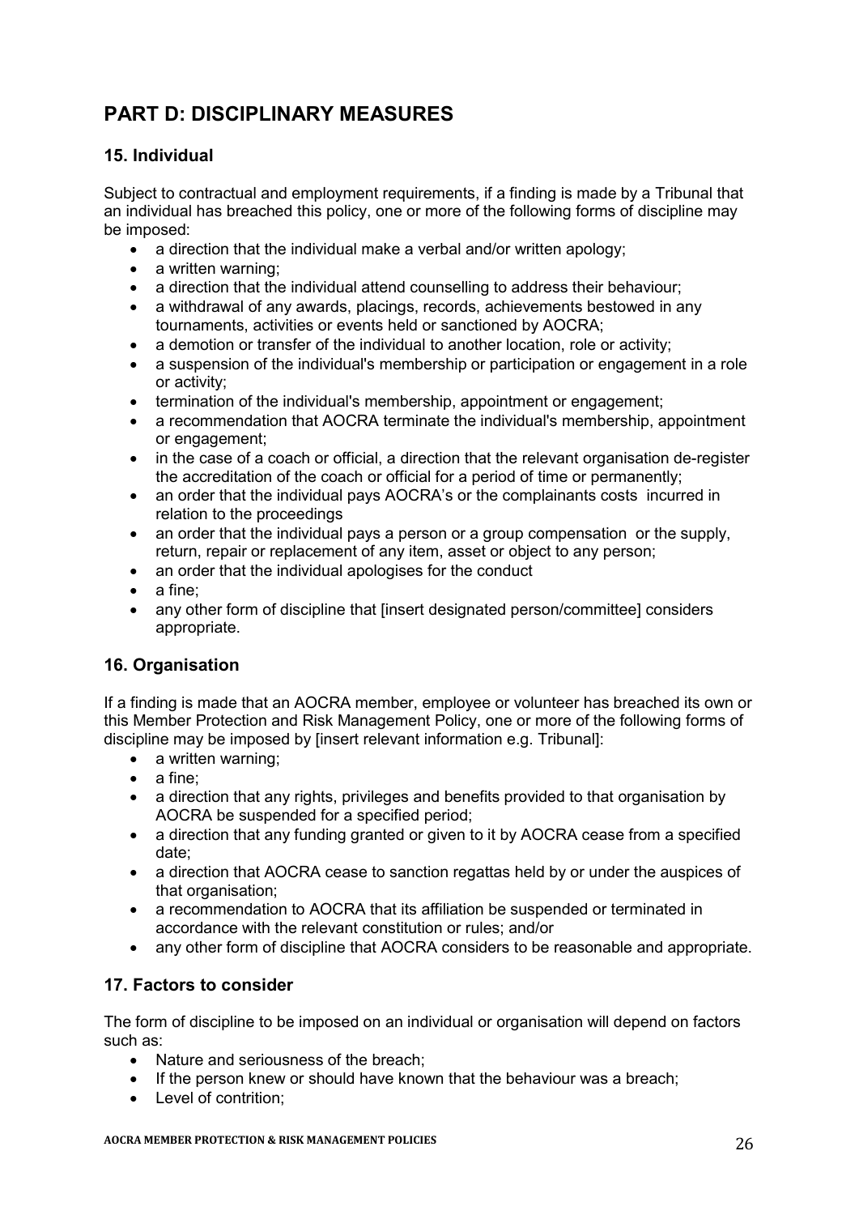# PART D: DISCIPLINARY MEASURES

## 15. Individual

Subject to contractual and employment requirements, if a finding is made by a Tribunal that an individual has breached this policy, one or more of the following forms of discipline may be imposed:

- a direction that the individual make a verbal and/or written apology;
- a written warning;
- a direction that the individual attend counselling to address their behaviour;
- a withdrawal of any awards, placings, records, achievements bestowed in any tournaments, activities or events held or sanctioned by AOCRA;
- a demotion or transfer of the individual to another location, role or activity;
- a suspension of the individual's membership or participation or engagement in a role or activity;
- termination of the individual's membership, appointment or engagement;
- a recommendation that AOCRA terminate the individual's membership, appointment or engagement;
- in the case of a coach or official, a direction that the relevant organisation de-register the accreditation of the coach or official for a period of time or permanently;
- an order that the individual pays AOCRA's or the complainants costs incurred in relation to the proceedings
- an order that the individual pays a person or a group compensation or the supply, return, repair or replacement of any item, asset or object to any person;
- an order that the individual apologises for the conduct
- a fine;
- any other form of discipline that [insert designated person/committee] considers appropriate.

## 16. Organisation

If a finding is made that an AOCRA member, employee or volunteer has breached its own or this Member Protection and Risk Management Policy, one or more of the following forms of discipline may be imposed by [insert relevant information e.g. Tribunal]:

- a written warning;
- a fine;
- a direction that any rights, privileges and benefits provided to that organisation by AOCRA be suspended for a specified period;
- a direction that any funding granted or given to it by AOCRA cease from a specified date;
- a direction that AOCRA cease to sanction regattas held by or under the auspices of that organisation;
- a recommendation to AOCRA that its affiliation be suspended or terminated in accordance with the relevant constitution or rules; and/or
- any other form of discipline that AOCRA considers to be reasonable and appropriate.

## 17. Factors to consider

The form of discipline to be imposed on an individual or organisation will depend on factors such as:

- Nature and seriousness of the breach;
- If the person knew or should have known that the behaviour was a breach;
- Level of contrition;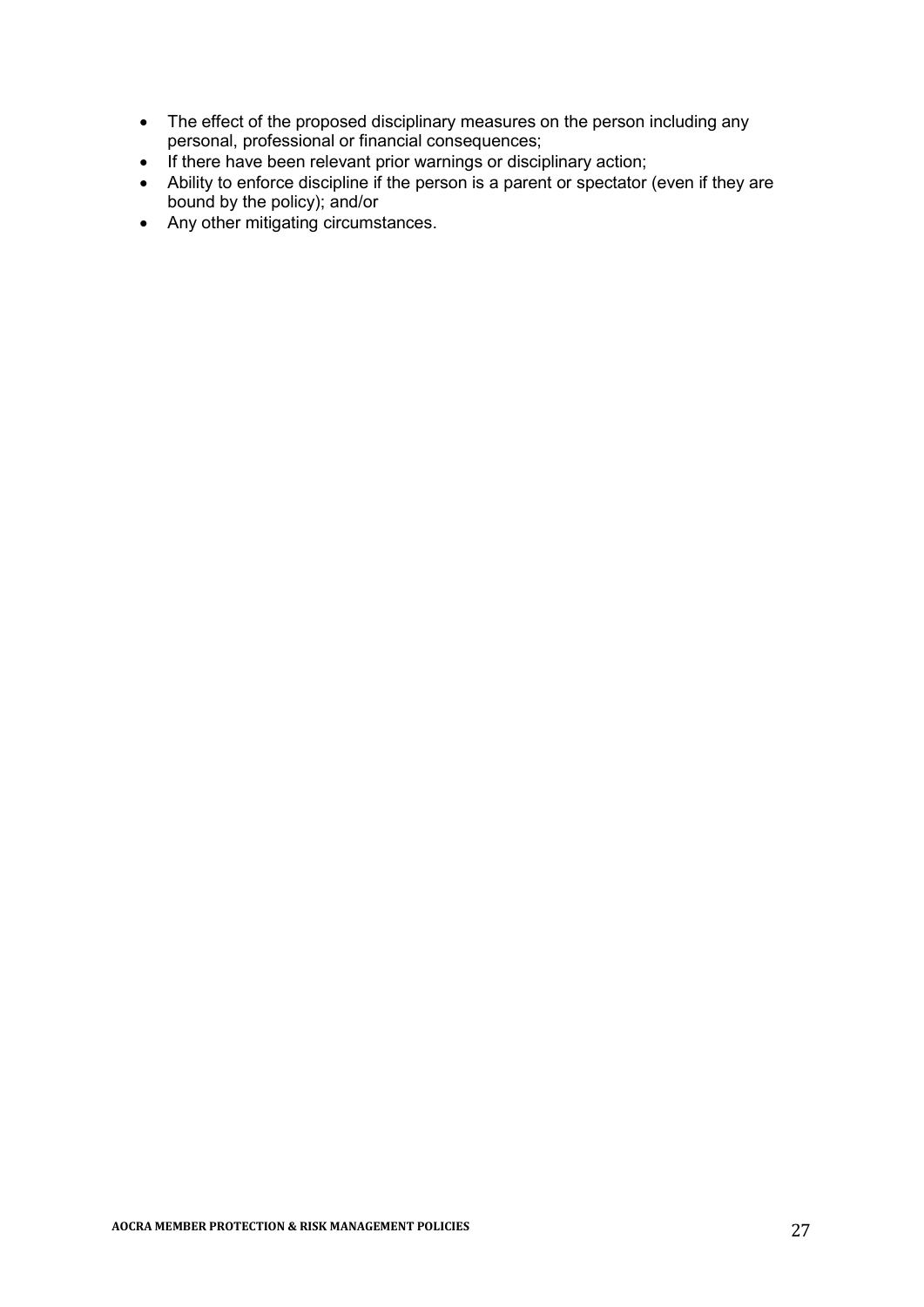- The effect of the proposed disciplinary measures on the person including any personal, professional or financial consequences;
- If there have been relevant prior warnings or disciplinary action;
- Ability to enforce discipline if the person is a parent or spectator (even if they are bound by the policy); and/or
- Any other mitigating circumstances.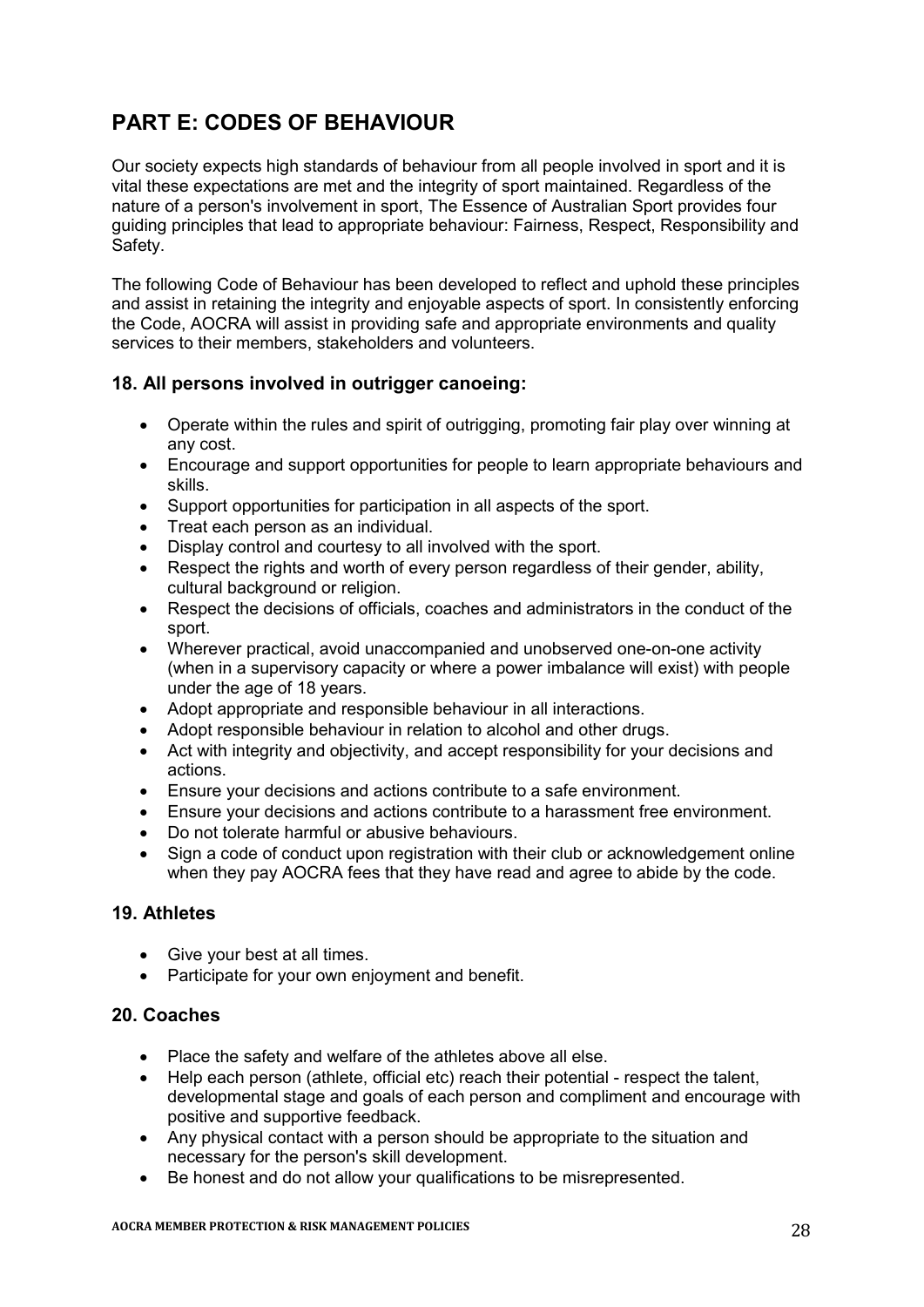# PART E: CODES OF BEHAVIOUR

Our society expects high standards of behaviour from all people involved in sport and it is vital these expectations are met and the integrity of sport maintained. Regardless of the nature of a person's involvement in sport, The Essence of Australian Sport provides four guiding principles that lead to appropriate behaviour: Fairness, Respect, Responsibility and Safety.

The following Code of Behaviour has been developed to reflect and uphold these principles and assist in retaining the integrity and enjoyable aspects of sport. In consistently enforcing the Code, AOCRA will assist in providing safe and appropriate environments and quality services to their members, stakeholders and volunteers.

### 18. All persons involved in outrigger canoeing:

- Operate within the rules and spirit of outrigging, promoting fair play over winning at any cost.
- Encourage and support opportunities for people to learn appropriate behaviours and skills.
- Support opportunities for participation in all aspects of the sport.
- Treat each person as an individual.
- Display control and courtesy to all involved with the sport.
- Respect the rights and worth of every person regardless of their gender, ability, cultural background or religion.
- Respect the decisions of officials, coaches and administrators in the conduct of the sport.
- Wherever practical, avoid unaccompanied and unobserved one-on-one activity (when in a supervisory capacity or where a power imbalance will exist) with people under the age of 18 years.
- Adopt appropriate and responsible behaviour in all interactions.
- Adopt responsible behaviour in relation to alcohol and other drugs.
- Act with integrity and objectivity, and accept responsibility for your decisions and actions.
- Ensure your decisions and actions contribute to a safe environment.
- Ensure your decisions and actions contribute to a harassment free environment.
- Do not tolerate harmful or abusive behaviours.
- Sign a code of conduct upon registration with their club or acknowledgement online when they pay AOCRA fees that they have read and agree to abide by the code.

### 19. Athletes

- Give your best at all times.
- Participate for your own enjoyment and benefit.

### 20. Coaches

- Place the safety and welfare of the athletes above all else.
- Help each person (athlete, official etc) reach their potential - respect the talent, developmental stage and goals of each person and compliment and encourage with positive and supportive feedback.
- Any physical contact with a person should be appropriate to the situation and necessary for the person's skill development.
- Be honest and do not allow your qualifications to be misrepresented.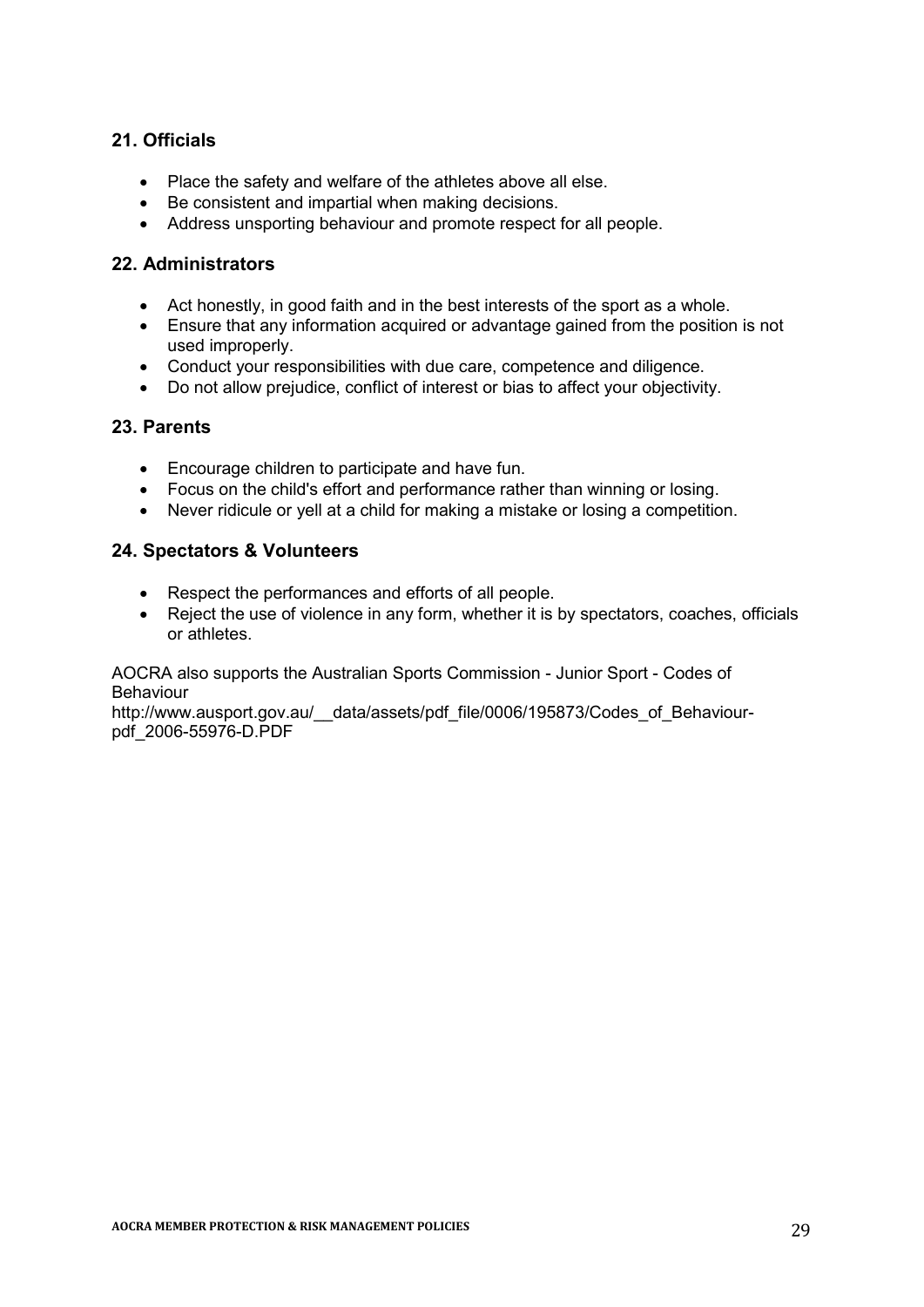## 21. Officials

- Place the safety and welfare of the athletes above all else.
- Be consistent and impartial when making decisions.
- Address unsporting behaviour and promote respect for all people.

## 22. Administrators

- Act honestly, in good faith and in the best interests of the sport as a whole.
- Ensure that any information acquired or advantage gained from the position is not used improperly.
- Conduct your responsibilities with due care, competence and diligence.
- Do not allow prejudice, conflict of interest or bias to affect your objectivity.

## 23. Parents

- Encourage children to participate and have fun.
- Focus on the child's effort and performance rather than winning or losing.
- Never ridicule or yell at a child for making a mistake or losing a competition.

## 24. Spectators & Volunteers

- Respect the performances and efforts of all people.
- Reject the use of violence in any form, whether it is by spectators, coaches, officials or athletes.

AOCRA also supports the Australian Sports Commission - Junior Sport - Codes of Behaviour
http://www.ausport.gov.au/__data/assets/pdf_file/0006/195873/Codes_of_Behaviour-pdf_2006-55976-D.PDF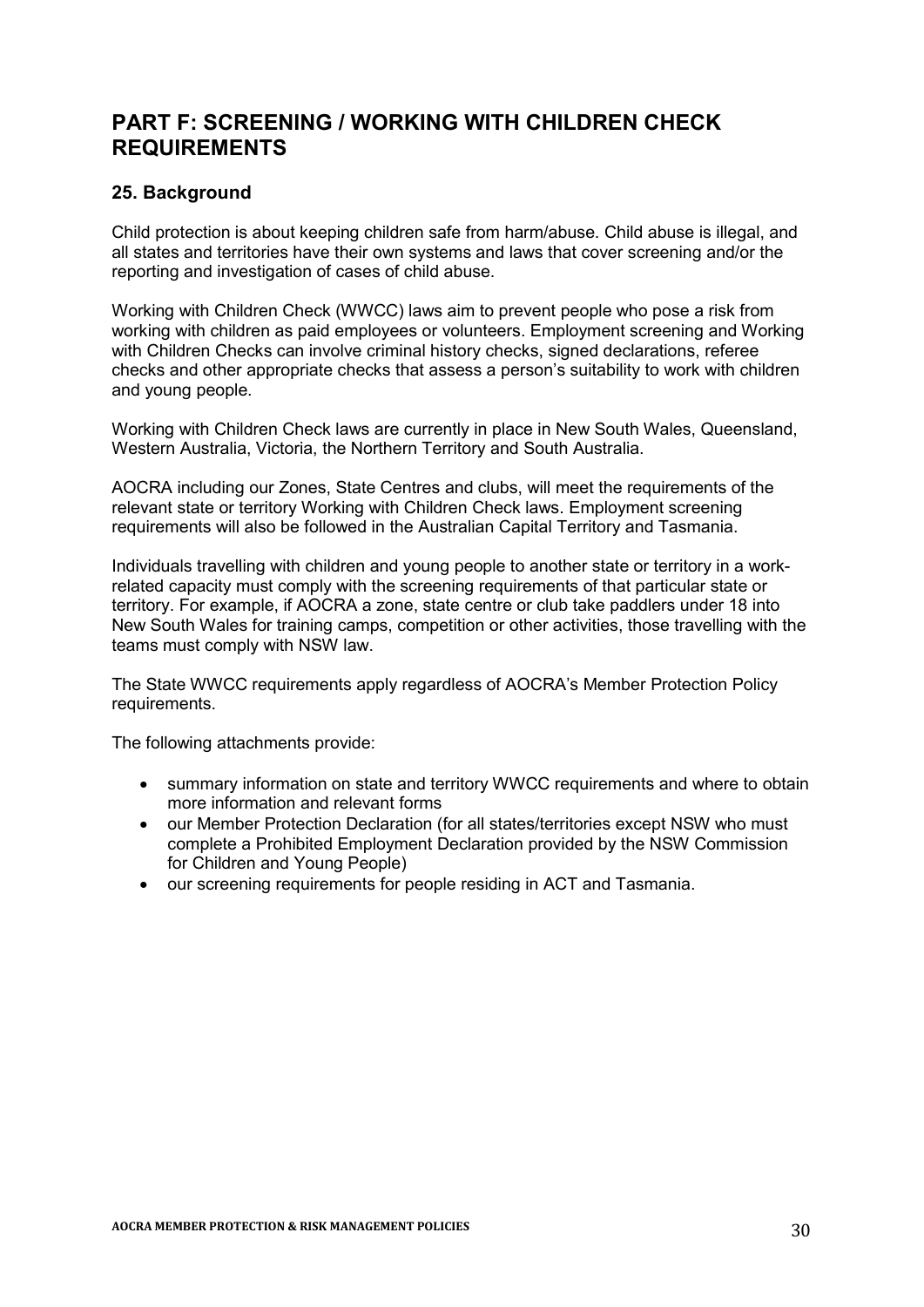## PART F: SCREENING / WORKING WITH CHILDREN CHECK REQUIREMENTS

### 25. Background

Child protection is about keeping children safe from harm/abuse. Child abuse is illegal, and all states and territories have their own systems and laws that cover screening and/or the reporting and investigation of cases of child abuse.

Working with Children Check (WWCC) laws aim to prevent people who pose a risk from working with children as paid employees or volunteers. Employment screening and Working with Children Checks can involve criminal history checks, signed declarations, referee checks and other appropriate checks that assess a person's suitability to work with children and young people.

Working with Children Check laws are currently in place in New South Wales, Queensland, Western Australia, Victoria, the Northern Territory and South Australia.

AOCRA including our Zones, State Centres and clubs, will meet the requirements of the relevant state or territory Working with Children Check laws. Employment screening requirements will also be followed in the Australian Capital Territory and Tasmania.

Individuals travelling with children and young people to another state or territory in a work-related capacity must comply with the screening requirements of that particular state or territory. For example, if AOCRA a zone, state centre or club take paddlers under 18 into New South Wales for training camps, competition or other activities, those travelling with the teams must comply with NSW law.

The State WWCC requirements apply regardless of AOCRA's Member Protection Policy requirements.

The following attachments provide:

- summary information on state and territory WWCC requirements and where to obtain more information and relevant forms
- our Member Protection Declaration (for all states/territories except NSW who must complete a Prohibited Employment Declaration provided by the NSW Commission for Children and Young People)
- our screening requirements for people residing in ACT and Tasmania.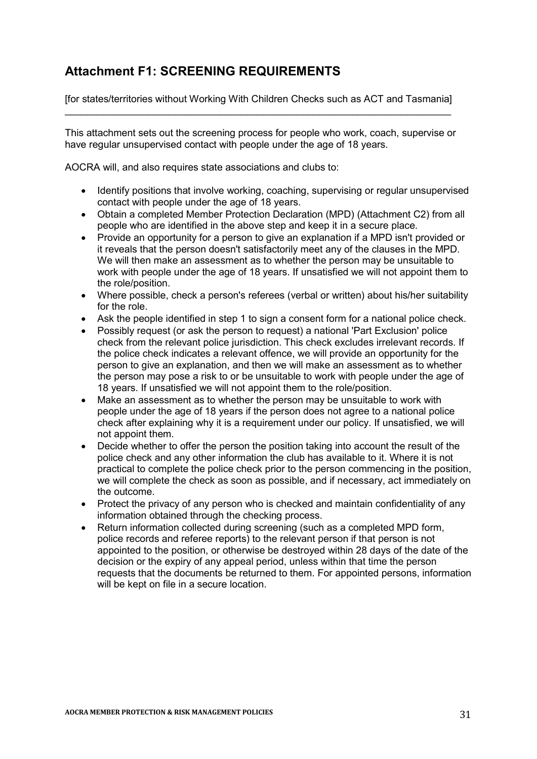## Attachment F1: SCREENING REQUIREMENTS

[for states/territories without Working With Children Checks such as ACT and Tasmania]

---

This attachment sets out the screening process for people who work, coach, supervise or have regular unsupervised contact with people under the age of 18 years.

AOCRA will, and also requires state associations and clubs to:

- Identify positions that involve working, coaching, supervising or regular unsupervised contact with people under the age of 18 years.
- Obtain a completed Member Protection Declaration (MPD) (Attachment C2) from all people who are identified in the above step and keep it in a secure place.
- Provide an opportunity for a person to give an explanation if a MPD isn't provided or it reveals that the person doesn't satisfactorily meet any of the clauses in the MPD. We will then make an assessment as to whether the person may be unsuitable to work with people under the age of 18 years. If unsatisfied we will not appoint them to the role/position.
- Where possible, check a person's referees (verbal or written) about his/her suitability for the role.
- Ask the people identified in step 1 to sign a consent form for a national police check.
- Possibly request (or ask the person to request) a national 'Part Exclusion' police check from the relevant police jurisdiction. This check excludes irrelevant records. If the police check indicates a relevant offence, we will provide an opportunity for the person to give an explanation, and then we will make an assessment as to whether the person may pose a risk to or be unsuitable to work with people under the age of 18 years. If unsatisfied we will not appoint them to the role/position.
- Make an assessment as to whether the person may be unsuitable to work with people under the age of 18 years if the person does not agree to a national police check after explaining why it is a requirement under our policy. If unsatisfied, we will not appoint them.
- Decide whether to offer the person the position taking into account the result of the police check and any other information the club has available to it. Where it is not practical to complete the police check prior to the person commencing in the position, we will complete the check as soon as possible, and if necessary, act immediately on the outcome.
- Protect the privacy of any person who is checked and maintain confidentiality of any information obtained through the checking process.
- Return information collected during screening (such as a completed MPD form, police records and referee reports) to the relevant person if that person is not appointed to the position, or otherwise be destroyed within 28 days of the date of the decision or the expiry of any appeal period, unless within that time the person requests that the documents be returned to them. For appointed persons, information will be kept on file in a secure location.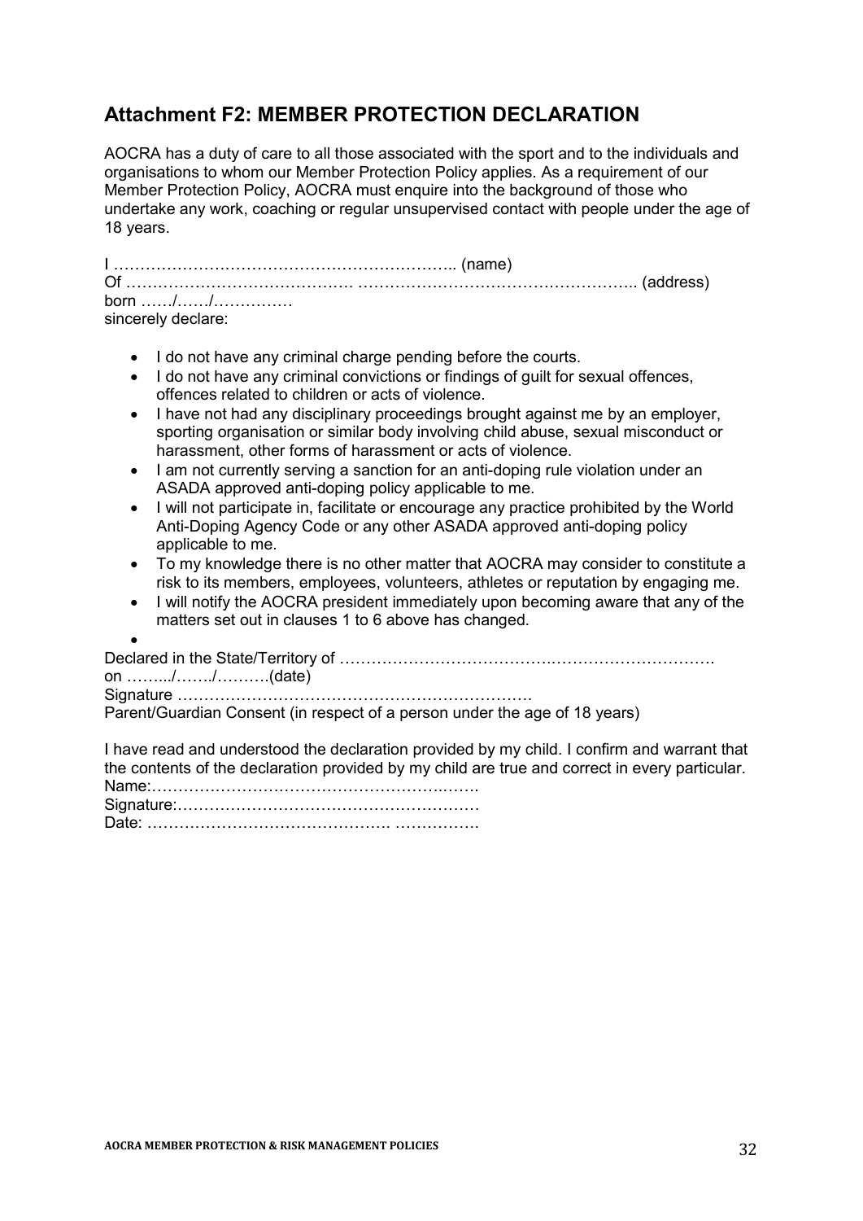## Attachment F2: MEMBER PROTECTION DECLARATION

AOCRA has a duty of care to all those associated with the sport and to the individuals and organisations to whom our Member Protection Policy applies. As a requirement of our Member Protection Policy, AOCRA must enquire into the background of those who undertake any work, coaching or regular unsupervised contact with people under the age of 18 years.

I ……………………………………………………….. (name)
Of …………………………………… …………………………………………….. (address)
born ……/……/……………
sincerely declare:

- I do not have any criminal charge pending before the courts.
- I do not have any criminal convictions or findings of guilt for sexual offences, offences related to children or acts of violence.
- I have not had any disciplinary proceedings brought against me by an employer, sporting organisation or similar body involving child abuse, sexual misconduct or harassment, other forms of harassment or acts of violence.
- I am not currently serving a sanction for an anti-doping rule violation under an ASADA approved anti-doping policy applicable to me.
- I will not participate in, facilitate or encourage any practice prohibited by the World Anti-Doping Agency Code or any other ASADA approved anti-doping policy applicable to me.
- To my knowledge there is no other matter that AOCRA may consider to constitute a risk to its members, employees, volunteers, athletes or reputation by engaging me.
- I will notify the AOCRA president immediately upon becoming aware that any of the matters set out in clauses 1 to 6 above has changed.
-

Declared in the State/Territory of ………………………………….…………………………
on ……../……./……….(date)
Signature ………………………………………………………….
Parent/Guardian Consent (in respect of a person under the age of 18 years)

I have read and understood the declaration provided by my child. I confirm and warrant that the contents of the declaration provided by my child are true and correct in every particular.
Name:……………………………………………….…….
Signature:…………………………………………………
Date: ………………………………………. …………….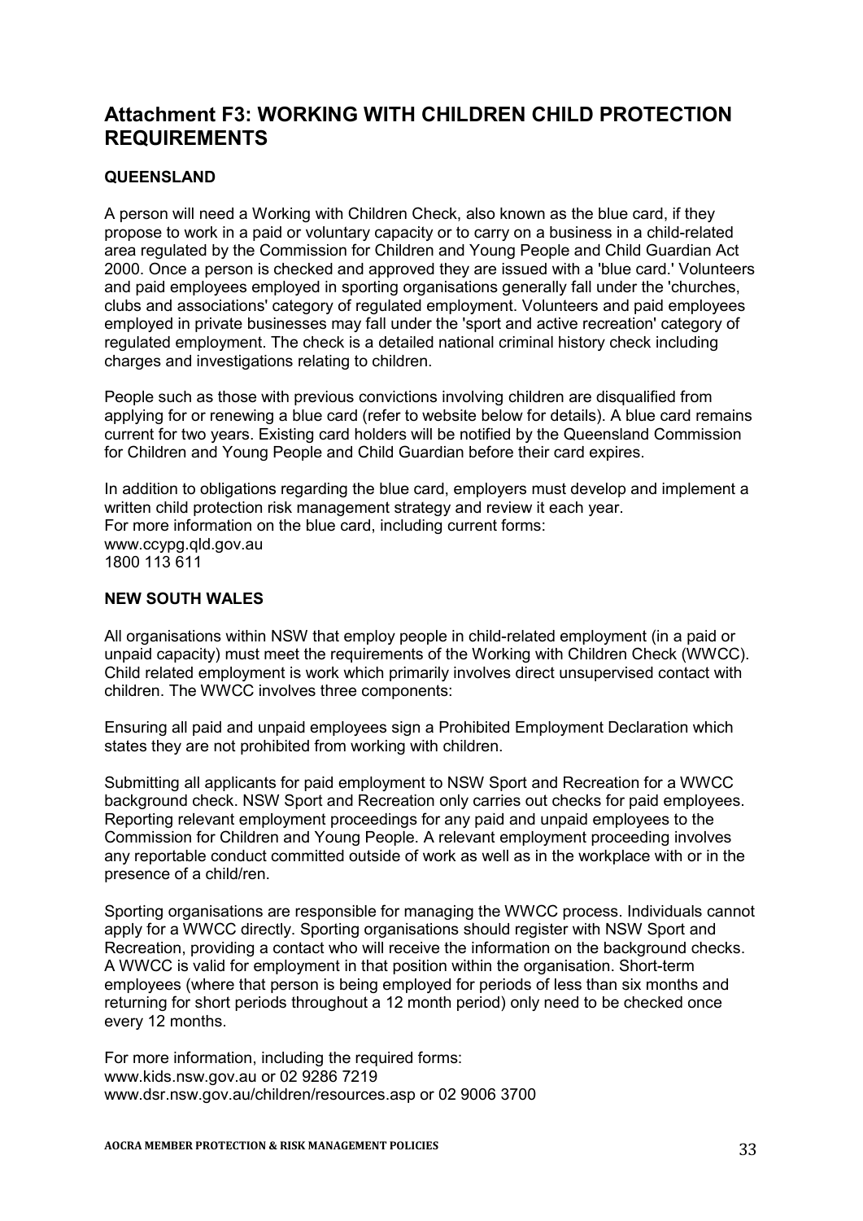# Attachment F3: WORKING WITH CHILDREN CHILD PROTECTION REQUIREMENTS

### QUEENSLAND

A person will need a Working with Children Check, also known as the blue card, if they propose to work in a paid or voluntary capacity or to carry on a business in a child-related area regulated by the Commission for Children and Young People and Child Guardian Act 2000. Once a person is checked and approved they are issued with a 'blue card.' Volunteers and paid employees employed in sporting organisations generally fall under the 'churches, clubs and associations' category of regulated employment. Volunteers and paid employees employed in private businesses may fall under the 'sport and active recreation' category of regulated employment. The check is a detailed national criminal history check including charges and investigations relating to children.

People such as those with previous convictions involving children are disqualified from applying for or renewing a blue card (refer to website below for details). A blue card remains current for two years. Existing card holders will be notified by the Queensland Commission for Children and Young People and Child Guardian before their card expires.

In addition to obligations regarding the blue card, employers must develop and implement a written child protection risk management strategy and review it each year.
For more information on the blue card, including current forms:
www.ccypg.qld.gov.au
1800 113 611

### NEW SOUTH WALES

All organisations within NSW that employ people in child-related employment (in a paid or unpaid capacity) must meet the requirements of the Working with Children Check (WWCC). Child related employment is work which primarily involves direct unsupervised contact with children. The WWCC involves three components:

Ensuring all paid and unpaid employees sign a Prohibited Employment Declaration which states they are not prohibited from working with children.

Submitting all applicants for paid employment to NSW Sport and Recreation for a WWCC background check. NSW Sport and Recreation only carries out checks for paid employees.
Reporting relevant employment proceedings for any paid and unpaid employees to the Commission for Children and Young People. A relevant employment proceeding involves any reportable conduct committed outside of work as well as in the workplace with or in the presence of a child/ren.

Sporting organisations are responsible for managing the WWCC process. Individuals cannot apply for a WWCC directly. Sporting organisations should register with NSW Sport and Recreation, providing a contact who will receive the information on the background checks. A WWCC is valid for employment in that position within the organisation. Short-term employees (where that person is being employed for periods of less than six months and returning for short periods throughout a 12 month period) only need to be checked once every 12 months.

For more information, including the required forms:
www.kids.nsw.gov.au or 02 9286 7219
www.dsr.nsw.gov.au/children/resources.asp or 02 9006 3700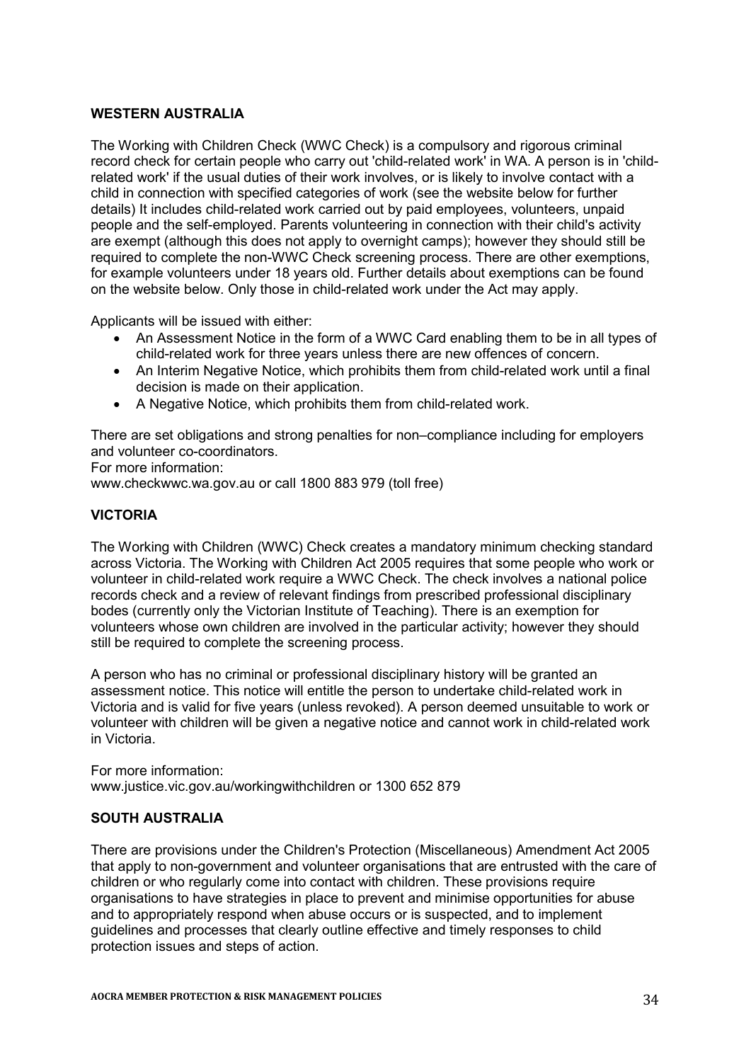## WESTERN AUSTRALIA

The Working with Children Check (WWC Check) is a compulsory and rigorous criminal record check for certain people who carry out 'child-related work' in WA. A person is in 'child-related work' if the usual duties of their work involves, or is likely to involve contact with a child in connection with specified categories of work (see the website below for further details) It includes child-related work carried out by paid employees, volunteers, unpaid people and the self-employed. Parents volunteering in connection with their child's activity are exempt (although this does not apply to overnight camps); however they should still be required to complete the non-WWC Check screening process. There are other exemptions, for example volunteers under 18 years old. Further details about exemptions can be found on the website below. Only those in child-related work under the Act may apply.

Applicants will be issued with either:

- An Assessment Notice in the form of a WWC Card enabling them to be in all types of child-related work for three years unless there are new offences of concern.
- An Interim Negative Notice, which prohibits them from child-related work until a final decision is made on their application.
- A Negative Notice, which prohibits them from child-related work.

There are set obligations and strong penalties for non–compliance including for employers and volunteer co-coordinators.
For more information:
www.checkwwc.wa.gov.au or call 1800 883 979 (toll free)

## VICTORIA

The Working with Children (WWC) Check creates a mandatory minimum checking standard across Victoria. The Working with Children Act 2005 requires that some people who work or volunteer in child-related work require a WWC Check. The check involves a national police records check and a review of relevant findings from prescribed professional disciplinary bodes (currently only the Victorian Institute of Teaching). There is an exemption for volunteers whose own children are involved in the particular activity; however they should still be required to complete the screening process.

A person who has no criminal or professional disciplinary history will be granted an assessment notice. This notice will entitle the person to undertake child-related work in Victoria and is valid for five years (unless revoked). A person deemed unsuitable to work or volunteer with children will be given a negative notice and cannot work in child-related work in Victoria.

For more information:
www.justice.vic.gov.au/workingwithchildren or 1300 652 879

## SOUTH AUSTRALIA

There are provisions under the Children's Protection (Miscellaneous) Amendment Act 2005 that apply to non-government and volunteer organisations that are entrusted with the care of children or who regularly come into contact with children. These provisions require organisations to have strategies in place to prevent and minimise opportunities for abuse and to appropriately respond when abuse occurs or is suspected, and to implement guidelines and processes that clearly outline effective and timely responses to child protection issues and steps of action.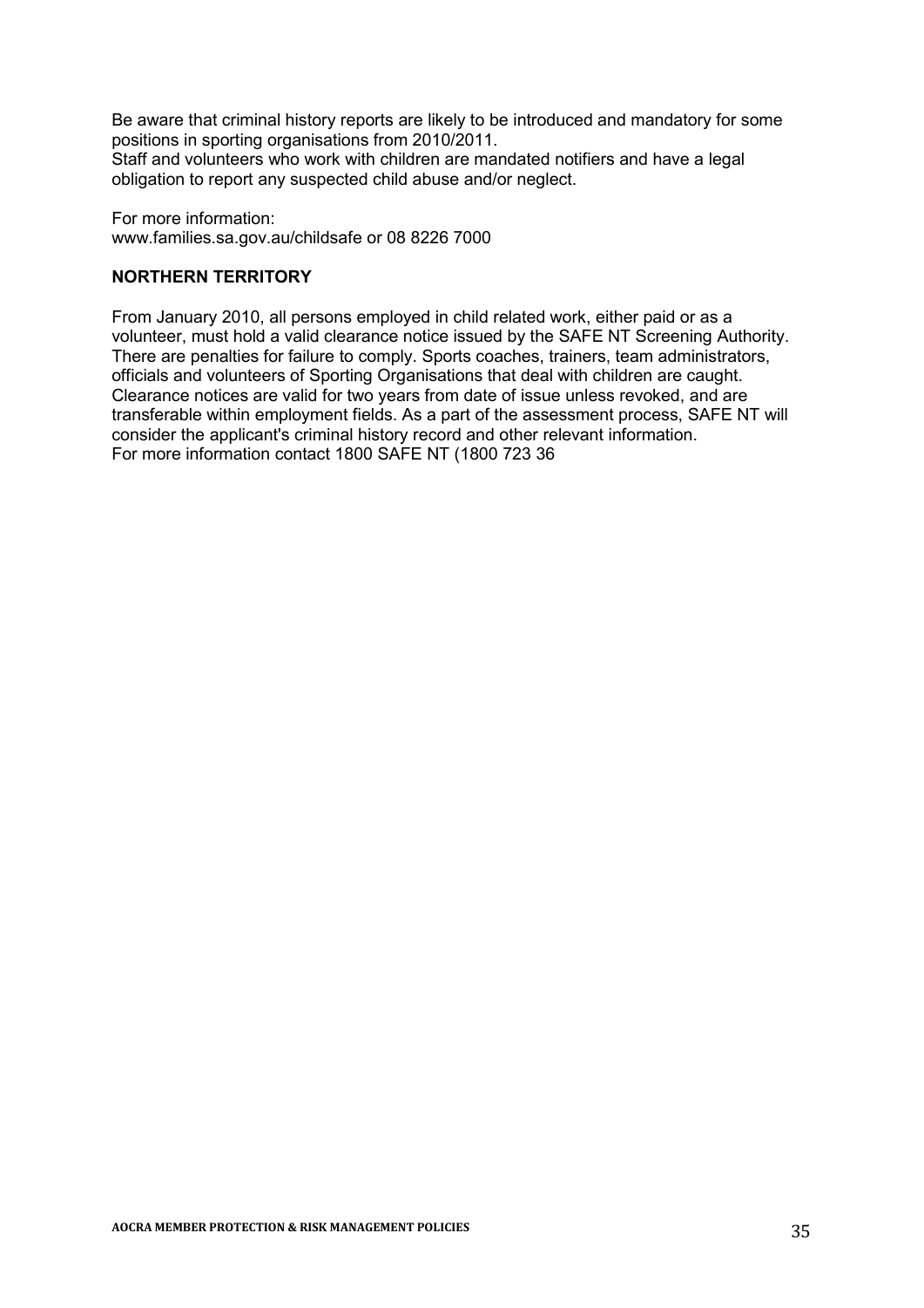Be aware that criminal history reports are likely to be introduced and mandatory for some positions in sporting organisations from 2010/2011.
Staff and volunteers who work with children are mandated notifiers and have a legal obligation to report any suspected child abuse and/or neglect.

For more information:
www.families.sa.gov.au/childsafe or 08 8226 7000

**NORTHERN TERRITORY**

From January 2010, all persons employed in child related work, either paid or as a volunteer, must hold a valid clearance notice issued by the SAFE NT Screening Authority. There are penalties for failure to comply. Sports coaches, trainers, team administrators, officials and volunteers of Sporting Organisations that deal with children are caught. Clearance notices are valid for two years from date of issue unless revoked, and are transferable within employment fields. As a part of the assessment process, SAFE NT will consider the applicant's criminal history record and other relevant information.
For more information contact 1800 SAFE NT (1800 723 36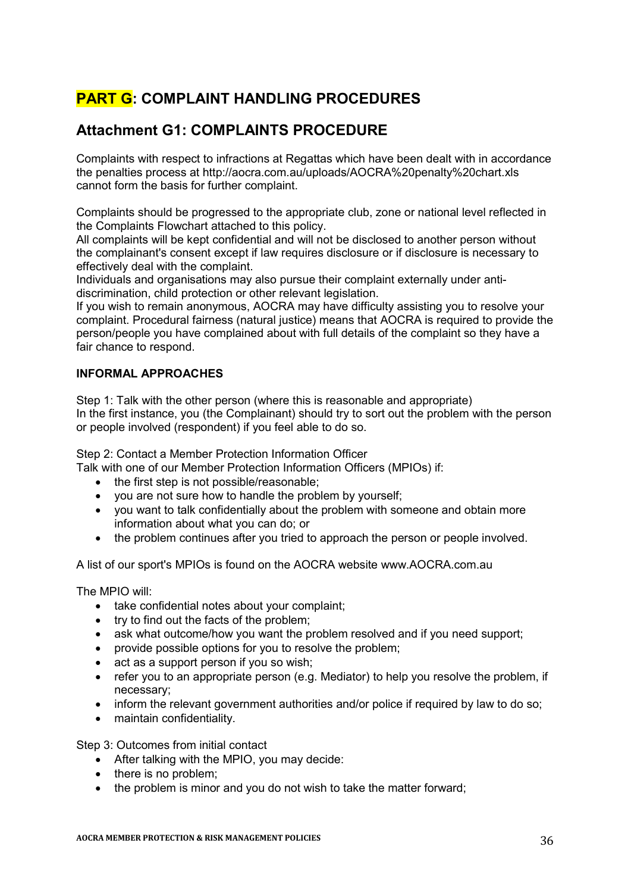# PART G: COMPLAINT HANDLING PROCEDURES

## Attachment G1: COMPLAINTS PROCEDURE

Complaints with respect to infractions at Regattas which have been dealt with in accordance the penalties process at http://aocra.com.au/uploads/AOCRA%20penalty%20chart.xls cannot form the basis for further complaint.

Complaints should be progressed to the appropriate club, zone or national level reflected in the Complaints Flowchart attached to this policy.
All complaints will be kept confidential and will not be disclosed to another person without the complainant's consent except if law requires disclosure or if disclosure is necessary to effectively deal with the complaint.
Individuals and organisations may also pursue their complaint externally under anti-discrimination, child protection or other relevant legislation.
If you wish to remain anonymous, AOCRA may have difficulty assisting you to resolve your complaint. Procedural fairness (natural justice) means that AOCRA is required to provide the person/people you have complained about with full details of the complaint so they have a fair chance to respond.

**INFORMAL APPROACHES**

Step 1: Talk with the other person (where this is reasonable and appropriate)
In the first instance, you (the Complainant) should try to sort out the problem with the person or people involved (respondent) if you feel able to do so.

Step 2: Contact a Member Protection Information Officer
Talk with one of our Member Protection Information Officers (MPIOs) if:

- the first step is not possible/reasonable;
- you are not sure how to handle the problem by yourself;
- you want to talk confidentially about the problem with someone and obtain more information about what you can do; or
- the problem continues after you tried to approach the person or people involved.

A list of our sport's MPIOs is found on the AOCRA website www.AOCRA.com.au

The MPIO will:

- take confidential notes about your complaint;
- try to find out the facts of the problem;
- ask what outcome/how you want the problem resolved and if you need support;
- provide possible options for you to resolve the problem;
- act as a support person if you so wish;
- refer you to an appropriate person (e.g. Mediator) to help you resolve the problem, if necessary;
- inform the relevant government authorities and/or police if required by law to do so;
- maintain confidentiality.

Step 3: Outcomes from initial contact

- After talking with the MPIO, you may decide:
- there is no problem;
- the problem is minor and you do not wish to take the matter forward;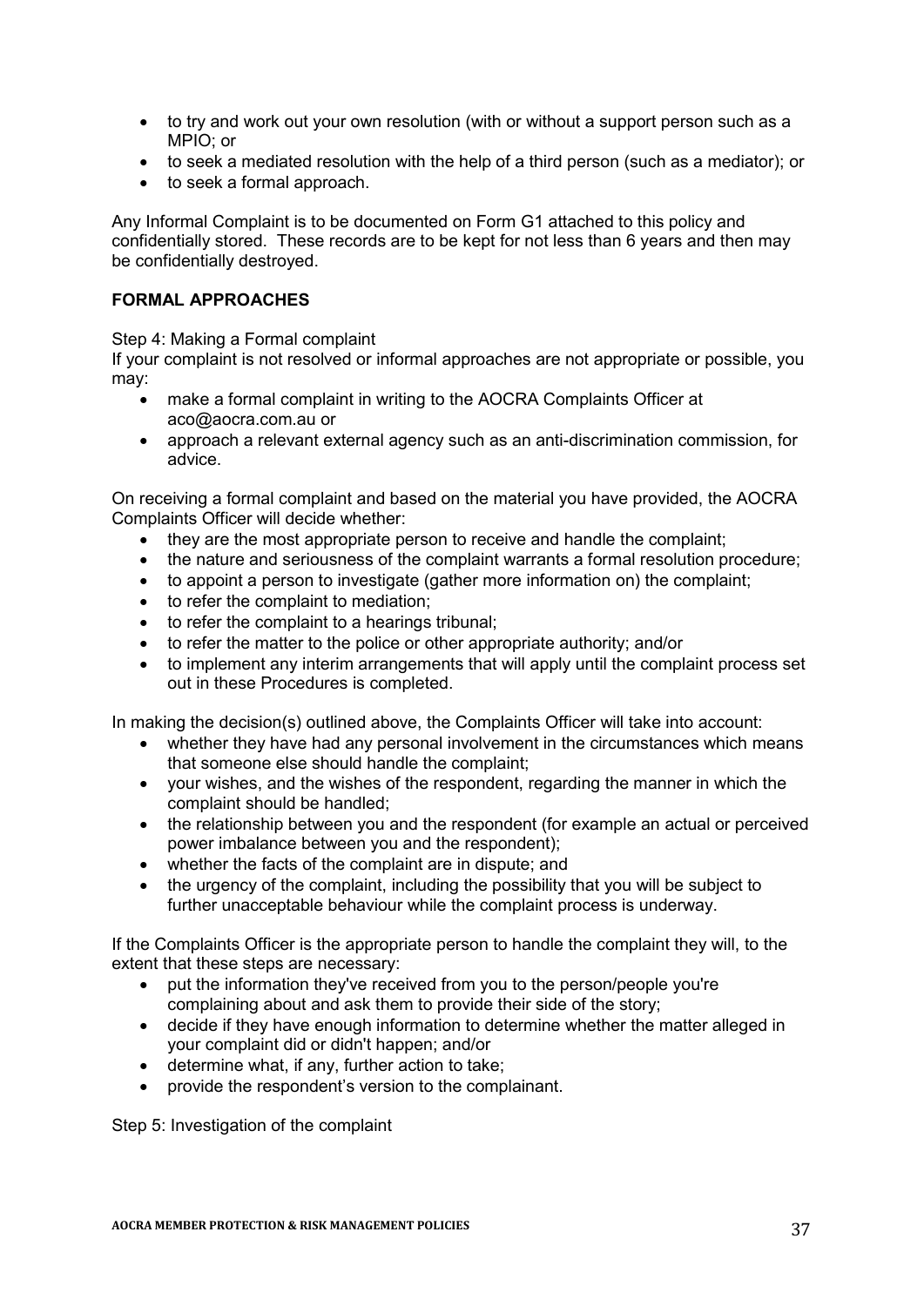- to try and work out your own resolution (with or without a support person such as a MPIO; or
- to seek a mediated resolution with the help of a third person (such as a mediator); or
- to seek a formal approach.

Any Informal Complaint is to be documented on Form G1 attached to this policy and confidentially stored. These records are to be kept for not less than 6 years and then may be confidentially destroyed.

**FORMAL APPROACHES**

Step 4: Making a Formal complaint

If your complaint is not resolved or informal approaches are not appropriate or possible, you may:

- make a formal complaint in writing to the AOCRA Complaints Officer at aco@aocra.com.au or
- approach a relevant external agency such as an anti-discrimination commission, for advice.

On receiving a formal complaint and based on the material you have provided, the AOCRA Complaints Officer will decide whether:

- they are the most appropriate person to receive and handle the complaint;
- the nature and seriousness of the complaint warrants a formal resolution procedure;
- to appoint a person to investigate (gather more information on) the complaint;
- to refer the complaint to mediation;
- to refer the complaint to a hearings tribunal;
- to refer the matter to the police or other appropriate authority; and/or
- to implement any interim arrangements that will apply until the complaint process set out in these Procedures is completed.

In making the decision(s) outlined above, the Complaints Officer will take into account:

- whether they have had any personal involvement in the circumstances which means that someone else should handle the complaint;
- your wishes, and the wishes of the respondent, regarding the manner in which the complaint should be handled;
- the relationship between you and the respondent (for example an actual or perceived power imbalance between you and the respondent);
- whether the facts of the complaint are in dispute; and
- the urgency of the complaint, including the possibility that you will be subject to further unacceptable behaviour while the complaint process is underway.

If the Complaints Officer is the appropriate person to handle the complaint they will, to the extent that these steps are necessary:

- put the information they've received from you to the person/people you're complaining about and ask them to provide their side of the story;
- decide if they have enough information to determine whether the matter alleged in your complaint did or didn't happen; and/or
- determine what, if any, further action to take;
- provide the respondent's version to the complainant.

Step 5: Investigation of the complaint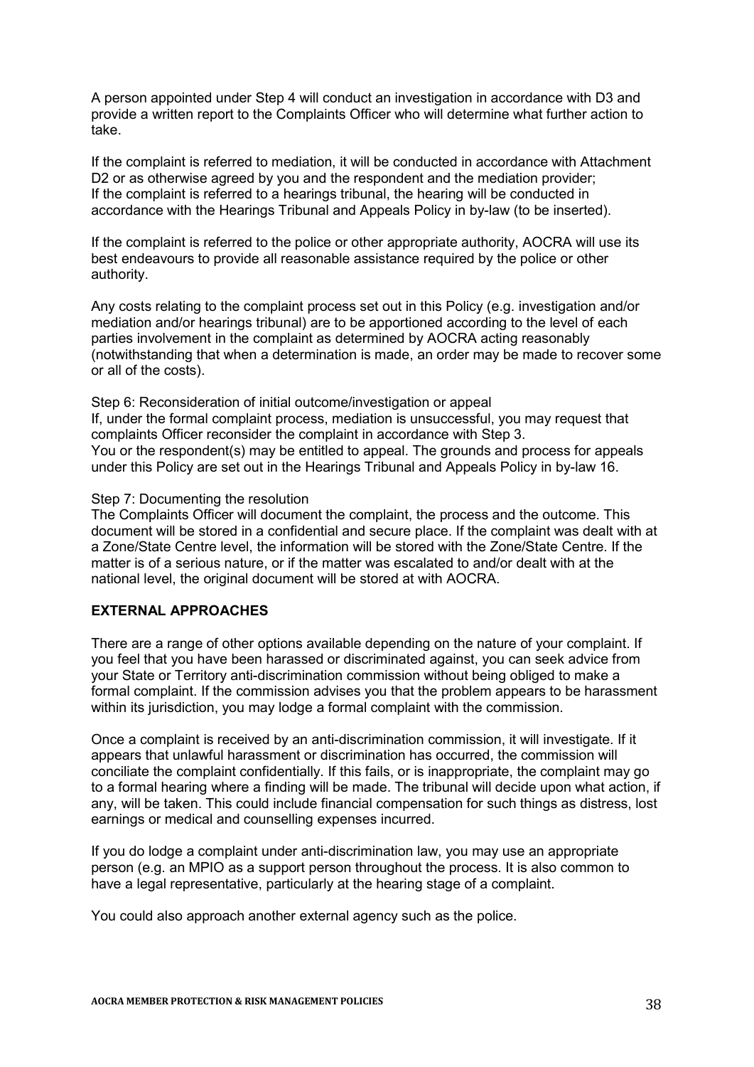A person appointed under Step 4 will conduct an investigation in accordance with D3 and provide a written report to the Complaints Officer who will determine what further action to take.

If the complaint is referred to mediation, it will be conducted in accordance with Attachment D2 or as otherwise agreed by you and the respondent and the mediation provider;
If the complaint is referred to a hearings tribunal, the hearing will be conducted in accordance with the Hearings Tribunal and Appeals Policy in by-law (to be inserted).

If the complaint is referred to the police or other appropriate authority, AOCRA will use its best endeavours to provide all reasonable assistance required by the police or other authority.

Any costs relating to the complaint process set out in this Policy (e.g. investigation and/or mediation and/or hearings tribunal) are to be apportioned according to the level of each parties involvement in the complaint as determined by AOCRA acting reasonably (notwithstanding that when a determination is made, an order may be made to recover some or all of the costs).

Step 6: Reconsideration of initial outcome/investigation or appeal
If, under the formal complaint process, mediation is unsuccessful, you may request that complaints Officer reconsider the complaint in accordance with Step 3.
You or the respondent(s) may be entitled to appeal. The grounds and process for appeals under this Policy are set out in the Hearings Tribunal and Appeals Policy in by-law 16.

Step 7: Documenting the resolution
The Complaints Officer will document the complaint, the process and the outcome. This document will be stored in a confidential and secure place. If the complaint was dealt with at a Zone/State Centre level, the information will be stored with the Zone/State Centre. If the matter is of a serious nature, or if the matter was escalated to and/or dealt with at the national level, the original document will be stored at with AOCRA.

**EXTERNAL APPROACHES**

There are a range of other options available depending on the nature of your complaint. If you feel that you have been harassed or discriminated against, you can seek advice from your State or Territory anti-discrimination commission without being obliged to make a formal complaint. If the commission advises you that the problem appears to be harassment within its jurisdiction, you may lodge a formal complaint with the commission.

Once a complaint is received by an anti-discrimination commission, it will investigate. If it appears that unlawful harassment or discrimination has occurred, the commission will conciliate the complaint confidentially. If this fails, or is inappropriate, the complaint may go to a formal hearing where a finding will be made. The tribunal will decide upon what action, if any, will be taken. This could include financial compensation for such things as distress, lost earnings or medical and counselling expenses incurred.

If you do lodge a complaint under anti-discrimination law, you may use an appropriate person (e.g. an MPIO as a support person throughout the process. It is also common to have a legal representative, particularly at the hearing stage of a complaint.

You could also approach another external agency such as the police.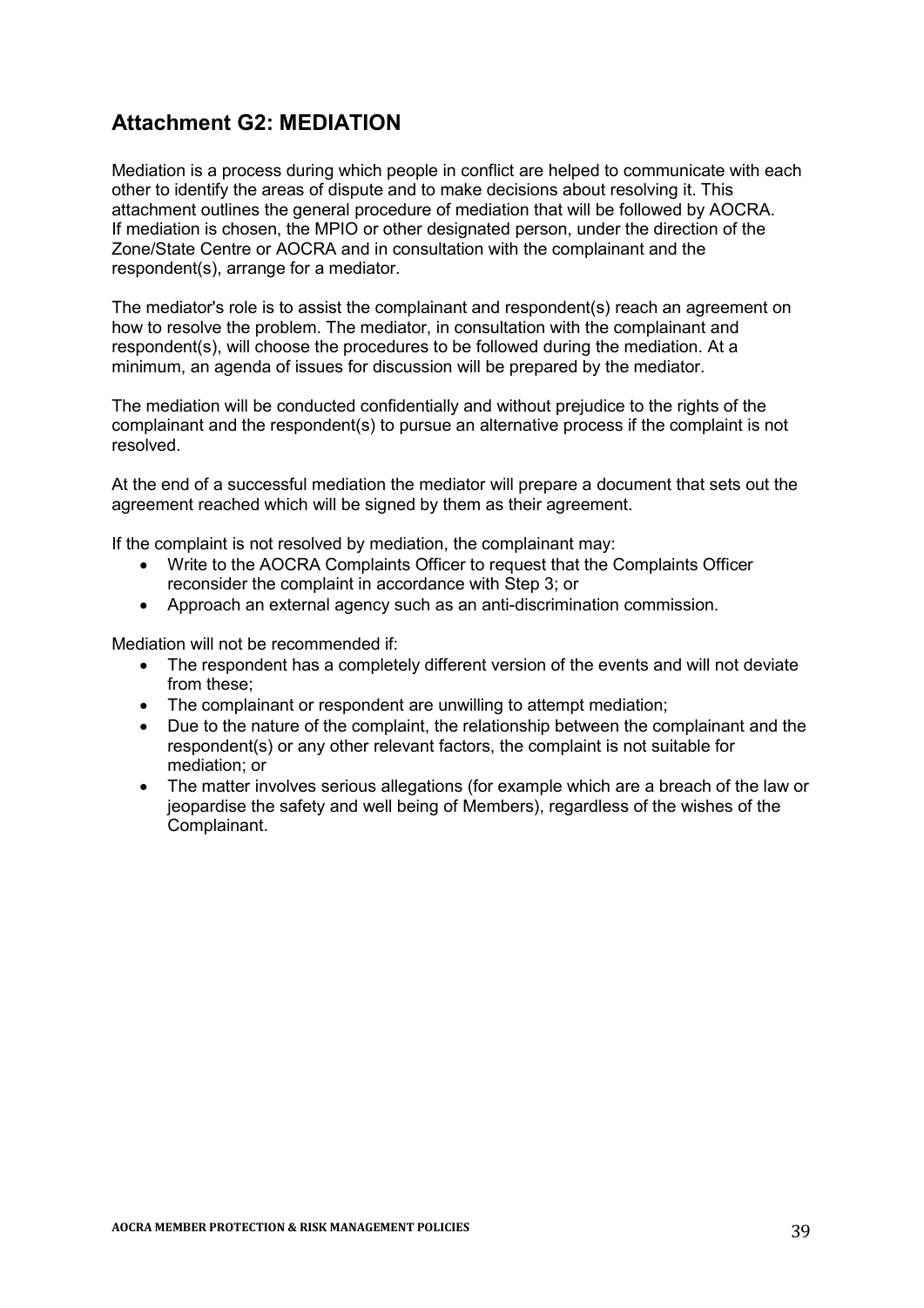## Attachment G2: MEDIATION

Mediation is a process during which people in conflict are helped to communicate with each other to identify the areas of dispute and to make decisions about resolving it. This attachment outlines the general procedure of mediation that will be followed by AOCRA. If mediation is chosen, the MPIO or other designated person, under the direction of the Zone/State Centre or AOCRA and in consultation with the complainant and the respondent(s), arrange for a mediator.

The mediator's role is to assist the complainant and respondent(s) reach an agreement on how to resolve the problem. The mediator, in consultation with the complainant and respondent(s), will choose the procedures to be followed during the mediation. At a minimum, an agenda of issues for discussion will be prepared by the mediator.

The mediation will be conducted confidentially and without prejudice to the rights of the complainant and the respondent(s) to pursue an alternative process if the complaint is not resolved.

At the end of a successful mediation the mediator will prepare a document that sets out the agreement reached which will be signed by them as their agreement.

If the complaint is not resolved by mediation, the complainant may:

- Write to the AOCRA Complaints Officer to request that the Complaints Officer reconsider the complaint in accordance with Step 3; or
- Approach an external agency such as an anti-discrimination commission.

Mediation will not be recommended if:

- The respondent has a completely different version of the events and will not deviate from these;
- The complainant or respondent are unwilling to attempt mediation;
- Due to the nature of the complaint, the relationship between the complainant and the respondent(s) or any other relevant factors, the complaint is not suitable for mediation; or
- The matter involves serious allegations (for example which are a breach of the law or jeopardise the safety and well being of Members), regardless of the wishes of the Complainant.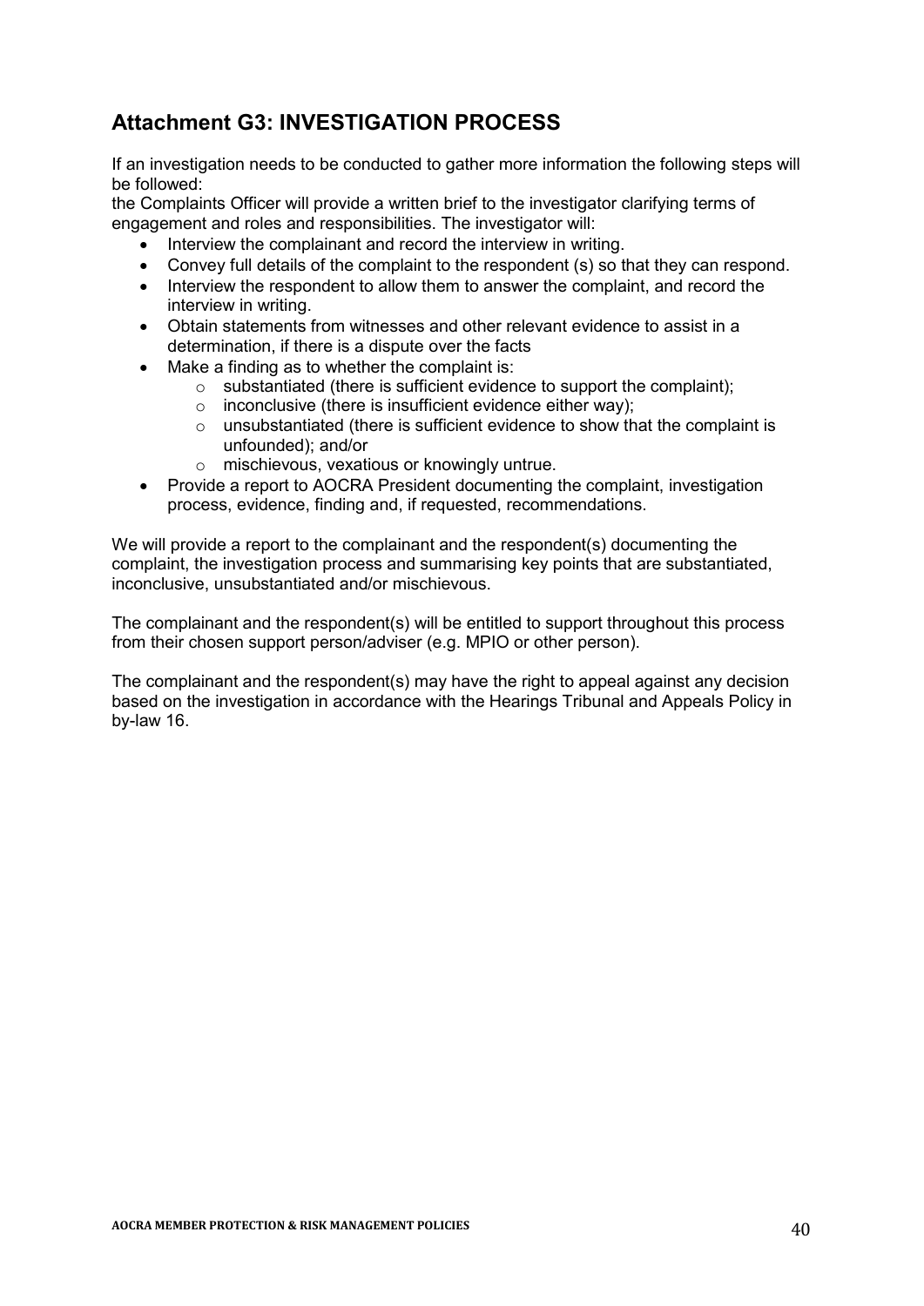## Attachment G3: INVESTIGATION PROCESS

If an investigation needs to be conducted to gather more information the following steps will be followed:

the Complaints Officer will provide a written brief to the investigator clarifying terms of engagement and roles and responsibilities. The investigator will:

- Interview the complainant and record the interview in writing.
- Convey full details of the complaint to the respondent (s) so that they can respond.
- Interview the respondent to allow them to answer the complaint, and record the interview in writing.
- Obtain statements from witnesses and other relevant evidence to assist in a determination, if there is a dispute over the facts
- Make a finding as to whether the complaint is:
  - substantiated (there is sufficient evidence to support the complaint);
  - inconclusive (there is insufficient evidence either way);
  - unsubstantiated (there is sufficient evidence to show that the complaint is unfounded); and/or
  - mischievous, vexatious or knowingly untrue.
- Provide a report to AOCRA President documenting the complaint, investigation process, evidence, finding and, if requested, recommendations.

We will provide a report to the complainant and the respondent(s) documenting the complaint, the investigation process and summarising key points that are substantiated, inconclusive, unsubstantiated and/or mischievous.

The complainant and the respondent(s) will be entitled to support throughout this process from their chosen support person/adviser (e.g. MPIO or other person).

The complainant and the respondent(s) may have the right to appeal against any decision based on the investigation in accordance with the Hearings Tribunal and Appeals Policy in by-law 16.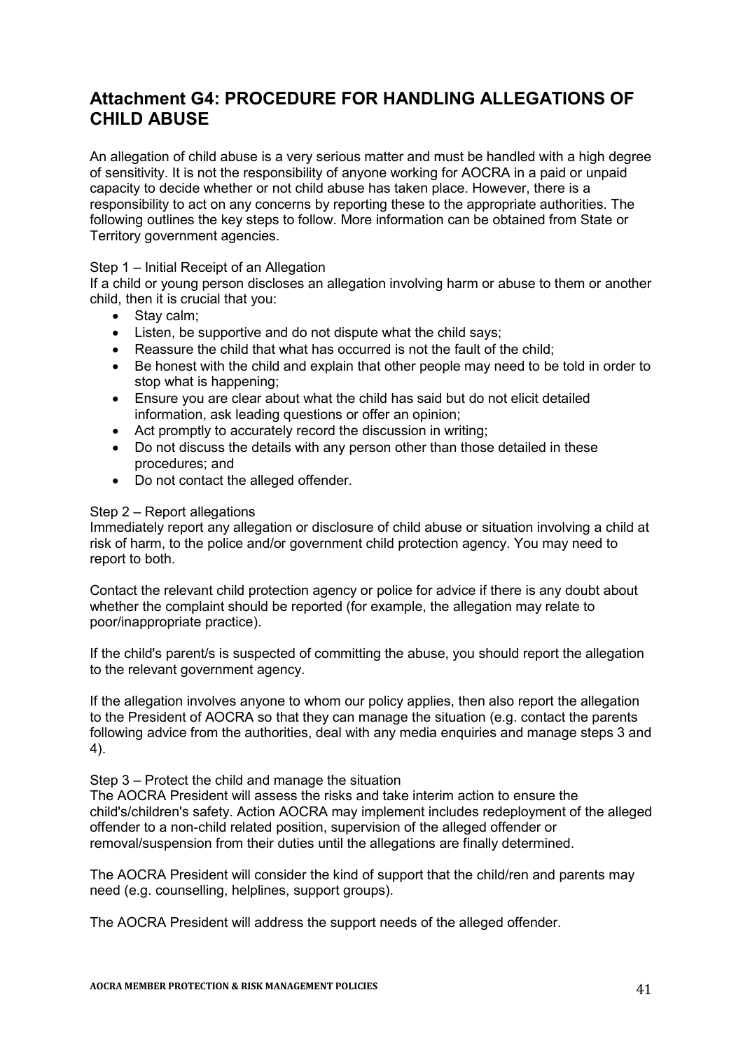## Attachment G4: PROCEDURE FOR HANDLING ALLEGATIONS OF CHILD ABUSE

An allegation of child abuse is a very serious matter and must be handled with a high degree of sensitivity. It is not the responsibility of anyone working for AOCRA in a paid or unpaid capacity to decide whether or not child abuse has taken place. However, there is a responsibility to act on any concerns by reporting these to the appropriate authorities. The following outlines the key steps to follow. More information can be obtained from State or Territory government agencies.

Step 1 – Initial Receipt of an Allegation

If a child or young person discloses an allegation involving harm or abuse to them or another child, then it is crucial that you:

- Stay calm;
- Listen, be supportive and do not dispute what the child says;
- Reassure the child that what has occurred is not the fault of the child;
- Be honest with the child and explain that other people may need to be told in order to stop what is happening;
- Ensure you are clear about what the child has said but do not elicit detailed information, ask leading questions or offer an opinion;
- Act promptly to accurately record the discussion in writing;
- Do not discuss the details with any person other than those detailed in these procedures; and
- Do not contact the alleged offender.

Step 2 – Report allegations

Immediately report any allegation or disclosure of child abuse or situation involving a child at risk of harm, to the police and/or government child protection agency. You may need to report to both.

Contact the relevant child protection agency or police for advice if there is any doubt about whether the complaint should be reported (for example, the allegation may relate to poor/inappropriate practice).

If the child's parent/s is suspected of committing the abuse, you should report the allegation to the relevant government agency.

If the allegation involves anyone to whom our policy applies, then also report the allegation to the President of AOCRA so that they can manage the situation (e.g. contact the parents following advice from the authorities, deal with any media enquiries and manage steps 3 and 4).

Step 3 – Protect the child and manage the situation

The AOCRA President will assess the risks and take interim action to ensure the child's/children's safety. Action AOCRA may implement includes redeployment of the alleged offender to a non-child related position, supervision of the alleged offender or removal/suspension from their duties until the allegations are finally determined.

The AOCRA President will consider the kind of support that the child/ren and parents may need (e.g. counselling, helplines, support groups).

The AOCRA President will address the support needs of the alleged offender.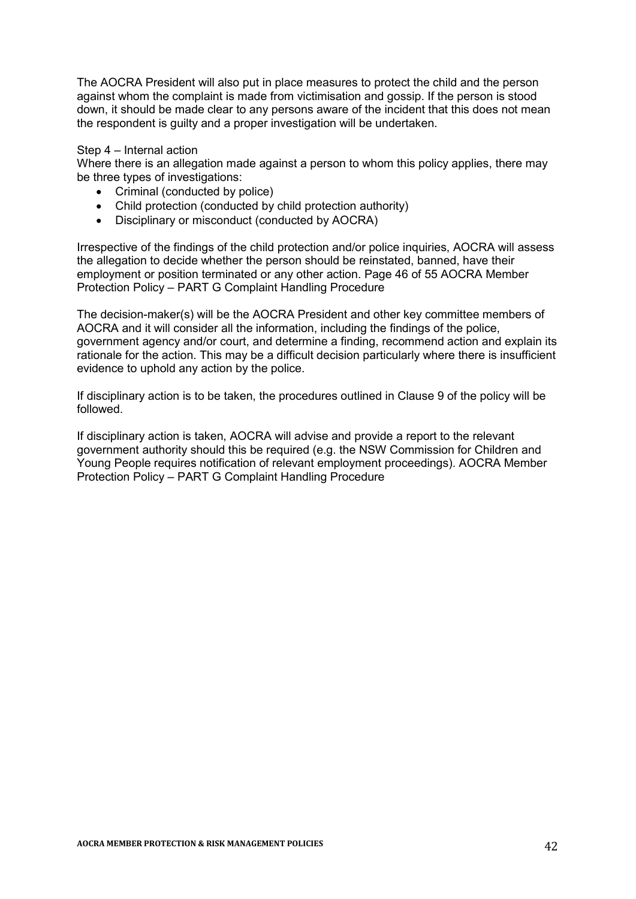The AOCRA President will also put in place measures to protect the child and the person against whom the complaint is made from victimisation and gossip. If the person is stood down, it should be made clear to any persons aware of the incident that this does not mean the respondent is guilty and a proper investigation will be undertaken.

Step 4 – Internal action

Where there is an allegation made against a person to whom this policy applies, there may be three types of investigations:

- Criminal (conducted by police)
- Child protection (conducted by child protection authority)
- Disciplinary or misconduct (conducted by AOCRA)

Irrespective of the findings of the child protection and/or police inquiries, AOCRA will assess the allegation to decide whether the person should be reinstated, banned, have their employment or position terminated or any other action. Page 46 of 55 AOCRA Member Protection Policy – PART G Complaint Handling Procedure

The decision-maker(s) will be the AOCRA President and other key committee members of AOCRA and it will consider all the information, including the findings of the police, government agency and/or court, and determine a finding, recommend action and explain its rationale for the action. This may be a difficult decision particularly where there is insufficient evidence to uphold any action by the police.

If disciplinary action is to be taken, the procedures outlined in Clause 9 of the policy will be followed.

If disciplinary action is taken, AOCRA will advise and provide a report to the relevant government authority should this be required (e.g. the NSW Commission for Children and Young People requires notification of relevant employment proceedings). AOCRA Member Protection Policy – PART G Complaint Handling Procedure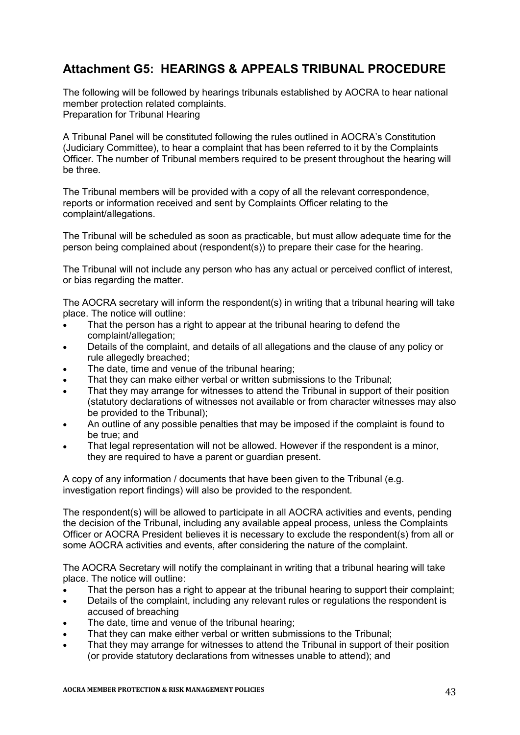## Attachment G5: HEARINGS & APPEALS TRIBUNAL PROCEDURE

The following will be followed by hearings tribunals established by AOCRA to hear national member protection related complaints.
Preparation for Tribunal Hearing

A Tribunal Panel will be constituted following the rules outlined in AOCRA's Constitution (Judiciary Committee), to hear a complaint that has been referred to it by the Complaints Officer. The number of Tribunal members required to be present throughout the hearing will be three.

The Tribunal members will be provided with a copy of all the relevant correspondence, reports or information received and sent by Complaints Officer relating to the complaint/allegations.

The Tribunal will be scheduled as soon as practicable, but must allow adequate time for the person being complained about (respondent(s)) to prepare their case for the hearing.

The Tribunal will not include any person who has any actual or perceived conflict of interest, or bias regarding the matter.

The AOCRA secretary will inform the respondent(s) in writing that a tribunal hearing will take place. The notice will outline:

- That the person has a right to appear at the tribunal hearing to defend the complaint/allegation;
- Details of the complaint, and details of all allegations and the clause of any policy or rule allegedly breached;
- The date, time and venue of the tribunal hearing;
- That they can make either verbal or written submissions to the Tribunal;
- That they may arrange for witnesses to attend the Tribunal in support of their position (statutory declarations of witnesses not available or from character witnesses may also be provided to the Tribunal);
- An outline of any possible penalties that may be imposed if the complaint is found to be true; and
- That legal representation will not be allowed. However if the respondent is a minor, they are required to have a parent or guardian present.

A copy of any information / documents that have been given to the Tribunal (e.g. investigation report findings) will also be provided to the respondent.

The respondent(s) will be allowed to participate in all AOCRA activities and events, pending the decision of the Tribunal, including any available appeal process, unless the Complaints Officer or AOCRA President believes it is necessary to exclude the respondent(s) from all or some AOCRA activities and events, after considering the nature of the complaint.

The AOCRA Secretary will notify the complainant in writing that a tribunal hearing will take place. The notice will outline:

- That the person has a right to appear at the tribunal hearing to support their complaint;
- Details of the complaint, including any relevant rules or regulations the respondent is accused of breaching
- The date, time and venue of the tribunal hearing;
- That they can make either verbal or written submissions to the Tribunal;
- That they may arrange for witnesses to attend the Tribunal in support of their position (or provide statutory declarations from witnesses unable to attend); and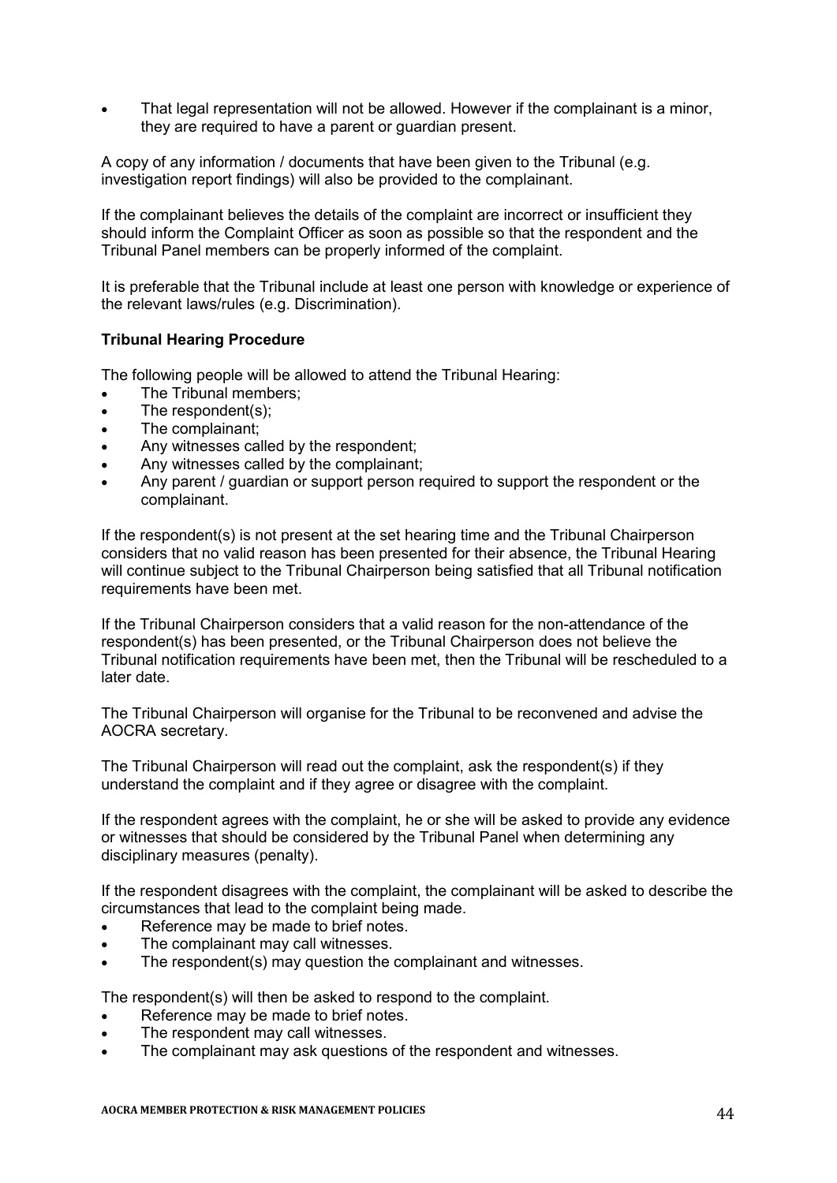- That legal representation will not be allowed. However if the complainant is a minor, they are required to have a parent or guardian present.

A copy of any information / documents that have been given to the Tribunal (e.g. investigation report findings) will also be provided to the complainant.

If the complainant believes the details of the complaint are incorrect or insufficient they should inform the Complaint Officer as soon as possible so that the respondent and the Tribunal Panel members can be properly informed of the complaint.

It is preferable that the Tribunal include at least one person with knowledge or experience of the relevant laws/rules (e.g. Discrimination).

**Tribunal Hearing Procedure**

The following people will be allowed to attend the Tribunal Hearing:

- The Tribunal members;
- The respondent(s);
- The complainant;
- Any witnesses called by the respondent;
- Any witnesses called by the complainant;
- Any parent / guardian or support person required to support the respondent or the complainant.

If the respondent(s) is not present at the set hearing time and the Tribunal Chairperson considers that no valid reason has been presented for their absence, the Tribunal Hearing will continue subject to the Tribunal Chairperson being satisfied that all Tribunal notification requirements have been met.

If the Tribunal Chairperson considers that a valid reason for the non-attendance of the respondent(s) has been presented, or the Tribunal Chairperson does not believe the Tribunal notification requirements have been met, then the Tribunal will be rescheduled to a later date.

The Tribunal Chairperson will organise for the Tribunal to be reconvened and advise the AOCRA secretary.

The Tribunal Chairperson will read out the complaint, ask the respondent(s) if they understand the complaint and if they agree or disagree with the complaint.

If the respondent agrees with the complaint, he or she will be asked to provide any evidence or witnesses that should be considered by the Tribunal Panel when determining any disciplinary measures (penalty).

If the respondent disagrees with the complaint, the complainant will be asked to describe the circumstances that lead to the complaint being made.

- Reference may be made to brief notes.
- The complainant may call witnesses.
- The respondent(s) may question the complainant and witnesses.

The respondent(s) will then be asked to respond to the complaint.

- Reference may be made to brief notes.
- The respondent may call witnesses.
- The complainant may ask questions of the respondent and witnesses.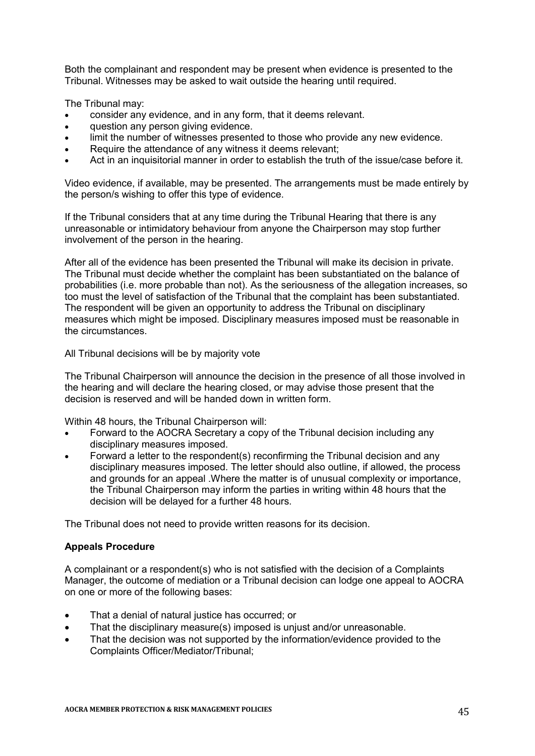Both the complainant and respondent may be present when evidence is presented to the Tribunal. Witnesses may be asked to wait outside the hearing until required.

The Tribunal may:

- consider any evidence, and in any form, that it deems relevant.
- question any person giving evidence.
- limit the number of witnesses presented to those who provide any new evidence.
- Require the attendance of any witness it deems relevant;
- Act in an inquisitorial manner in order to establish the truth of the issue/case before it.

Video evidence, if available, may be presented. The arrangements must be made entirely by the person/s wishing to offer this type of evidence.

If the Tribunal considers that at any time during the Tribunal Hearing that there is any unreasonable or intimidatory behaviour from anyone the Chairperson may stop further involvement of the person in the hearing.

After all of the evidence has been presented the Tribunal will make its decision in private. The Tribunal must decide whether the complaint has been substantiated on the balance of probabilities (i.e. more probable than not). As the seriousness of the allegation increases, so too must the level of satisfaction of the Tribunal that the complaint has been substantiated. The respondent will be given an opportunity to address the Tribunal on disciplinary measures which might be imposed. Disciplinary measures imposed must be reasonable in the circumstances.

All Tribunal decisions will be by majority vote

The Tribunal Chairperson will announce the decision in the presence of all those involved in the hearing and will declare the hearing closed, or may advise those present that the decision is reserved and will be handed down in written form.

Within 48 hours, the Tribunal Chairperson will:

- Forward to the AOCRA Secretary a copy of the Tribunal decision including any disciplinary measures imposed.
- Forward a letter to the respondent(s) reconfirming the Tribunal decision and any disciplinary measures imposed. The letter should also outline, if allowed, the process and grounds for an appeal .Where the matter is of unusual complexity or importance, the Tribunal Chairperson may inform the parties in writing within 48 hours that the decision will be delayed for a further 48 hours.

The Tribunal does not need to provide written reasons for its decision.

**Appeals Procedure**

A complainant or a respondent(s) who is not satisfied with the decision of a Complaints Manager, the outcome of mediation or a Tribunal decision can lodge one appeal to AOCRA on one or more of the following bases:

- That a denial of natural justice has occurred; or
- That the disciplinary measure(s) imposed is unjust and/or unreasonable.
- That the decision was not supported by the information/evidence provided to the Complaints Officer/Mediator/Tribunal;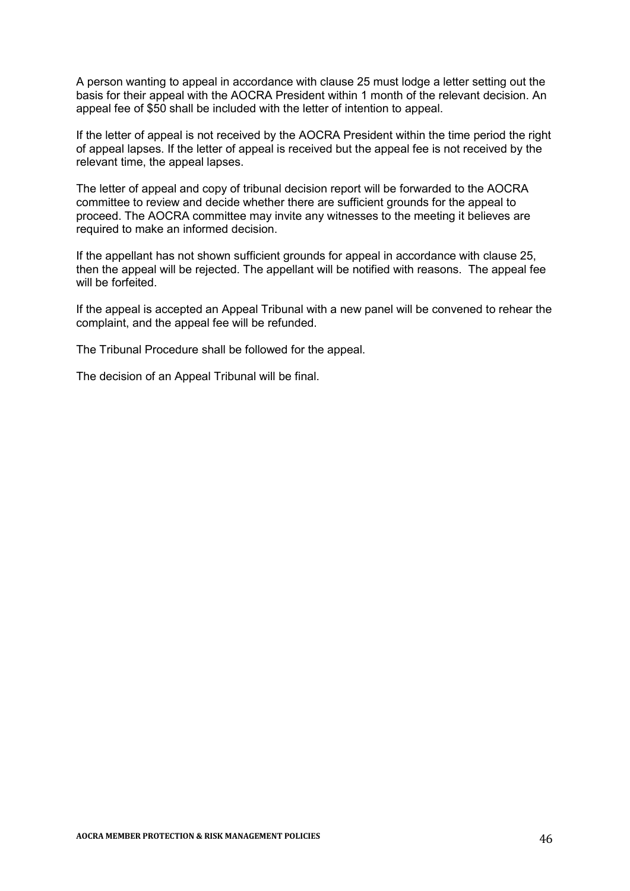A person wanting to appeal in accordance with clause 25 must lodge a letter setting out the basis for their appeal with the AOCRA President within 1 month of the relevant decision. An appeal fee of $50 shall be included with the letter of intention to appeal.

If the letter of appeal is not received by the AOCRA President within the time period the right of appeal lapses. If the letter of appeal is received but the appeal fee is not received by the relevant time, the appeal lapses.

The letter of appeal and copy of tribunal decision report will be forwarded to the AOCRA committee to review and decide whether there are sufficient grounds for the appeal to proceed. The AOCRA committee may invite any witnesses to the meeting it believes are required to make an informed decision.

If the appellant has not shown sufficient grounds for appeal in accordance with clause 25, then the appeal will be rejected. The appellant will be notified with reasons. The appeal fee will be forfeited.

If the appeal is accepted an Appeal Tribunal with a new panel will be convened to rehear the complaint, and the appeal fee will be refunded.

The Tribunal Procedure shall be followed for the appeal.

The decision of an Appeal Tribunal will be final.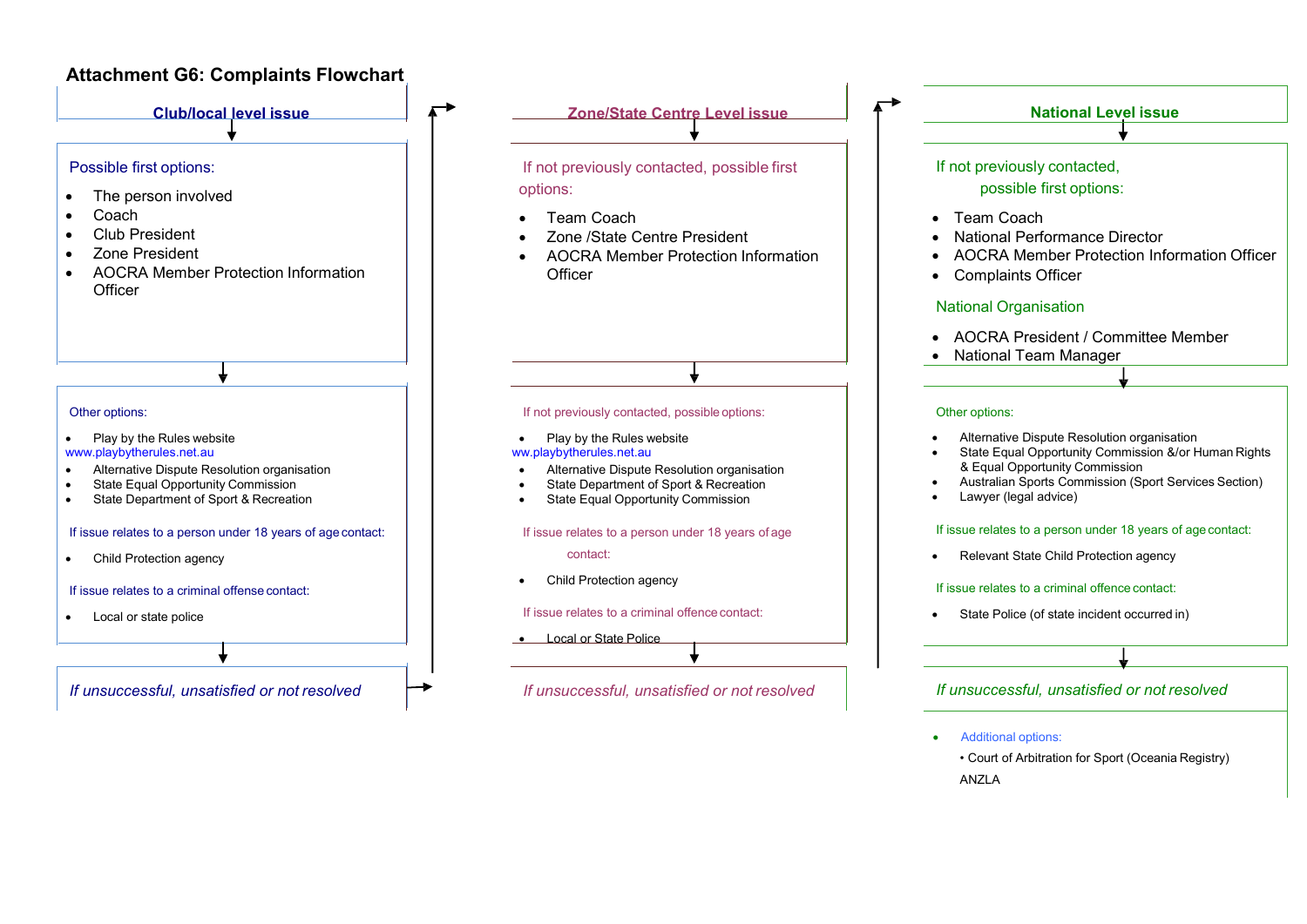# Attachment G6: Complaints Flowchart

## Club/local level issue

Possible first options:

- The person involved
- Coach
- Club President
- Zone President
- AOCRA Member Protection Information Officer

Other options:

- Play by the Rules website www.playbytherules.net.au
- Alternative Dispute Resolution organisation
- State Equal Opportunity Commission
- State Department of Sport & Recreation

If issue relates to a person under 18 years of age contact:

- Child Protection agency

If issue relates to a criminal offense contact:

- Local or state police

*If unsuccessful, unsatisfied or not resolved*

## Zone/State Centre Level issue

If not previously contacted, possible first options:

- Team Coach
- Zone /State Centre President
- AOCRA Member Protection Information Officer

If not previously contacted, possible options:

- Play by the Rules website ww.playbytherules.net.au
- Alternative Dispute Resolution organisation
- State Department of Sport & Recreation
- State Equal Opportunity Commission

If issue relates to a person under 18 years of age contact:

- Child Protection agency

If issue relates to a criminal offence contact:

- Local or State Police

*If unsuccessful, unsatisfied or not resolved*

## National Level issue

If not previously contacted, possible first options:

- Team Coach
- National Performance Director
- AOCRA Member Protection Information Officer
- Complaints Officer

National Organisation

- AOCRA President / Committee Member
- National Team Manager

Other options:

- Alternative Dispute Resolution organisation
- State Equal Opportunity Commission &/or Human Rights & Equal Opportunity Commission
- Australian Sports Commission (Sport Services Section)
- Lawyer (legal advice)

If issue relates to a person under 18 years of age contact:

- Relevant State Child Protection agency

If issue relates to a criminal offence contact:

- State Police (of state incident occurred in)

*If unsuccessful, unsatisfied or not resolved*

- Additional options:
  - Court of Arbitration for Sport (Oceania Registry) ANZLA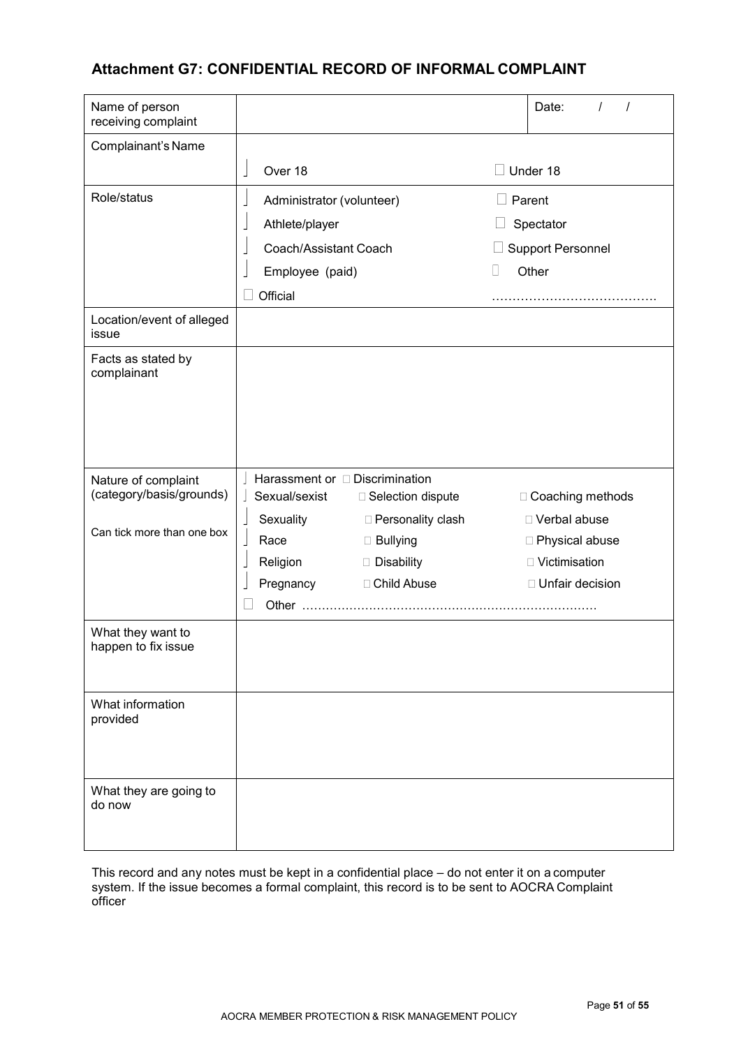## Attachment G7: CONFIDENTIAL RECORD OF INFORMAL COMPLAINT

| | | |
|---|---|---|
| Name of person receiving complaint | | Date: / / |
| Complainant's Name | ☐ Over 18 | ☐ Under 18 |
| Role/status | ☐ Administrator (volunteer)<br>☐ Athlete/player<br>☐ Coach/Assistant Coach<br>☐ Employee (paid)<br>☐ Official | ☐ Parent<br>☐ Spectator<br>☐ Support Personnel<br>☐ Other<br>………………………………… |
| Location/event of alleged issue | | |
| Facts as stated by complainant | | |
| Nature of complaint (category/basis/grounds)<br><br>Can tick more than one box | ☐ Harassment or ☐ Discrimination<br>☐ Sexual/sexist ☐ Selection dispute<br>☐ Sexuality ☐ Personality clash<br>☐ Race ☐ Bullying<br>☐ Religion ☐ Disability<br>☐ Pregnancy ☐ Child Abuse<br>☐ Other ……………………………………………………………… | ☐ Coaching methods<br>☐ Verbal abuse<br>☐ Physical abuse<br>☐ Victimisation<br>☐ Unfair decision |
| What they want to happen to fix issue | | |
| What information provided | | |
| What they are going to do now | | |

This record and any notes must be kept in a confidential place – do not enter it on a computer system. If the issue becomes a formal complaint, this record is to be sent to AOCRA Complaint officer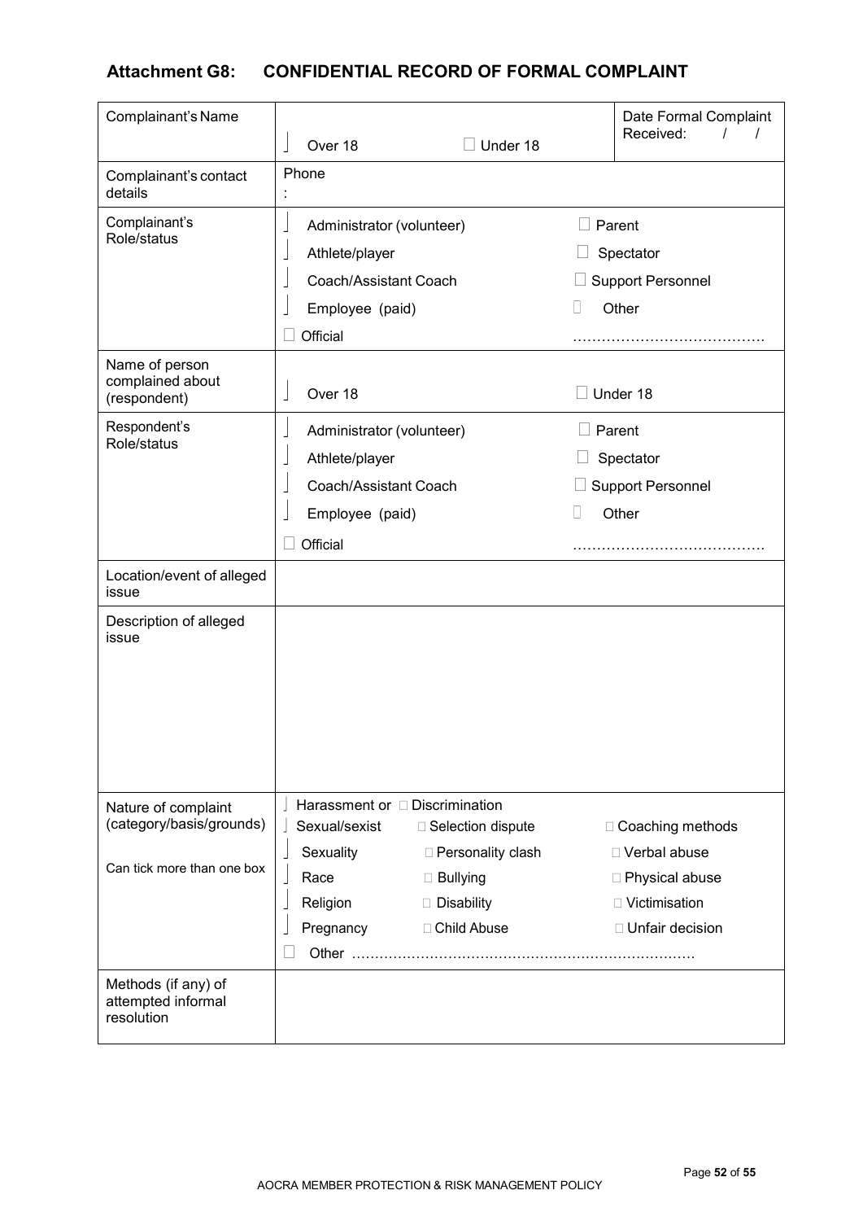## Attachment G8: CONFIDENTIAL RECORD OF FORMAL COMPLAINT

| Complainant's Name | ☐ Over 18 ☐ Under 18 | Date Formal Complaint Received: / / |
|---|---|---|
| Complainant's contact details | Phone : | |
| Complainant's Role/status | ☐ Administrator (volunteer) ☐ Athlete/player ☐ Coach/Assistant Coach ☐ Employee (paid) ☐ Official ☐ Parent ☐ Spectator ☐ Support Personnel ☐ Other ………………………………… | |
| Name of person complained about (respondent) | ☐ Over 18 ☐ Under 18 | |
| Respondent's Role/status | ☐ Administrator (volunteer) ☐ Athlete/player ☐ Coach/Assistant Coach ☐ Employee (paid) ☐ Official ☐ Parent ☐ Spectator ☐ Support Personnel ☐ Other ………………………………… | |
| Location/event of alleged issue | | |
| Description of alleged issue | | |
| Nature of complaint (category/basis/grounds)<br><br>Can tick more than one box | ☐ Harassment or ☐ Discrimination<br>☐ Sexual/sexist ☐ Selection dispute ☐ Coaching methods<br>☐ Sexuality ☐ Personality clash ☐ Verbal abuse<br>☐ Race ☐ Bullying ☐ Physical abuse<br>☐ Religion ☐ Disability ☐ Victimisation<br>☐ Pregnancy ☐ Child Abuse ☐ Unfair decision<br>☐ Other ………………………………………………………………… | |
| Methods (if any) of attempted informal resolution | | |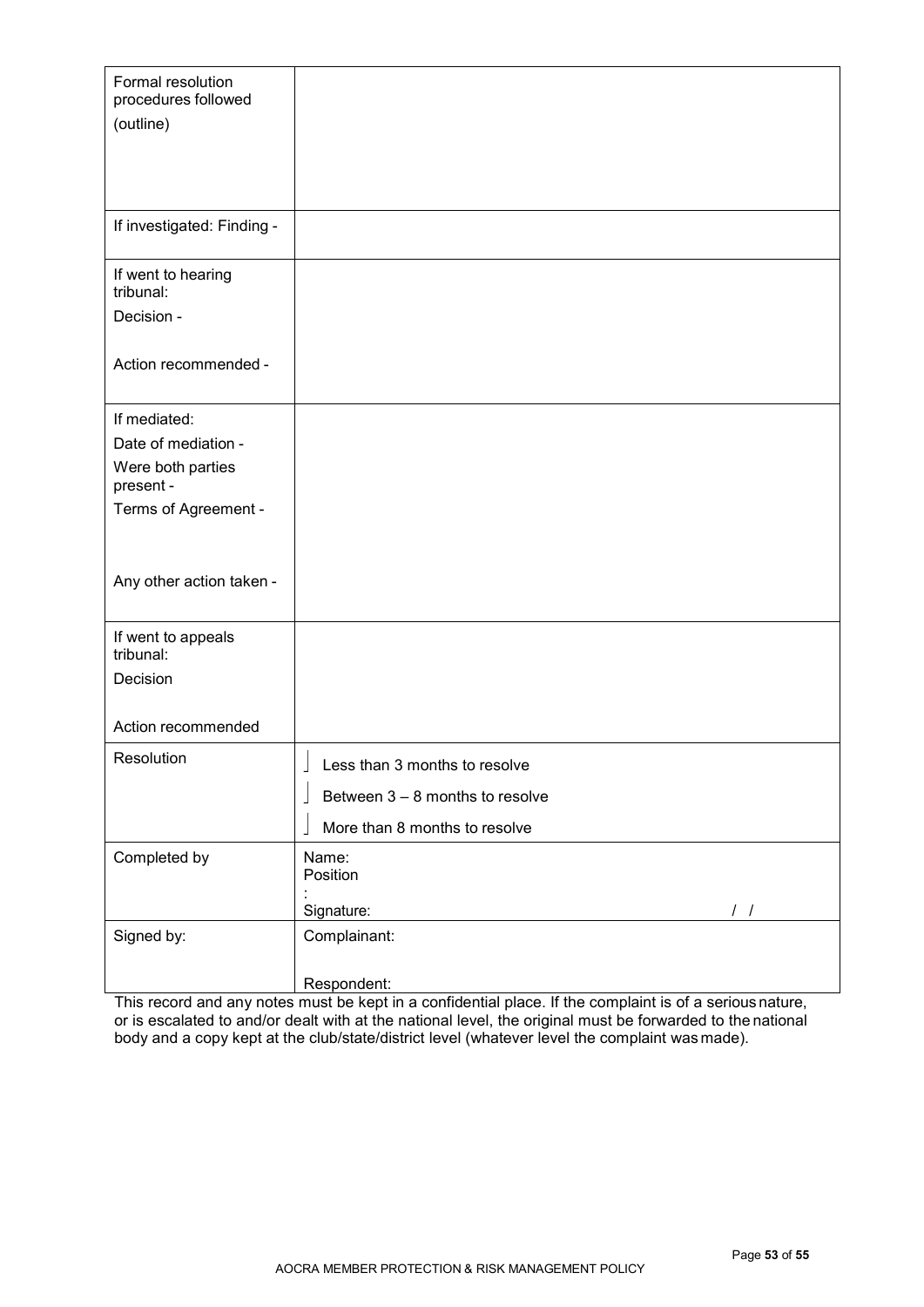| Formal resolution procedures followed (outline) | |
|---|---|
| If investigated: Finding - | |
| If went to hearing tribunal:<br>Decision -<br><br>Action recommended - | |
| If mediated:<br>Date of mediation -<br>Were both parties present -<br>Terms of Agreement -<br><br>Any other action taken - | |
| If went to appeals tribunal:<br>Decision<br><br>Action recommended | |
| Resolution | ☐ Less than 3 months to resolve<br>☐ Between 3 – 8 months to resolve<br>☐ More than 8 months to resolve |
| Completed by | Name:<br>Position:<br>Signature: / / |
| Signed by: | Complainant:<br><br>Respondent: |

This record and any notes must be kept in a confidential place. If the complaint is of a serious nature, or is escalated to and/or dealt with at the national level, the original must be forwarded to the national body and a copy kept at the club/state/district level (whatever level the complaint was made).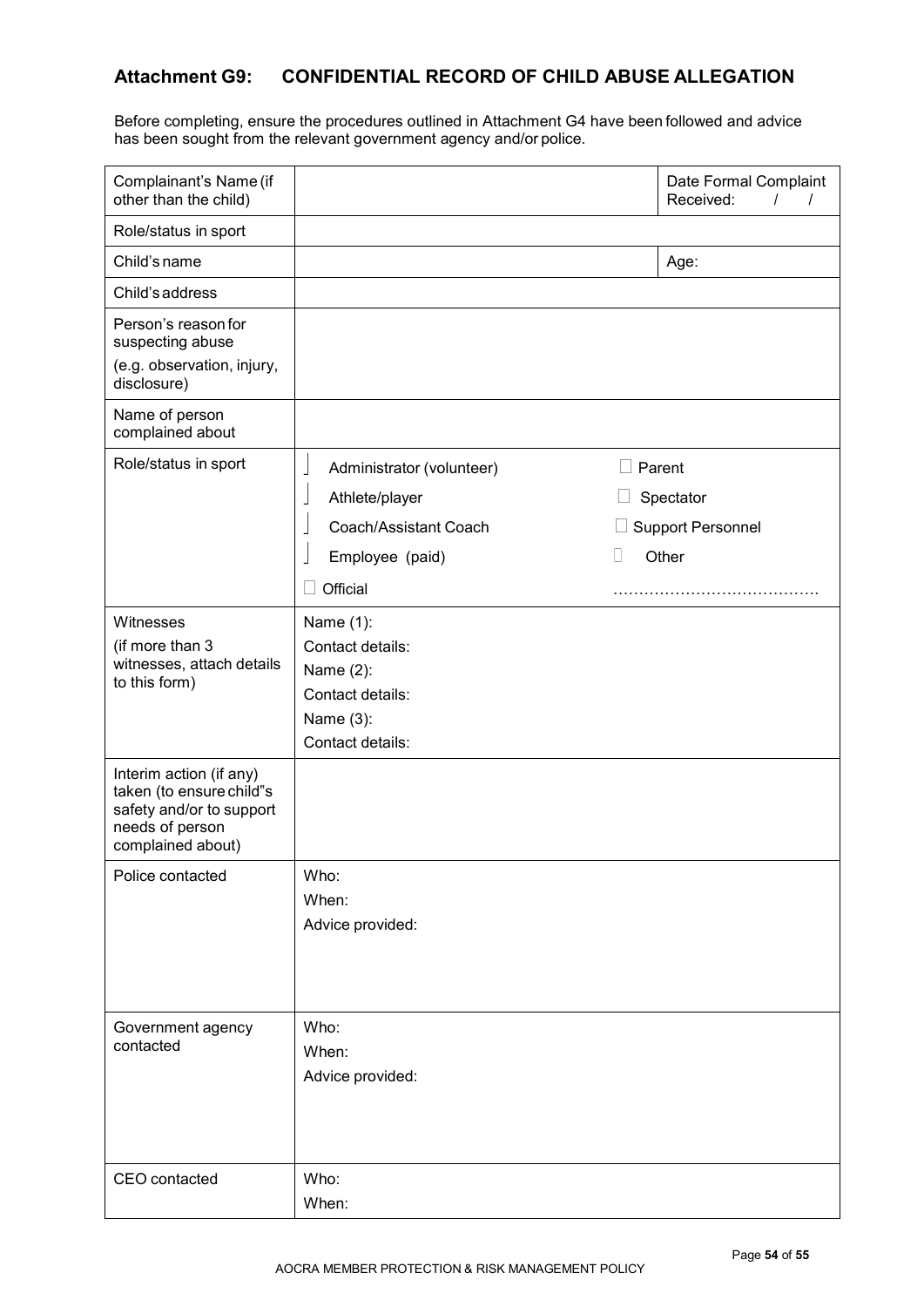## Attachment G9: CONFIDENTIAL RECORD OF CHILD ABUSE ALLEGATION

Before completing, ensure the procedures outlined in Attachment G4 have been followed and advice has been sought from the relevant government agency and/or police.

| | | |
|---|---|---|
| Complainant's Name (if other than the child) | | Date Formal Complaint Received: / / |
| Role/status in sport | | |
| Child's name | | Age: |
| Child's address | | |
| Person's reason for suspecting abuse<br>(e.g. observation, injury, disclosure) | | |
| Name of person complained about | | |
| Role/status in sport | ☐ Administrator (volunteer)<br>☐ Athlete/player<br>☐ Coach/Assistant Coach<br>☐ Employee (paid)<br>☐ Official | ☐ Parent<br>☐ Spectator<br>☐ Support Personnel<br>☐ Other<br>………………………………… |
| Witnesses<br>(if more than 3 witnesses, attach details to this form) | Name (1):<br>Contact details:<br>Name (2):<br>Contact details:<br>Name (3):<br>Contact details: | |
| Interim action (if any) taken (to ensure child"s safety and/or to support needs of person complained about) | | |
| Police contacted | Who:<br>When:<br>Advice provided: | |
| Government agency contacted | Who:<br>When:<br>Advice provided: | |
| CEO contacted | Who:<br>When: | |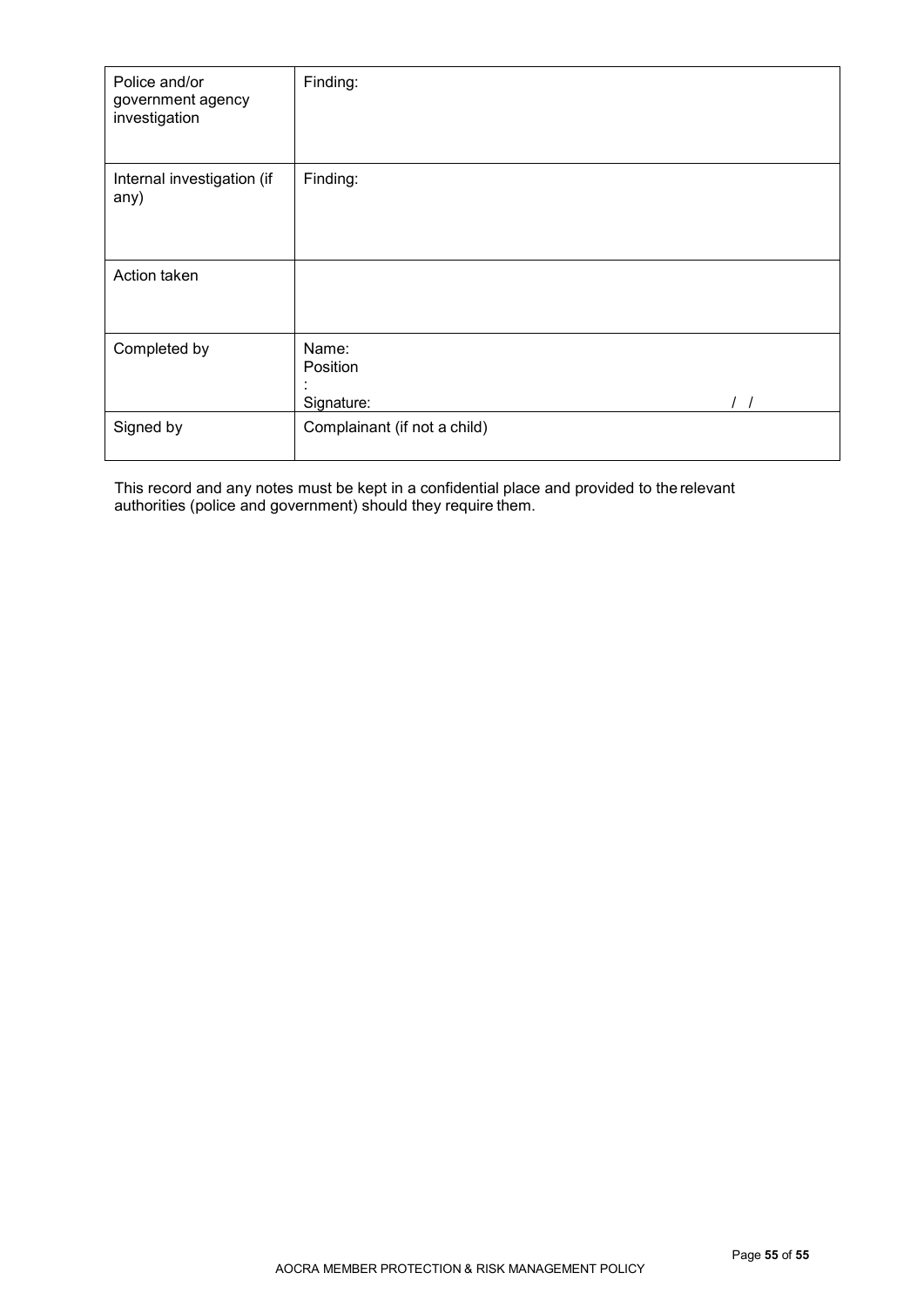| | |
|---|---|
| Police and/or government agency investigation | Finding: |
| Internal investigation (if any) | Finding: |
| Action taken | |
| Completed by | Name:<br>Position<br>:<br>Signature: / / |
| Signed by | Complainant (if not a child) |

This record and any notes must be kept in a confidential place and provided to the relevant authorities (police and government) should they require them.